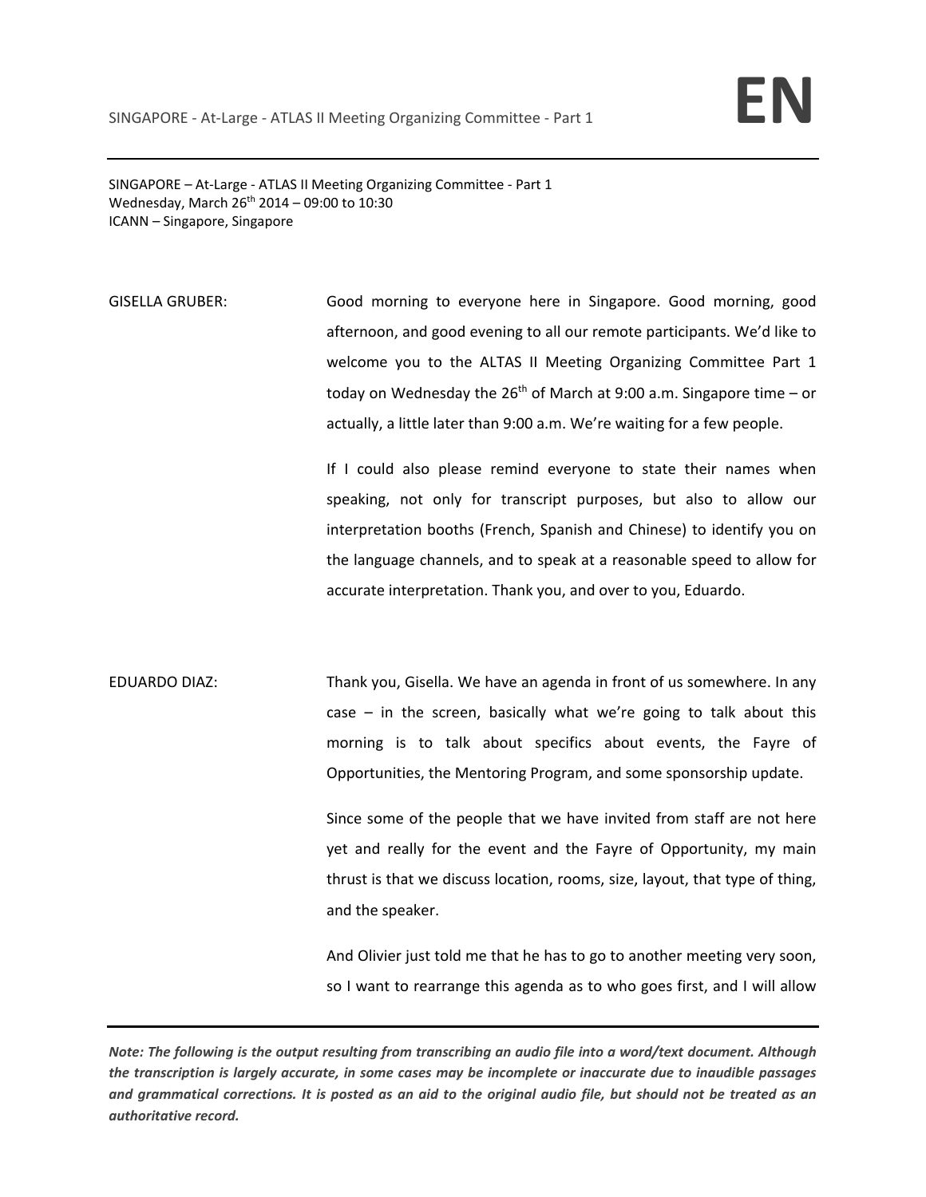SINGAPORE – At-Large - ATLAS II Meeting Organizing Committee - Part 1
Wednesday, March 26th 2014 – 09:00 to 10:30
ICANN – Singapore, Singapore

GISELLA GRUBER: Good morning to everyone here in Singapore. Good morning, good afternoon, and good evening to all our remote participants. We'd like to welcome you to the ALTAS II Meeting Organizing Committee Part 1 today on Wednesday the 26th of March at 9:00 a.m. Singapore time – or actually, a little later than 9:00 a.m. We're waiting for a few people.

If I could also please remind everyone to state their names when speaking, not only for transcript purposes, but also to allow our interpretation booths (French, Spanish and Chinese) to identify you on the language channels, and to speak at a reasonable speed to allow for accurate interpretation. Thank you, and over to you, Eduardo.

EDUARDO DIAZ: Thank you, Gisella. We have an agenda in front of us somewhere. In any case – in the screen, basically what we're going to talk about this morning is to talk about specifics about events, the Fayre of Opportunities, the Mentoring Program, and some sponsorship update.

Since some of the people that we have invited from staff are not here yet and really for the event and the Fayre of Opportunity, my main thrust is that we discuss location, rooms, size, layout, that type of thing, and the speaker.

And Olivier just told me that he has to go to another meeting very soon, so I want to rearrange this agenda as to who goes first, and I will allow

*Note: The following is the output resulting from transcribing an audio file into a word/text document. Although the transcription is largely accurate, in some cases may be incomplete or inaccurate due to inaudible passages and grammatical corrections. It is posted as an aid to the original audio file, but should not be treated as an authoritative record.*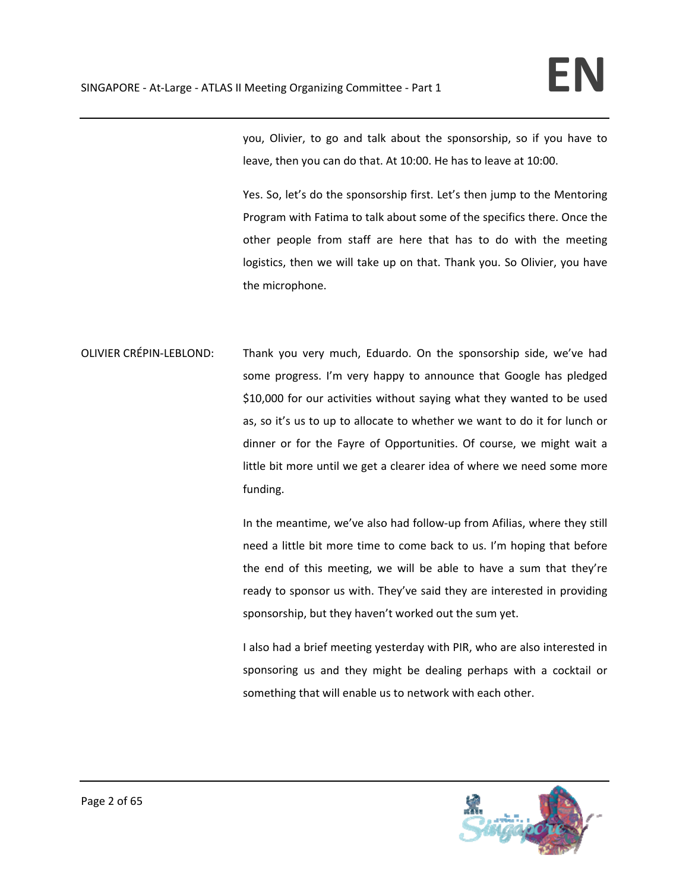you, Olivier, to go and talk about the sponsorship, so if you have to leave, then you can do that. At 10:00. He has to leave at 10:00.

Yes. So, let's do the sponsorship first. Let's then jump to the Mentoring Program with Fatima to talk about some of the specifics there. Once the other people from staff are here that has to do with the meeting logistics, then we will take up on that. Thank you. So Olivier, you have the microphone.

OLIVIER CRÉPIN-LEBLOND: Thank you very much, Eduardo. On the sponsorship side, we've had some progress. I'm very happy to announce that Google has pledged $10,000 for our activities without saying what they wanted to be used as, so it's us to up to allocate to whether we want to do it for lunch or dinner or for the Fayre of Opportunities. Of course, we might wait a little bit more until we get a clearer idea of where we need some more funding.

In the meantime, we've also had follow-up from Afilias, where they still need a little bit more time to come back to us. I'm hoping that before the end of this meeting, we will be able to have a sum that they're ready to sponsor us with. They've said they are interested in providing sponsorship, but they haven't worked out the sum yet.

I also had a brief meeting yesterday with PIR, who are also interested in sponsoring us and they might be dealing perhaps with a cocktail or something that will enable us to network with each other.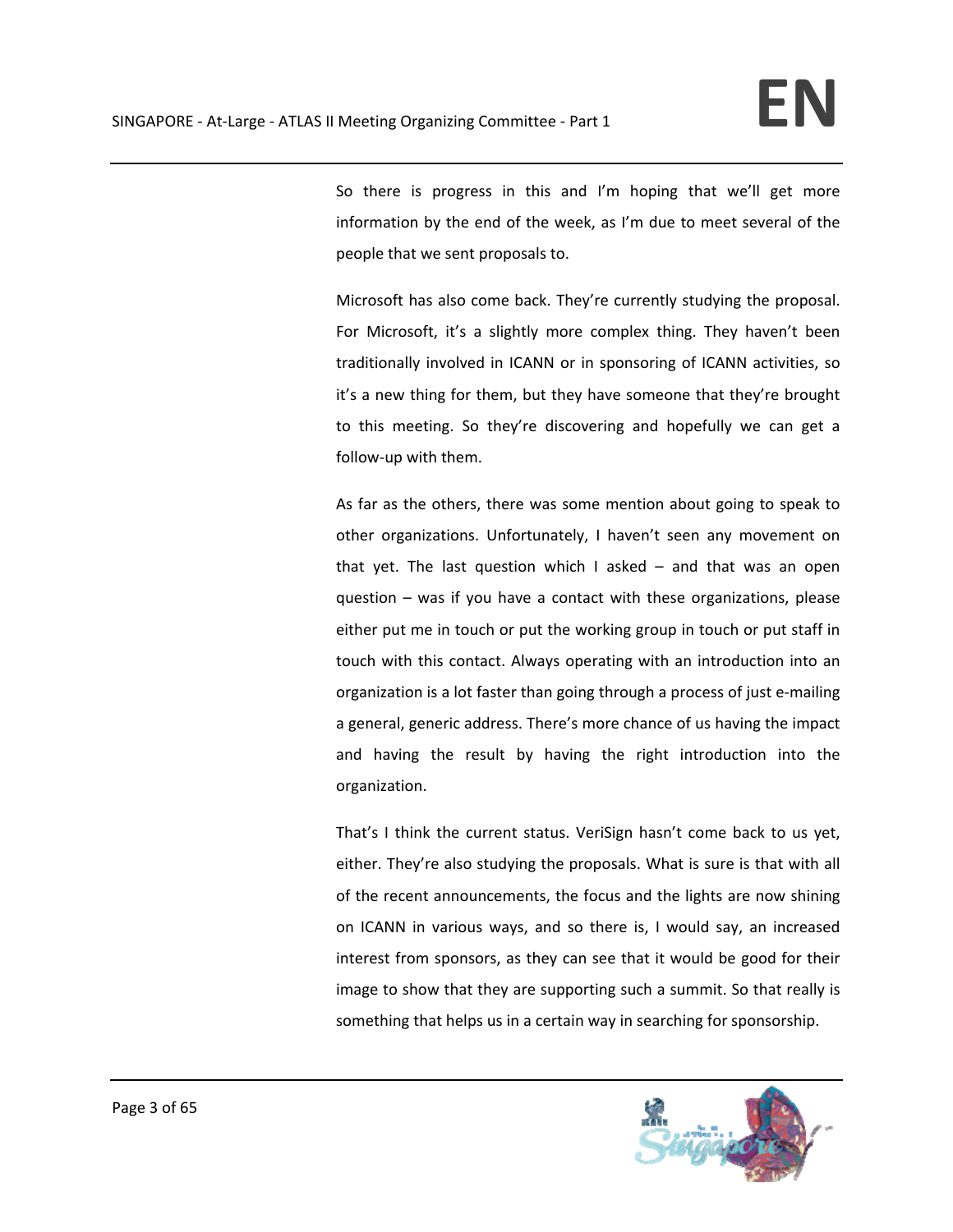So there is progress in this and I'm hoping that we'll get more information by the end of the week, as I'm due to meet several of the people that we sent proposals to.

Microsoft has also come back. They're currently studying the proposal. For Microsoft, it's a slightly more complex thing. They haven't been traditionally involved in ICANN or in sponsoring of ICANN activities, so it's a new thing for them, but they have someone that they're brought to this meeting. So they're discovering and hopefully we can get a follow-up with them.

As far as the others, there was some mention about going to speak to other organizations. Unfortunately, I haven't seen any movement on that yet. The last question which I asked – and that was an open question – was if you have a contact with these organizations, please either put me in touch or put the working group in touch or put staff in touch with this contact. Always operating with an introduction into an organization is a lot faster than going through a process of just e-mailing a general, generic address. There's more chance of us having the impact and having the result by having the right introduction into the organization.

That's I think the current status. VeriSign hasn't come back to us yet, either. They're also studying the proposals. What is sure is that with all of the recent announcements, the focus and the lights are now shining on ICANN in various ways, and so there is, I would say, an increased interest from sponsors, as they can see that it would be good for their image to show that they are supporting such a summit. So that really is something that helps us in a certain way in searching for sponsorship.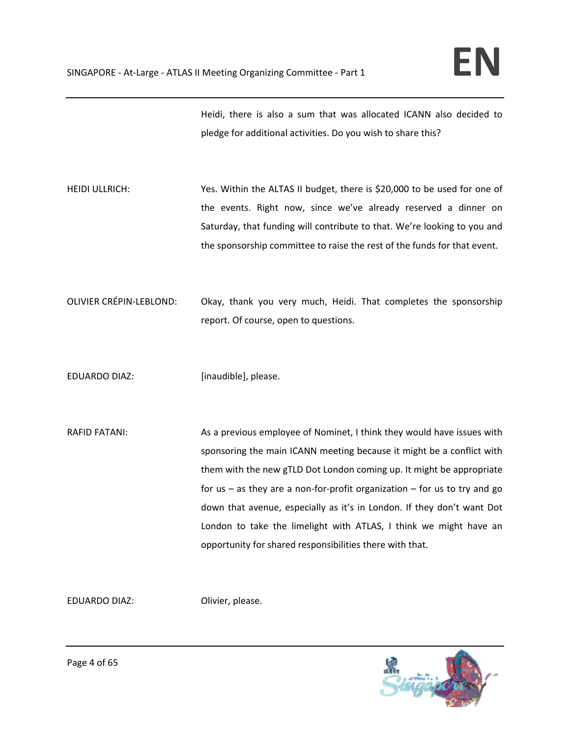Heidi, there is also a sum that was allocated ICANN also decided to pledge for additional activities. Do you wish to share this?

HEIDI ULLRICH: Yes. Within the ALTAS II budget, there is $20,000 to be used for one of the events. Right now, since we've already reserved a dinner on Saturday, that funding will contribute to that. We're looking to you and the sponsorship committee to raise the rest of the funds for that event.

OLIVIER CRÉPIN-LEBLOND: Okay, thank you very much, Heidi. That completes the sponsorship report. Of course, open to questions.

EDUARDO DIAZ: [inaudible], please.

RAFID FATANI: As a previous employee of Nominet, I think they would have issues with sponsoring the main ICANN meeting because it might be a conflict with them with the new gTLD Dot London coming up. It might be appropriate for us – as they are a non-for-profit organization – for us to try and go down that avenue, especially as it's in London. If they don't want Dot London to take the limelight with ATLAS, I think we might have an opportunity for shared responsibilities there with that.

EDUARDO DIAZ: Olivier, please.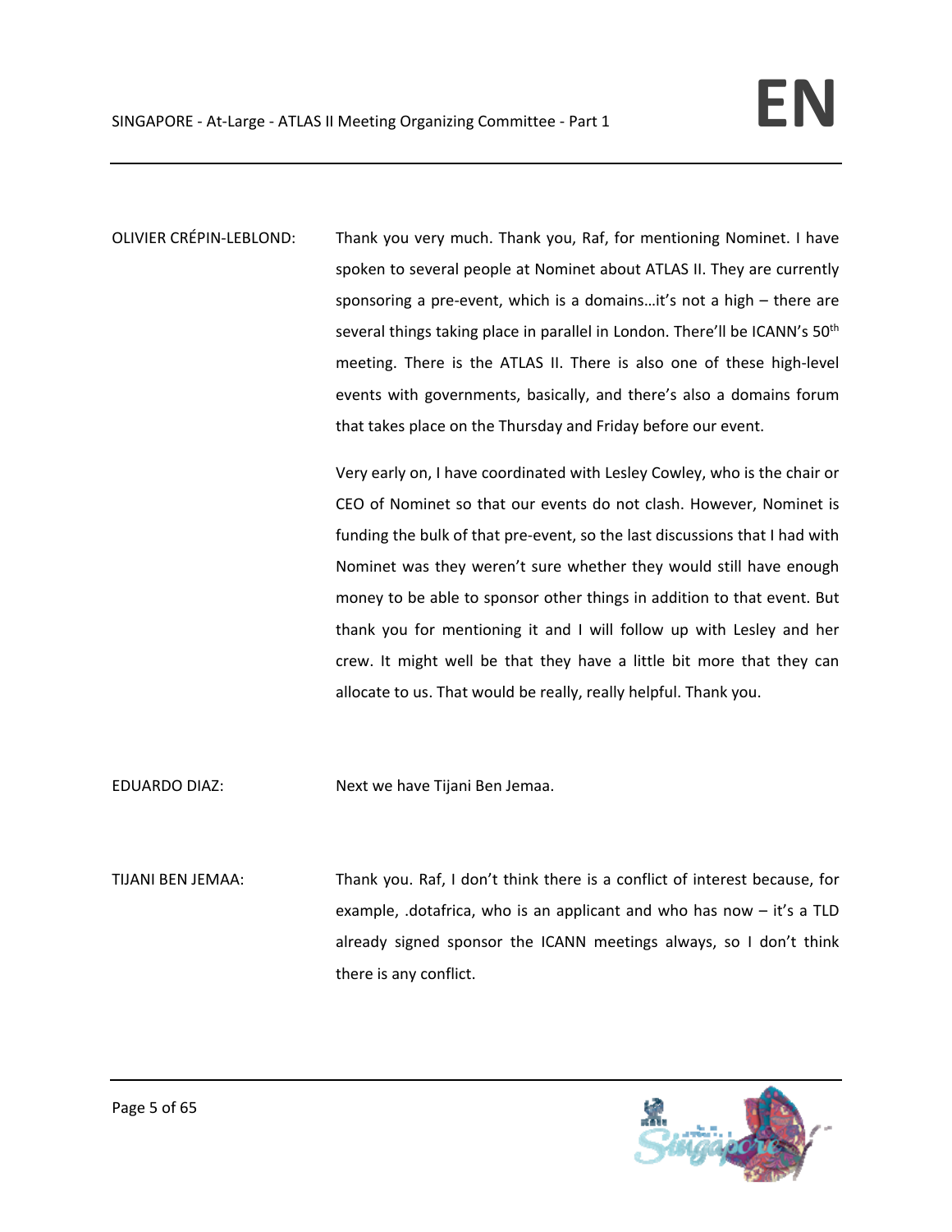OLIVIER CRÉPIN-LEBLOND: Thank you very much. Thank you, Raf, for mentioning Nominet. I have spoken to several people at Nominet about ATLAS II. They are currently sponsoring a pre-event, which is a domains…it's not a high – there are several things taking place in parallel in London. There'll be ICANN's 50th meeting. There is the ATLAS II. There is also one of these high-level events with governments, basically, and there's also a domains forum that takes place on the Thursday and Friday before our event.

Very early on, I have coordinated with Lesley Cowley, who is the chair or CEO of Nominet so that our events do not clash. However, Nominet is funding the bulk of that pre-event, so the last discussions that I had with Nominet was they weren't sure whether they would still have enough money to be able to sponsor other things in addition to that event. But thank you for mentioning it and I will follow up with Lesley and her crew. It might well be that they have a little bit more that they can allocate to us. That would be really, really helpful. Thank you.

EDUARDO DIAZ: Next we have Tijani Ben Jemaa.

TIJANI BEN JEMAA: Thank you. Raf, I don't think there is a conflict of interest because, for example, .dotafrica, who is an applicant and who has now – it's a TLD already signed sponsor the ICANN meetings always, so I don't think there is any conflict.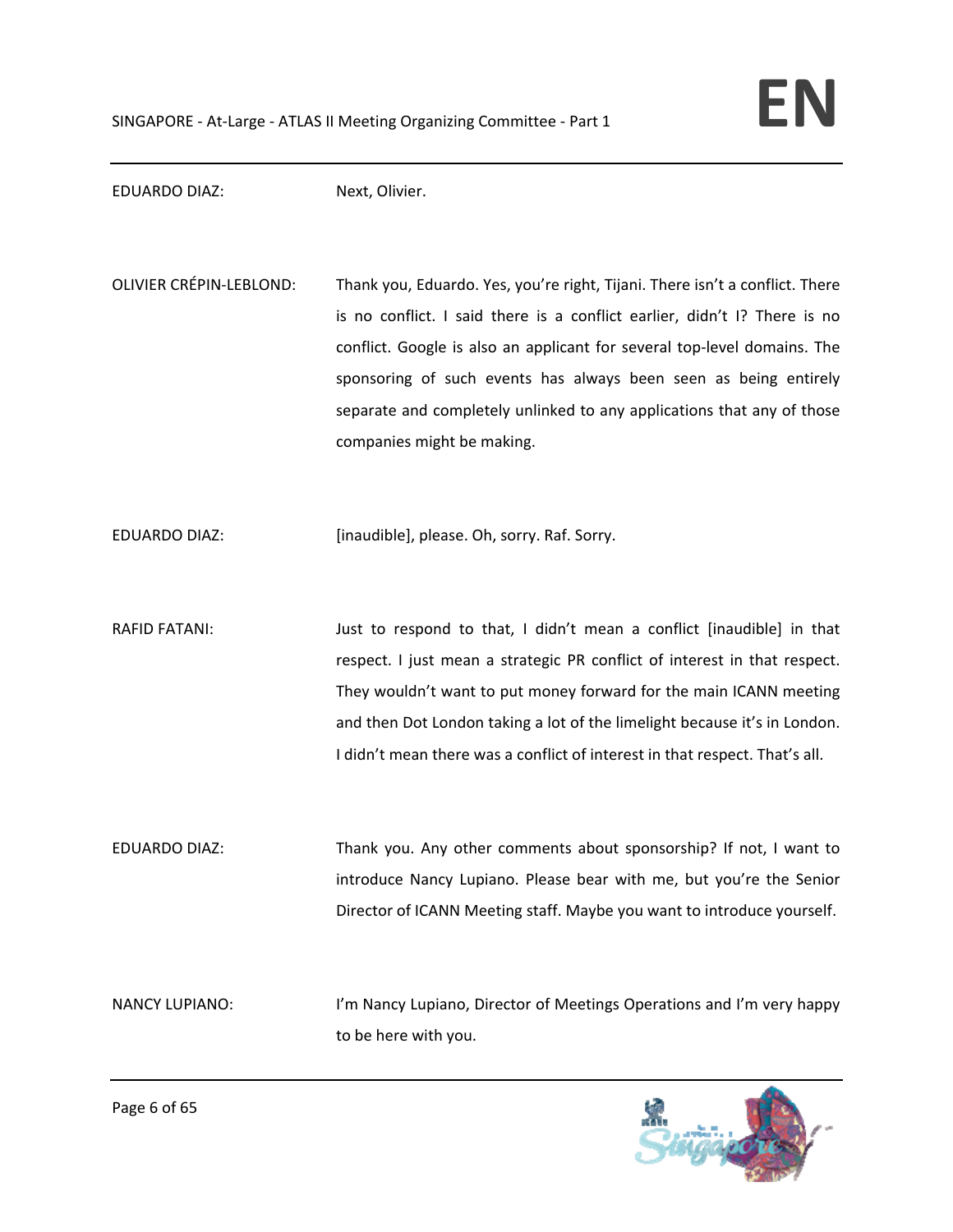EDUARDO DIAZ: Next, Olivier.

OLIVIER CRÉPIN-LEBLOND: Thank you, Eduardo. Yes, you're right, Tijani. There isn't a conflict. There is no conflict. I said there is a conflict earlier, didn't I? There is no conflict. Google is also an applicant for several top-level domains. The sponsoring of such events has always been seen as being entirely separate and completely unlinked to any applications that any of those companies might be making.

EDUARDO DIAZ: [inaudible], please. Oh, sorry. Raf. Sorry.

RAFID FATANI: Just to respond to that, I didn't mean a conflict [inaudible] in that respect. I just mean a strategic PR conflict of interest in that respect. They wouldn't want to put money forward for the main ICANN meeting and then Dot London taking a lot of the limelight because it's in London. I didn't mean there was a conflict of interest in that respect. That's all.

EDUARDO DIAZ: Thank you. Any other comments about sponsorship? If not, I want to introduce Nancy Lupiano. Please bear with me, but you're the Senior Director of ICANN Meeting staff. Maybe you want to introduce yourself.

NANCY LUPIANO: I'm Nancy Lupiano, Director of Meetings Operations and I'm very happy to be here with you.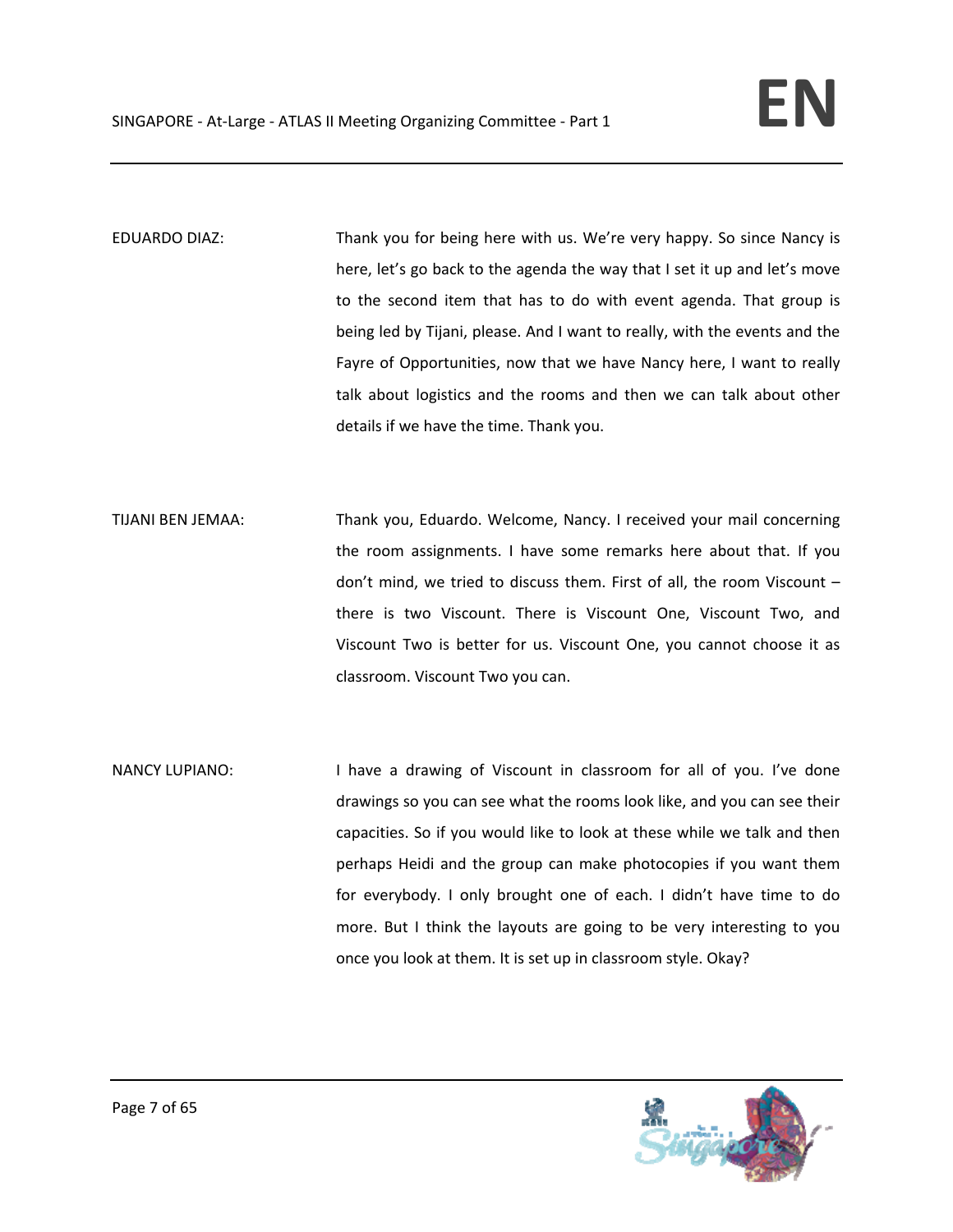EDUARDO DIAZ: Thank you for being here with us. We're very happy. So since Nancy is here, let's go back to the agenda the way that I set it up and let's move to the second item that has to do with event agenda. That group is being led by Tijani, please. And I want to really, with the events and the Fayre of Opportunities, now that we have Nancy here, I want to really talk about logistics and the rooms and then we can talk about other details if we have the time. Thank you.

TIJANI BEN JEMAA: Thank you, Eduardo. Welcome, Nancy. I received your mail concerning the room assignments. I have some remarks here about that. If you don't mind, we tried to discuss them. First of all, the room Viscount – there is two Viscount. There is Viscount One, Viscount Two, and Viscount Two is better for us. Viscount One, you cannot choose it as classroom. Viscount Two you can.

NANCY LUPIANO: I have a drawing of Viscount in classroom for all of you. I've done drawings so you can see what the rooms look like, and you can see their capacities. So if you would like to look at these while we talk and then perhaps Heidi and the group can make photocopies if you want them for everybody. I only brought one of each. I didn't have time to do more. But I think the layouts are going to be very interesting to you once you look at them. It is set up in classroom style. Okay?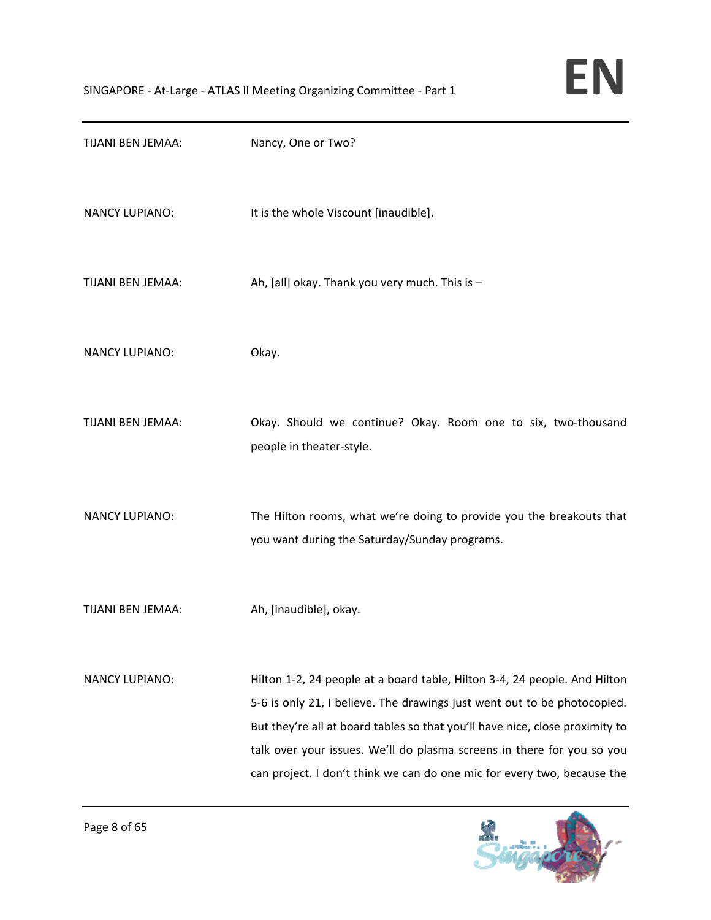TIJANI BEN JEMAA: Nancy, One or Two?

NANCY LUPIANO: It is the whole Viscount [inaudible].

TIJANI BEN JEMAA: Ah, [all] okay. Thank you very much. This is –

NANCY LUPIANO: Okay.

TIJANI BEN JEMAA: Okay. Should we continue? Okay. Room one to six, two-thousand people in theater-style.

NANCY LUPIANO: The Hilton rooms, what we're doing to provide you the breakouts that you want during the Saturday/Sunday programs.

TIJANI BEN JEMAA: Ah, [inaudible], okay.

NANCY LUPIANO: Hilton 1-2, 24 people at a board table, Hilton 3-4, 24 people. And Hilton 5-6 is only 21, I believe. The drawings just went out to be photocopied. But they're all at board tables so that you'll have nice, close proximity to talk over your issues. We'll do plasma screens in there for you so you can project. I don't think we can do one mic for every two, because the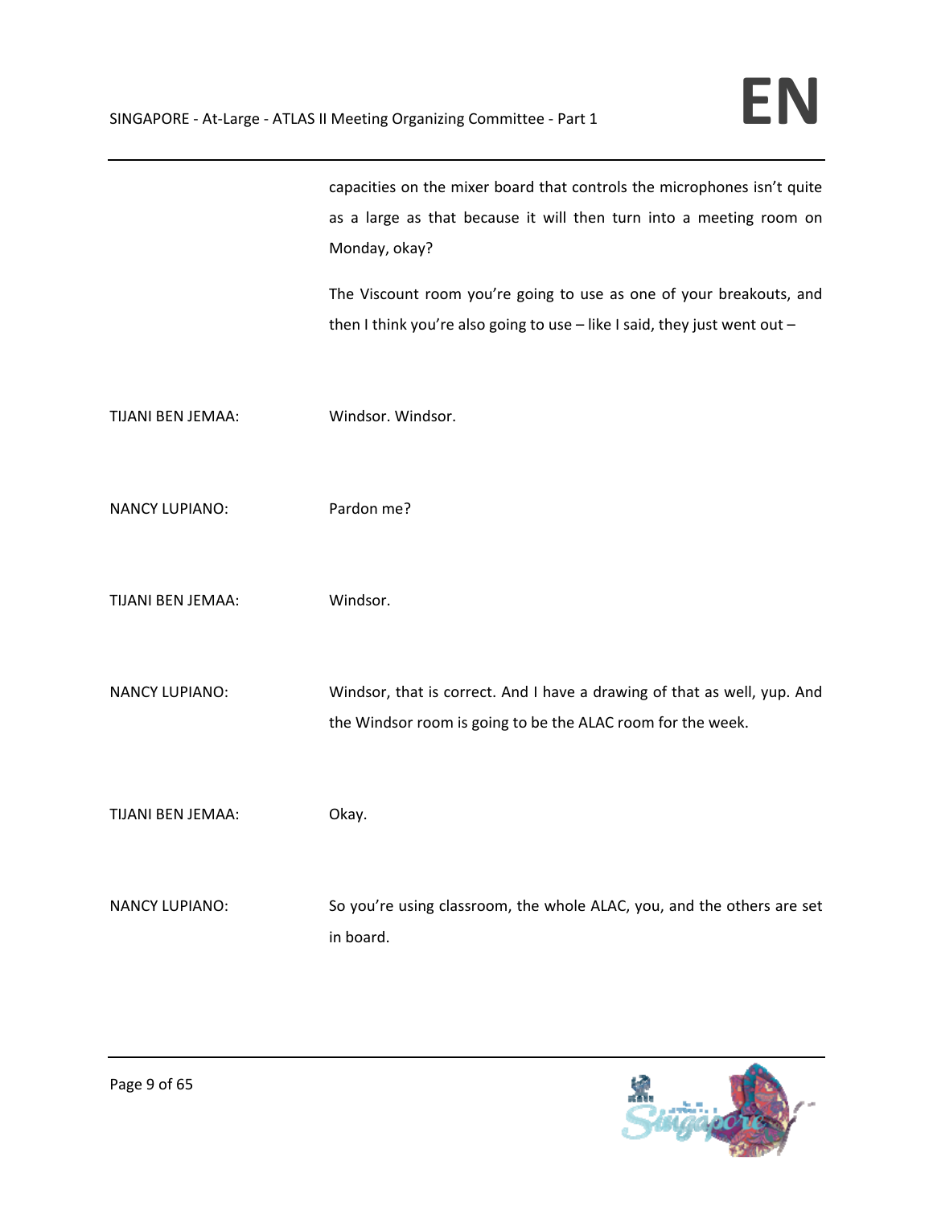capacities on the mixer board that controls the microphones isn't quite as a large as that because it will then turn into a meeting room on Monday, okay?

The Viscount room you're going to use as one of your breakouts, and then I think you're also going to use – like I said, they just went out –

TIJANI BEN JEMAA: Windsor. Windsor.

NANCY LUPIANO: Pardon me?

TIJANI BEN JEMAA: Windsor.

NANCY LUPIANO: Windsor, that is correct. And I have a drawing of that as well, yup. And the Windsor room is going to be the ALAC room for the week.

TIJANI BEN JEMAA: Okay.

NANCY LUPIANO: So you're using classroom, the whole ALAC, you, and the others are set in board.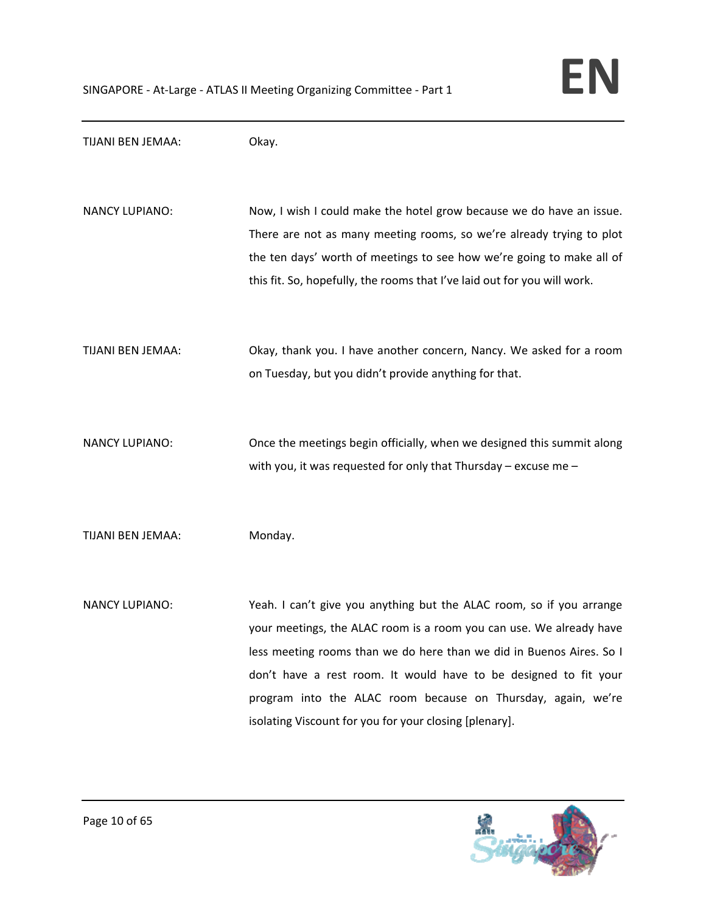TIJANI BEN JEMAA: Okay.

NANCY LUPIANO: Now, I wish I could make the hotel grow because we do have an issue. There are not as many meeting rooms, so we're already trying to plot the ten days' worth of meetings to see how we're going to make all of this fit. So, hopefully, the rooms that I've laid out for you will work.

TIJANI BEN JEMAA: Okay, thank you. I have another concern, Nancy. We asked for a room on Tuesday, but you didn't provide anything for that.

NANCY LUPIANO: Once the meetings begin officially, when we designed this summit along with you, it was requested for only that Thursday – excuse me –

TIJANI BEN JEMAA: Monday.

NANCY LUPIANO: Yeah. I can't give you anything but the ALAC room, so if you arrange your meetings, the ALAC room is a room you can use. We already have less meeting rooms than we do here than we did in Buenos Aires. So I don't have a rest room. It would have to be designed to fit your program into the ALAC room because on Thursday, again, we're isolating Viscount for you for your closing [plenary].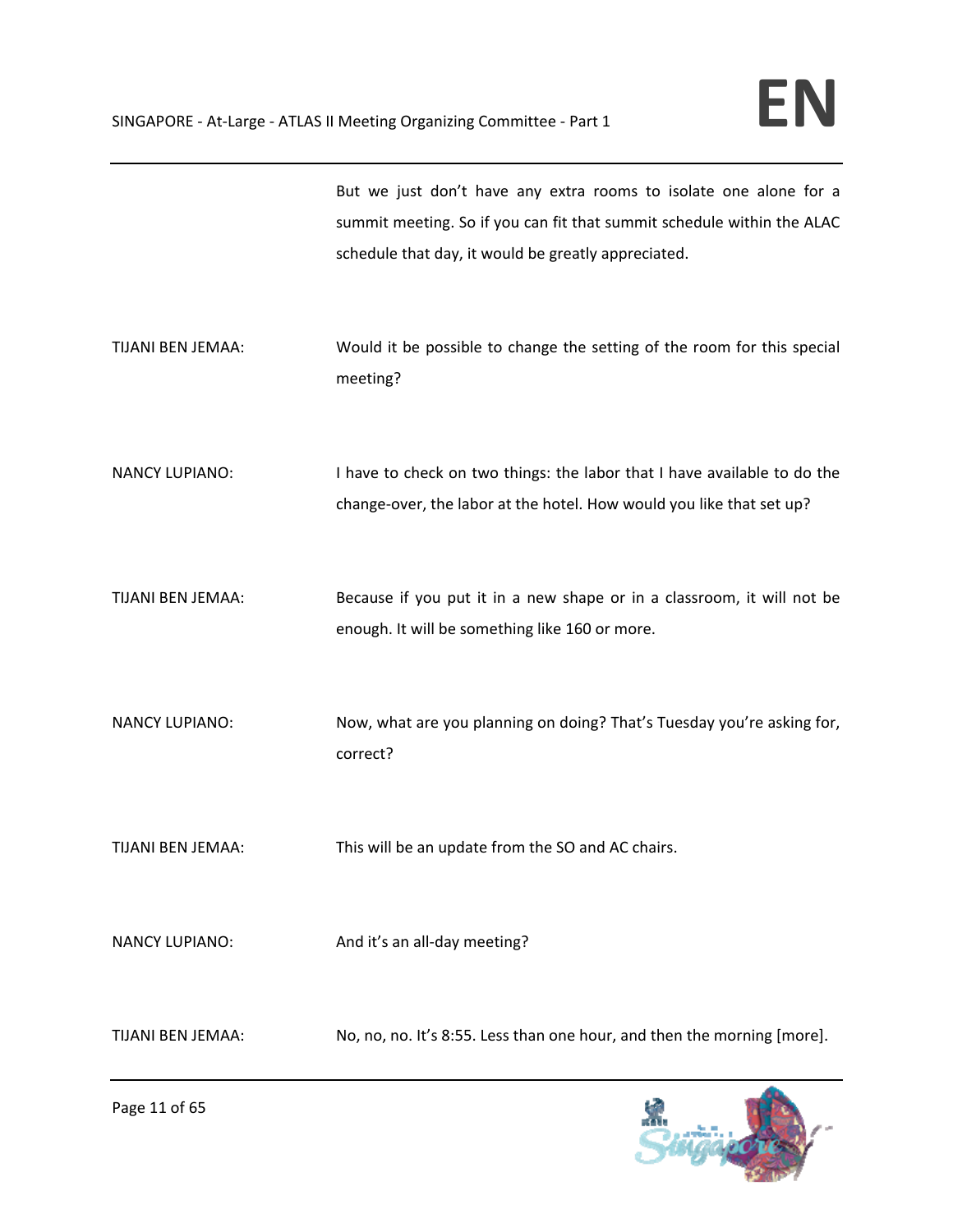But we just don't have any extra rooms to isolate one alone for a summit meeting. So if you can fit that summit schedule within the ALAC schedule that day, it would be greatly appreciated.

TIJANI BEN JEMAA: Would it be possible to change the setting of the room for this special meeting?

NANCY LUPIANO: I have to check on two things: the labor that I have available to do the change-over, the labor at the hotel. How would you like that set up?

TIJANI BEN JEMAA: Because if you put it in a new shape or in a classroom, it will not be enough. It will be something like 160 or more.

NANCY LUPIANO: Now, what are you planning on doing? That's Tuesday you're asking for, correct?

TIJANI BEN JEMAA: This will be an update from the SO and AC chairs.

NANCY LUPIANO: And it's an all-day meeting?

TIJANI BEN JEMAA: No, no, no. It's 8:55. Less than one hour, and then the morning [more].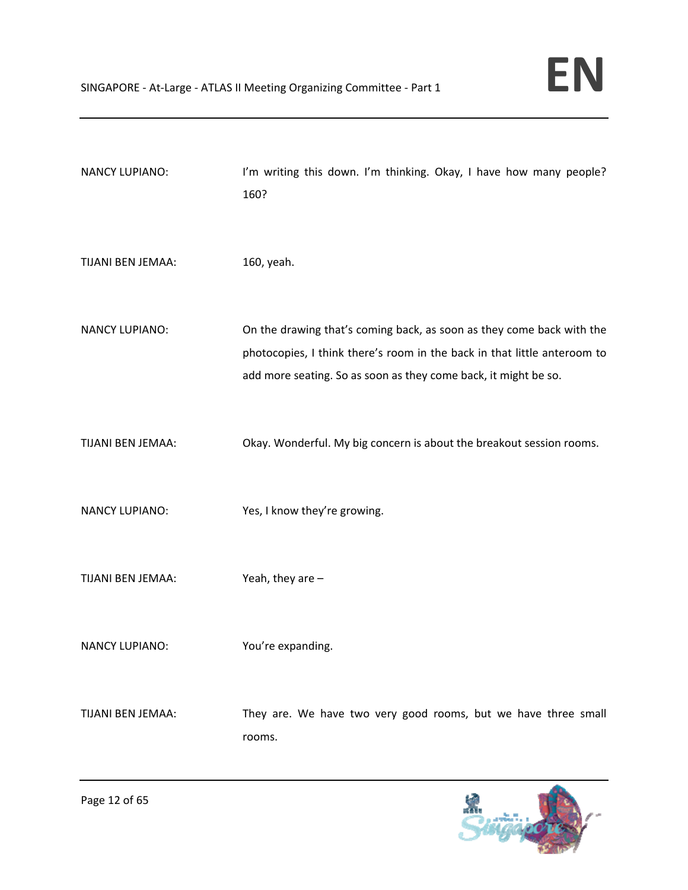NANCY LUPIANO: I'm writing this down. I'm thinking. Okay, I have how many people? 160?

TIJANI BEN JEMAA: 160, yeah.

NANCY LUPIANO: On the drawing that's coming back, as soon as they come back with the photocopies, I think there's room in the back in that little anteroom to add more seating. So as soon as they come back, it might be so.

TIJANI BEN JEMAA: Okay. Wonderful. My big concern is about the breakout session rooms.

NANCY LUPIANO: Yes, I know they're growing.

TIJANI BEN JEMAA: Yeah, they are –

NANCY LUPIANO: You're expanding.

TIJANI BEN JEMAA: They are. We have two very good rooms, but we have three small rooms.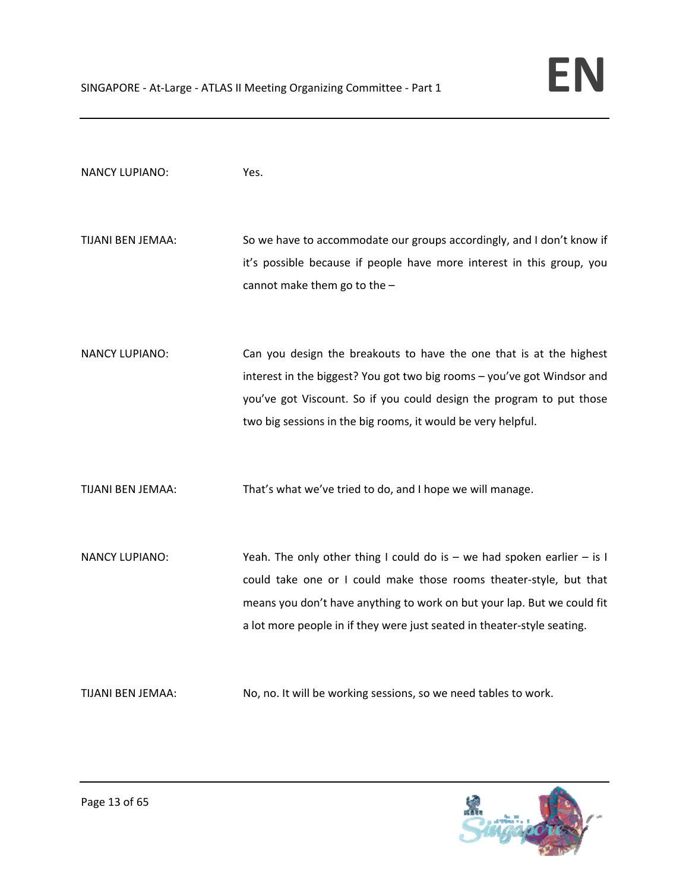NANCY LUPIANO: Yes.

TIJANI BEN JEMAA: So we have to accommodate our groups accordingly, and I don't know if it's possible because if people have more interest in this group, you cannot make them go to the –

NANCY LUPIANO: Can you design the breakouts to have the one that is at the highest interest in the biggest? You got two big rooms – you've got Windsor and you've got Viscount. So if you could design the program to put those two big sessions in the big rooms, it would be very helpful.

TIJANI BEN JEMAA: That's what we've tried to do, and I hope we will manage.

NANCY LUPIANO: Yeah. The only other thing I could do is – we had spoken earlier – is I could take one or I could make those rooms theater-style, but that means you don't have anything to work on but your lap. But we could fit a lot more people in if they were just seated in theater-style seating.

TIJANI BEN JEMAA: No, no. It will be working sessions, so we need tables to work.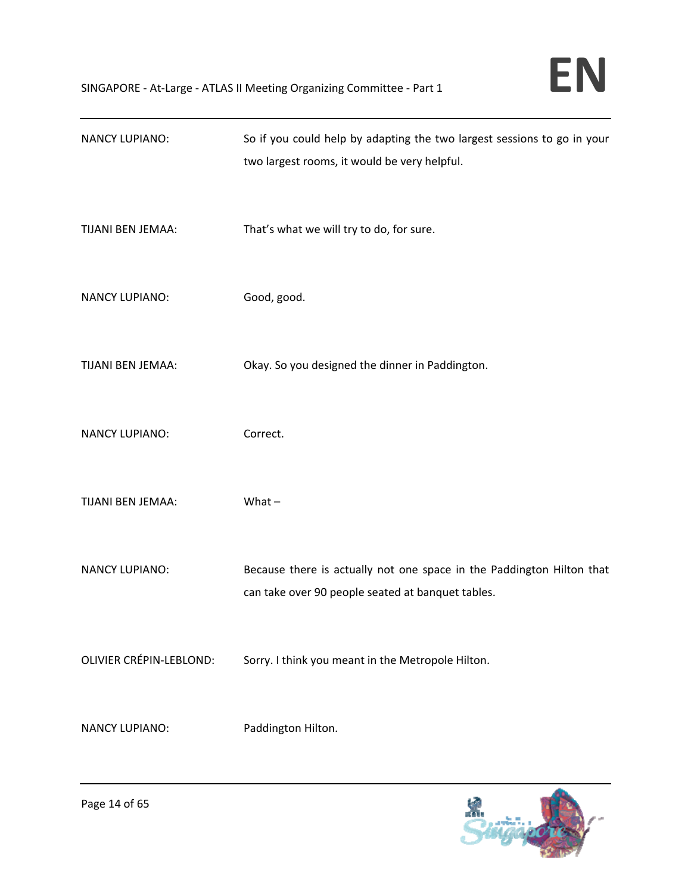NANCY LUPIANO: So if you could help by adapting the two largest sessions to go in your two largest rooms, it would be very helpful.

TIJANI BEN JEMAA: That's what we will try to do, for sure.

NANCY LUPIANO: Good, good.

TIJANI BEN JEMAA: Okay. So you designed the dinner in Paddington.

NANCY LUPIANO: Correct.

TIJANI BEN JEMAA: What –

NANCY LUPIANO: Because there is actually not one space in the Paddington Hilton that can take over 90 people seated at banquet tables.

OLIVIER CRÉPIN-LEBLOND: Sorry. I think you meant in the Metropole Hilton.

NANCY LUPIANO: Paddington Hilton.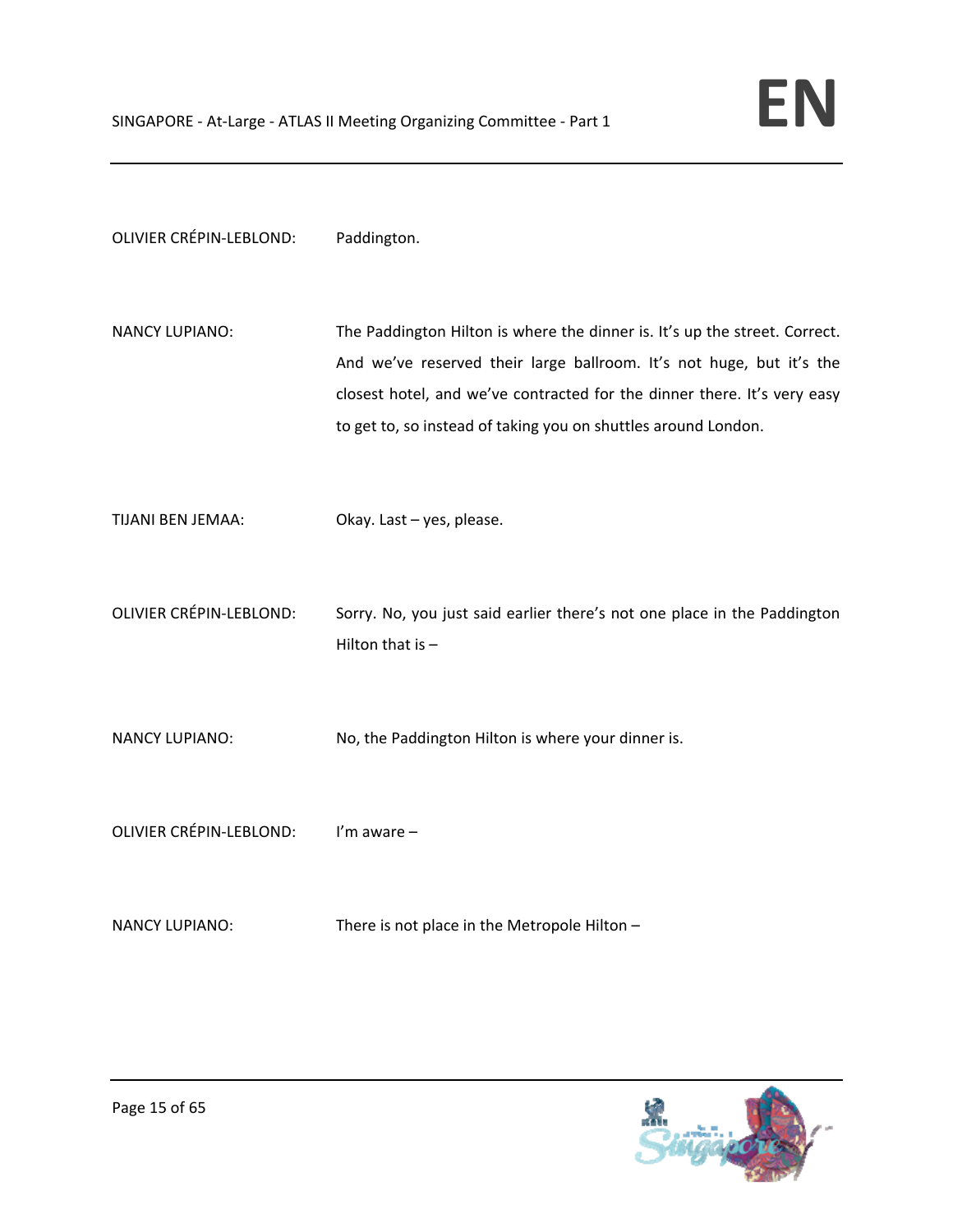OLIVIER CRÉPIN-LEBLOND: Paddington.

NANCY LUPIANO: The Paddington Hilton is where the dinner is. It's up the street. Correct. And we've reserved their large ballroom. It's not huge, but it's the closest hotel, and we've contracted for the dinner there. It's very easy to get to, so instead of taking you on shuttles around London.

TIJANI BEN JEMAA: Okay. Last – yes, please.

OLIVIER CRÉPIN-LEBLOND: Sorry. No, you just said earlier there's not one place in the Paddington Hilton that is –

NANCY LUPIANO: No, the Paddington Hilton is where your dinner is.

OLIVIER CRÉPIN-LEBLOND: I'm aware –

NANCY LUPIANO: There is not place in the Metropole Hilton –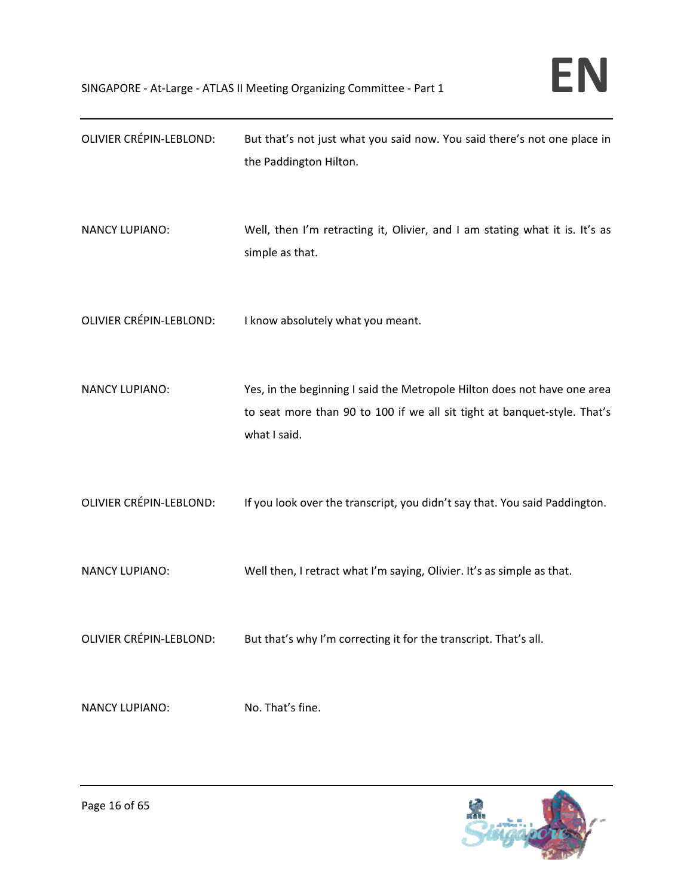OLIVIER CRÉPIN-LEBLOND: But that's not just what you said now. You said there's not one place in the Paddington Hilton.

NANCY LUPIANO: Well, then I'm retracting it, Olivier, and I am stating what it is. It's as simple as that.

OLIVIER CRÉPIN-LEBLOND: I know absolutely what you meant.

NANCY LUPIANO: Yes, in the beginning I said the Metropole Hilton does not have one area to seat more than 90 to 100 if we all sit tight at banquet-style. That's what I said.

OLIVIER CRÉPIN-LEBLOND: If you look over the transcript, you didn't say that. You said Paddington.

NANCY LUPIANO: Well then, I retract what I'm saying, Olivier. It's as simple as that.

OLIVIER CRÉPIN-LEBLOND: But that's why I'm correcting it for the transcript. That's all.

NANCY LUPIANO: No. That's fine.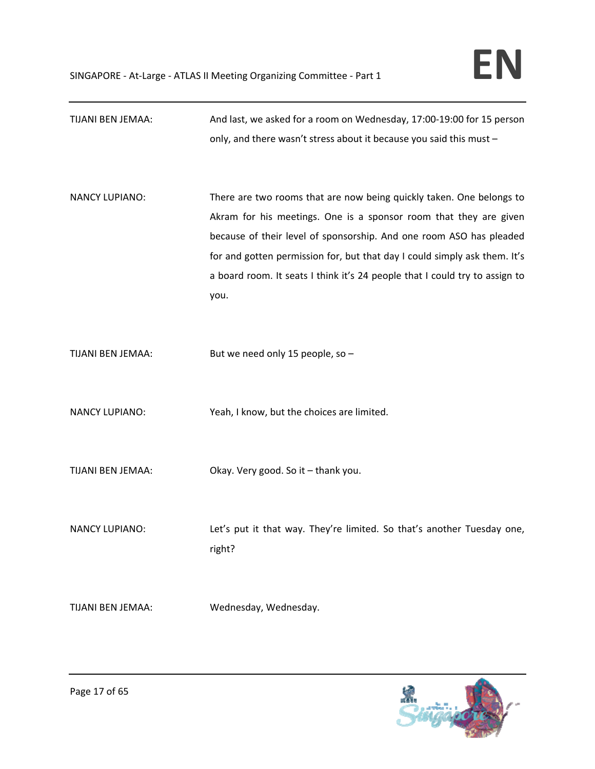TIJANI BEN JEMAA: And last, we asked for a room on Wednesday, 17:00-19:00 for 15 person only, and there wasn't stress about it because you said this must –

NANCY LUPIANO: There are two rooms that are now being quickly taken. One belongs to Akram for his meetings. One is a sponsor room that they are given because of their level of sponsorship. And one room ASO has pleaded for and gotten permission for, but that day I could simply ask them. It's a board room. It seats I think it's 24 people that I could try to assign to you.

TIJANI BEN JEMAA: But we need only 15 people, so –

NANCY LUPIANO: Yeah, I know, but the choices are limited.

TIJANI BEN JEMAA: Okay. Very good. So it – thank you.

NANCY LUPIANO: Let's put it that way. They're limited. So that's another Tuesday one, right?

TIJANI BEN JEMAA: Wednesday, Wednesday.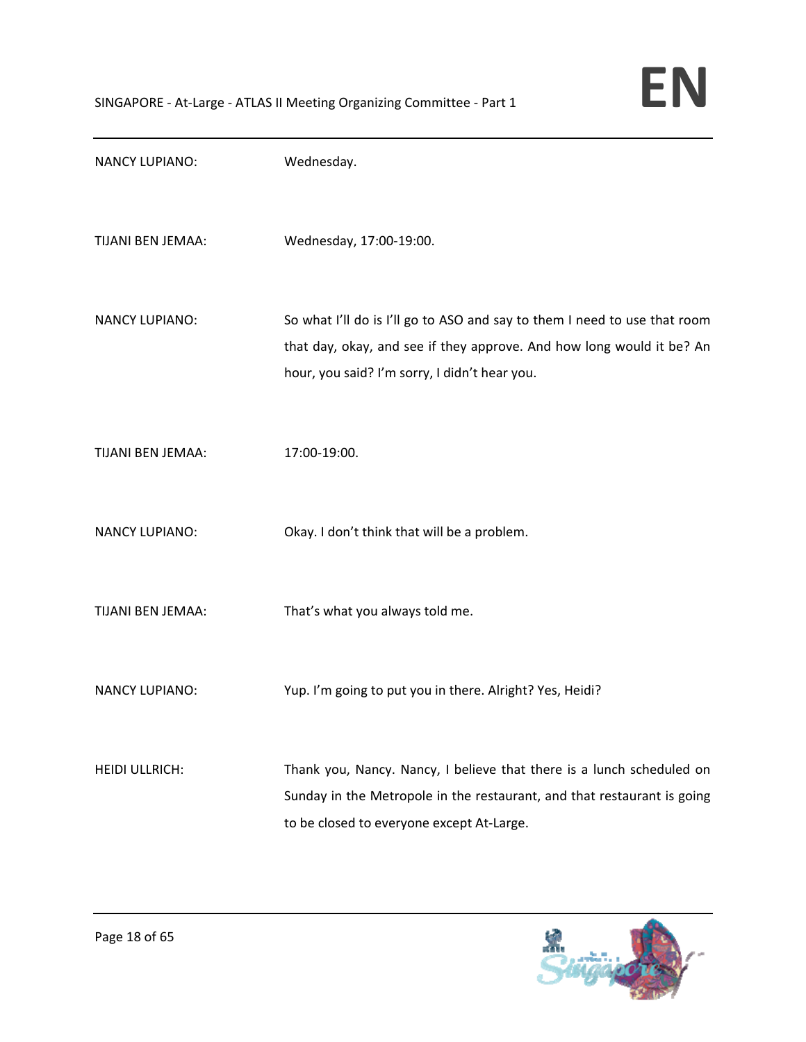NANCY LUPIANO: Wednesday.

TIJANI BEN JEMAA: Wednesday, 17:00-19:00.

NANCY LUPIANO: So what I'll do is I'll go to ASO and say to them I need to use that room that day, okay, and see if they approve. And how long would it be? An hour, you said? I'm sorry, I didn't hear you.

TIJANI BEN JEMAA: 17:00-19:00.

NANCY LUPIANO: Okay. I don't think that will be a problem.

TIJANI BEN JEMAA: That's what you always told me.

NANCY LUPIANO: Yup. I'm going to put you in there. Alright? Yes, Heidi?

HEIDI ULLRICH: Thank you, Nancy. Nancy, I believe that there is a lunch scheduled on Sunday in the Metropole in the restaurant, and that restaurant is going to be closed to everyone except At-Large.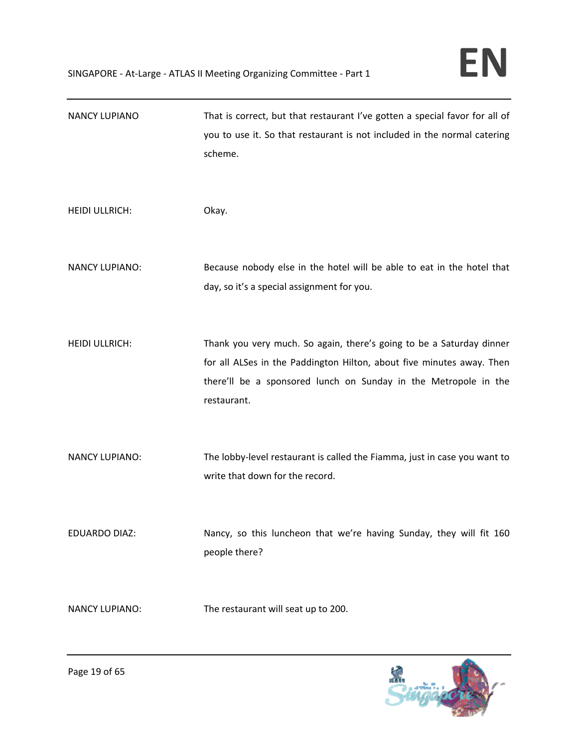NANCY LUPIANO That is correct, but that restaurant I've gotten a special favor for all of you to use it. So that restaurant is not included in the normal catering scheme.

HEIDI ULLRICH: Okay.

NANCY LUPIANO: Because nobody else in the hotel will be able to eat in the hotel that day, so it's a special assignment for you.

HEIDI ULLRICH: Thank you very much. So again, there's going to be a Saturday dinner for all ALSes in the Paddington Hilton, about five minutes away. Then there'll be a sponsored lunch on Sunday in the Metropole in the restaurant.

NANCY LUPIANO: The lobby-level restaurant is called the Fiamma, just in case you want to write that down for the record.

EDUARDO DIAZ: Nancy, so this luncheon that we're having Sunday, they will fit 160 people there?

NANCY LUPIANO: The restaurant will seat up to 200.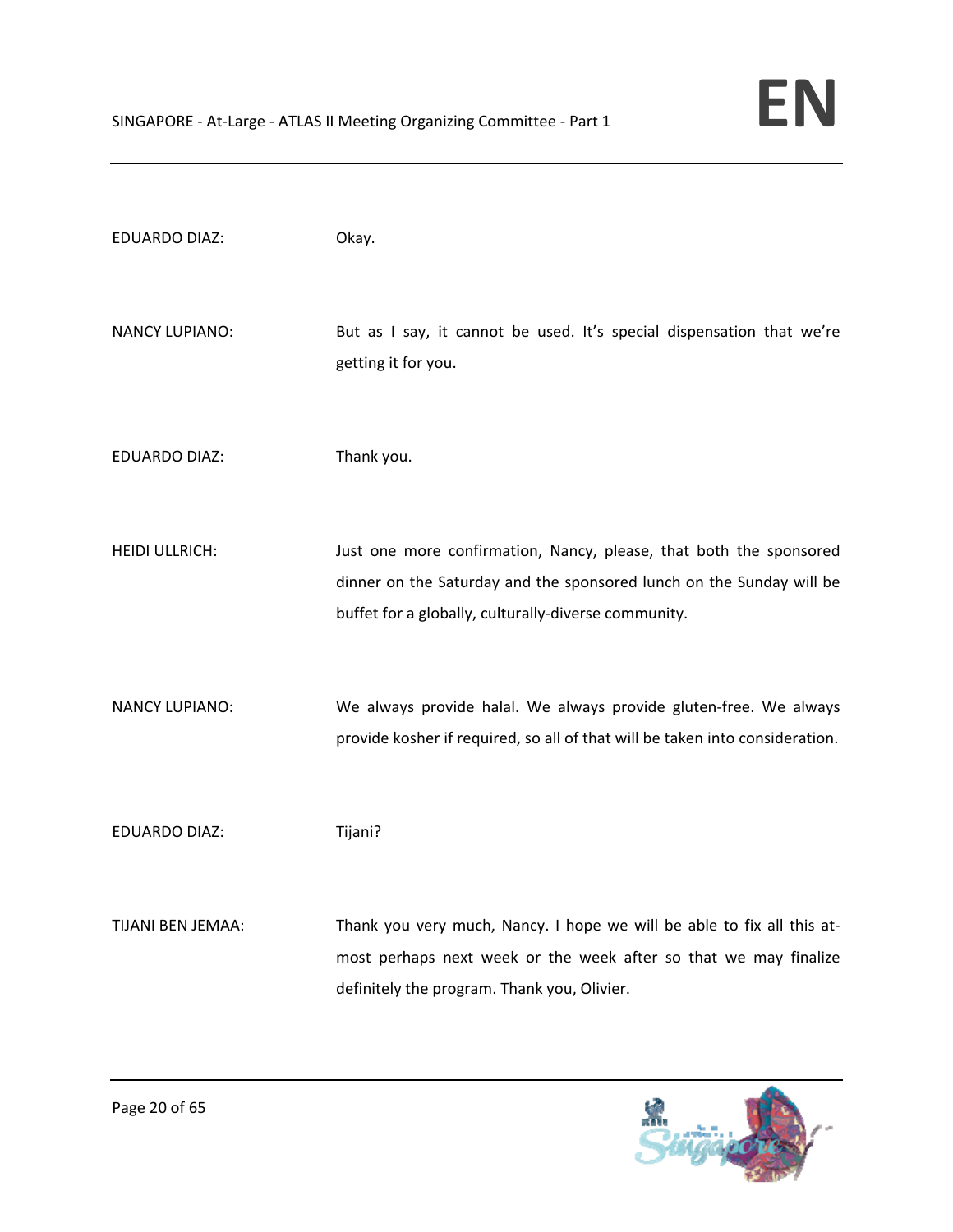EDUARDO DIAZ: Okay.

NANCY LUPIANO: But as I say, it cannot be used. It's special dispensation that we're getting it for you.

EDUARDO DIAZ: Thank you.

HEIDI ULLRICH: Just one more confirmation, Nancy, please, that both the sponsored dinner on the Saturday and the sponsored lunch on the Sunday will be buffet for a globally, culturally-diverse community.

NANCY LUPIANO: We always provide halal. We always provide gluten-free. We always provide kosher if required, so all of that will be taken into consideration.

EDUARDO DIAZ: Tijani?

TIJANI BEN JEMAA: Thank you very much, Nancy. I hope we will be able to fix all this at-most perhaps next week or the week after so that we may finalize definitely the program. Thank you, Olivier.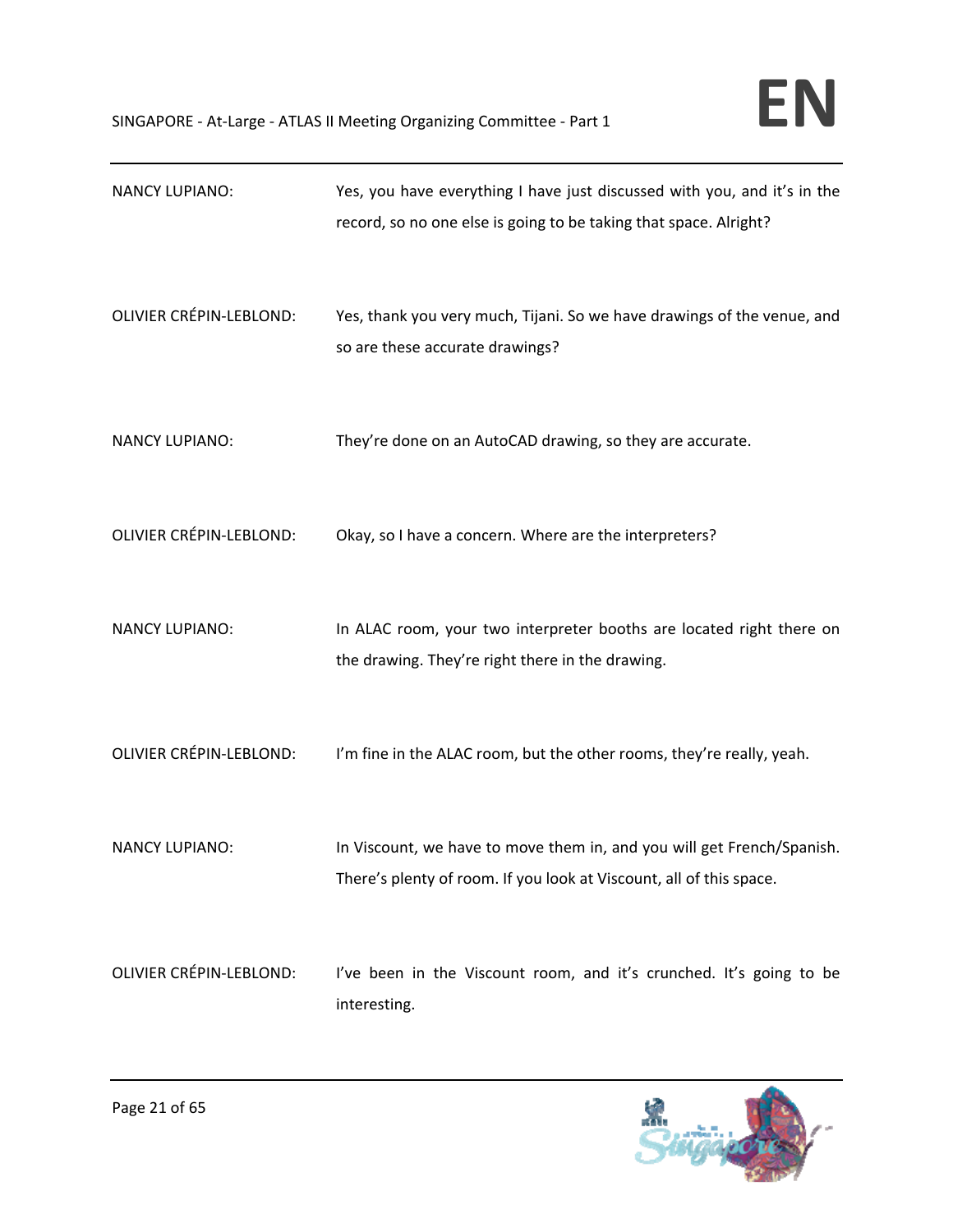NANCY LUPIANO: Yes, you have everything I have just discussed with you, and it's in the record, so no one else is going to be taking that space. Alright?

OLIVIER CRÉPIN-LEBLOND: Yes, thank you very much, Tijani. So we have drawings of the venue, and so are these accurate drawings?

NANCY LUPIANO: They're done on an AutoCAD drawing, so they are accurate.

OLIVIER CRÉPIN-LEBLOND: Okay, so I have a concern. Where are the interpreters?

NANCY LUPIANO: In ALAC room, your two interpreter booths are located right there on the drawing. They're right there in the drawing.

OLIVIER CRÉPIN-LEBLOND: I'm fine in the ALAC room, but the other rooms, they're really, yeah.

NANCY LUPIANO: In Viscount, we have to move them in, and you will get French/Spanish. There's plenty of room. If you look at Viscount, all of this space.

OLIVIER CRÉPIN-LEBLOND: I've been in the Viscount room, and it's crunched. It's going to be interesting.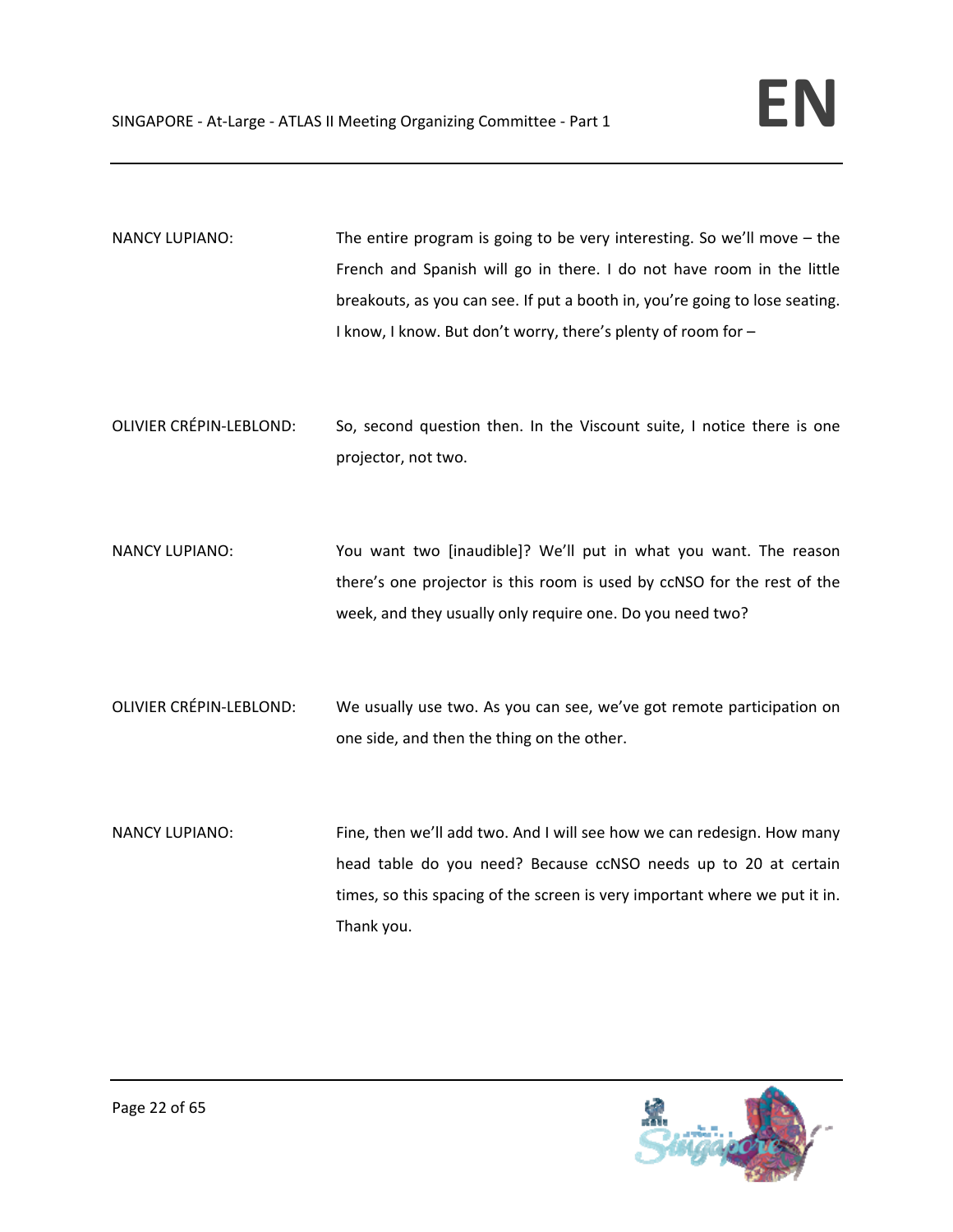NANCY LUPIANO: The entire program is going to be very interesting. So we'll move – the French and Spanish will go in there. I do not have room in the little breakouts, as you can see. If put a booth in, you're going to lose seating. I know, I know. But don't worry, there's plenty of room for –

OLIVIER CRÉPIN-LEBLOND: So, second question then. In the Viscount suite, I notice there is one projector, not two.

NANCY LUPIANO: You want two [inaudible]? We'll put in what you want. The reason there's one projector is this room is used by ccNSO for the rest of the week, and they usually only require one. Do you need two?

OLIVIER CRÉPIN-LEBLOND: We usually use two. As you can see, we've got remote participation on one side, and then the thing on the other.

NANCY LUPIANO: Fine, then we'll add two. And I will see how we can redesign. How many head table do you need? Because ccNSO needs up to 20 at certain times, so this spacing of the screen is very important where we put it in. Thank you.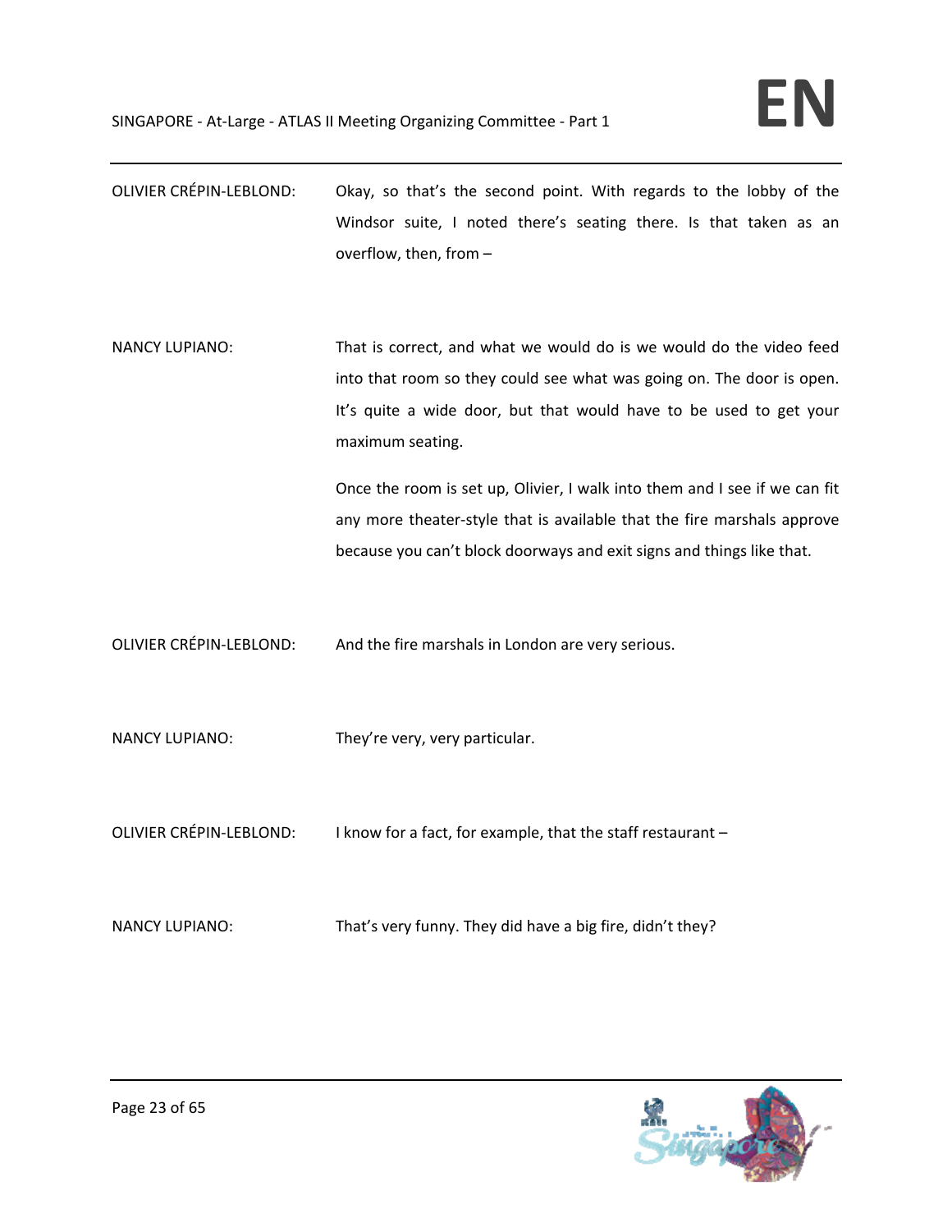OLIVIER CRÉPIN-LEBLOND: Okay, so that's the second point. With regards to the lobby of the Windsor suite, I noted there's seating there. Is that taken as an overflow, then, from –

NANCY LUPIANO: That is correct, and what we would do is we would do the video feed into that room so they could see what was going on. The door is open. It's quite a wide door, but that would have to be used to get your maximum seating.

Once the room is set up, Olivier, I walk into them and I see if we can fit any more theater-style that is available that the fire marshals approve because you can't block doorways and exit signs and things like that.

OLIVIER CRÉPIN-LEBLOND: And the fire marshals in London are very serious.

NANCY LUPIANO: They're very, very particular.

OLIVIER CRÉPIN-LEBLOND: I know for a fact, for example, that the staff restaurant –

NANCY LUPIANO: That's very funny. They did have a big fire, didn't they?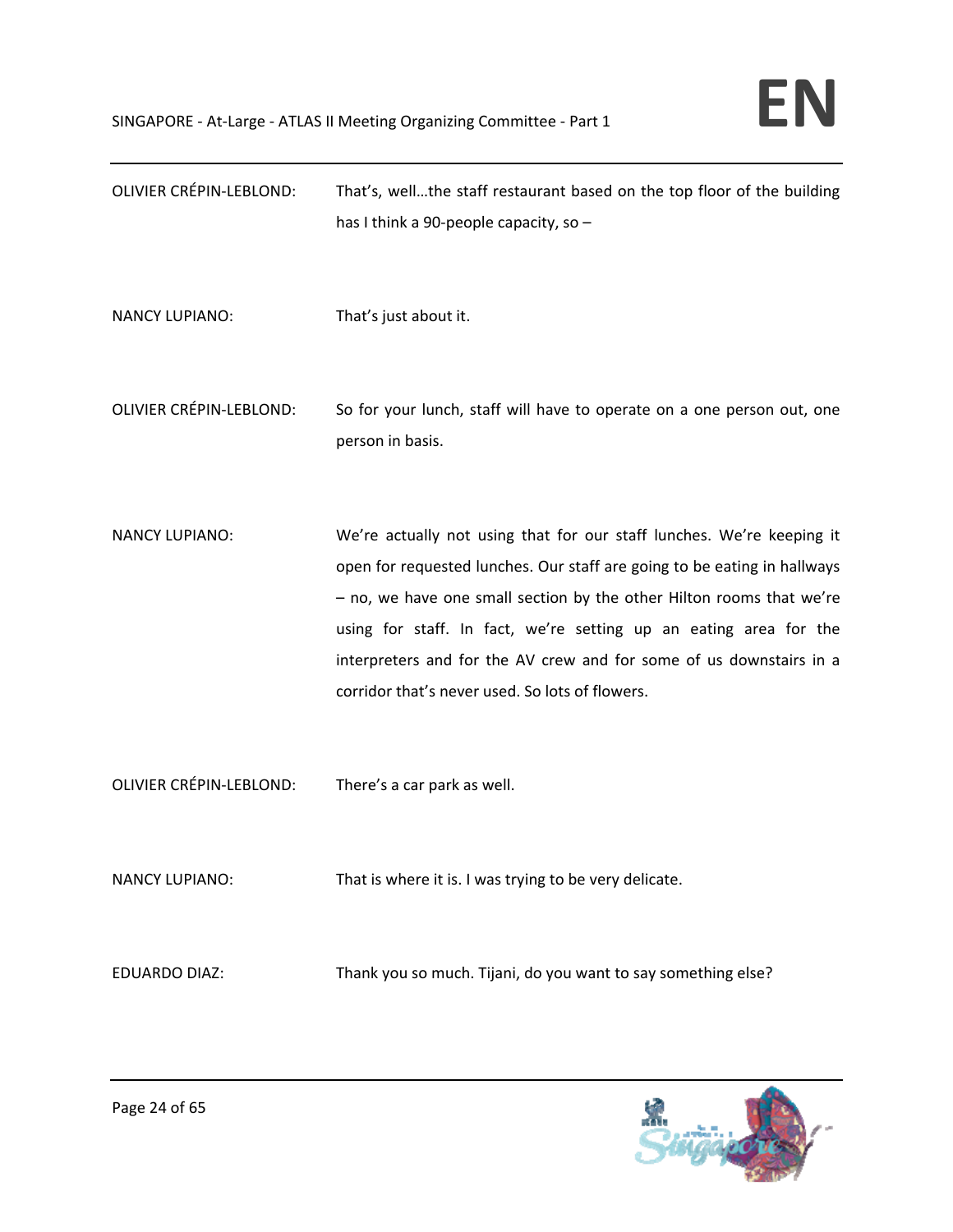OLIVIER CRÉPIN-LEBLOND: That's, well…the staff restaurant based on the top floor of the building has I think a 90-people capacity, so –

NANCY LUPIANO: That's just about it.

OLIVIER CRÉPIN-LEBLOND: So for your lunch, staff will have to operate on a one person out, one person in basis.

NANCY LUPIANO: We're actually not using that for our staff lunches. We're keeping it open for requested lunches. Our staff are going to be eating in hallways – no, we have one small section by the other Hilton rooms that we're using for staff. In fact, we're setting up an eating area for the interpreters and for the AV crew and for some of us downstairs in a corridor that's never used. So lots of flowers.

OLIVIER CRÉPIN-LEBLOND: There's a car park as well.

NANCY LUPIANO: That is where it is. I was trying to be very delicate.

EDUARDO DIAZ: Thank you so much. Tijani, do you want to say something else?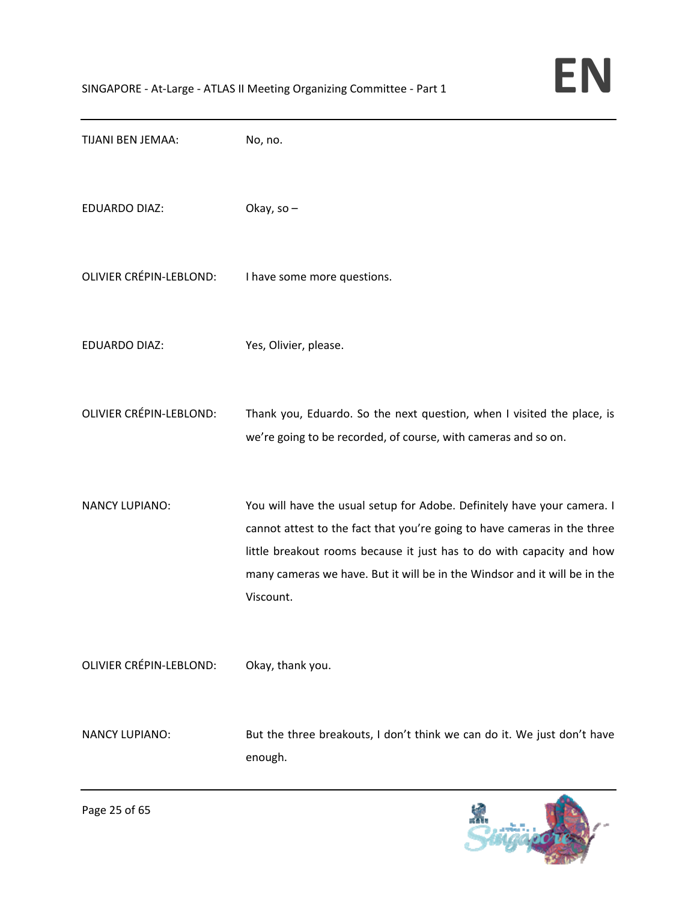TIJANI BEN JEMAA: No, no.

EDUARDO DIAZ: Okay, so –

OLIVIER CRÉPIN-LEBLOND: I have some more questions.

EDUARDO DIAZ: Yes, Olivier, please.

OLIVIER CRÉPIN-LEBLOND: Thank you, Eduardo. So the next question, when I visited the place, is we're going to be recorded, of course, with cameras and so on.

NANCY LUPIANO: You will have the usual setup for Adobe. Definitely have your camera. I cannot attest to the fact that you're going to have cameras in the three little breakout rooms because it just has to do with capacity and how many cameras we have. But it will be in the Windsor and it will be in the Viscount.

OLIVIER CRÉPIN-LEBLOND: Okay, thank you.

NANCY LUPIANO: But the three breakouts, I don't think we can do it. We just don't have enough.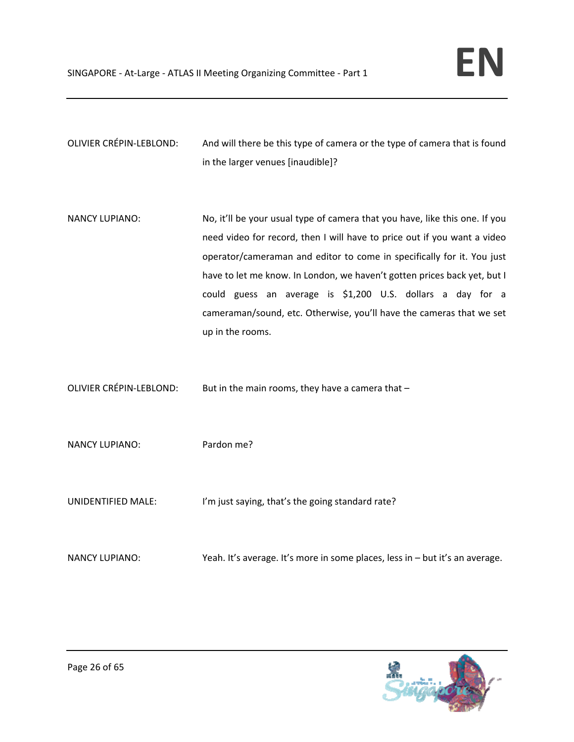OLIVIER CRÉPIN-LEBLOND: And will there be this type of camera or the type of camera that is found in the larger venues [inaudible]?

NANCY LUPIANO: No, it'll be your usual type of camera that you have, like this one. If you need video for record, then I will have to price out if you want a video operator/cameraman and editor to come in specifically for it. You just have to let me know. In London, we haven't gotten prices back yet, but I could guess an average is $1,200 U.S. dollars a day for a cameraman/sound, etc. Otherwise, you'll have the cameras that we set up in the rooms.

OLIVIER CRÉPIN-LEBLOND: But in the main rooms, they have a camera that –

NANCY LUPIANO: Pardon me?

UNIDENTIFIED MALE: I'm just saying, that's the going standard rate?

NANCY LUPIANO: Yeah. It's average. It's more in some places, less in – but it's an average.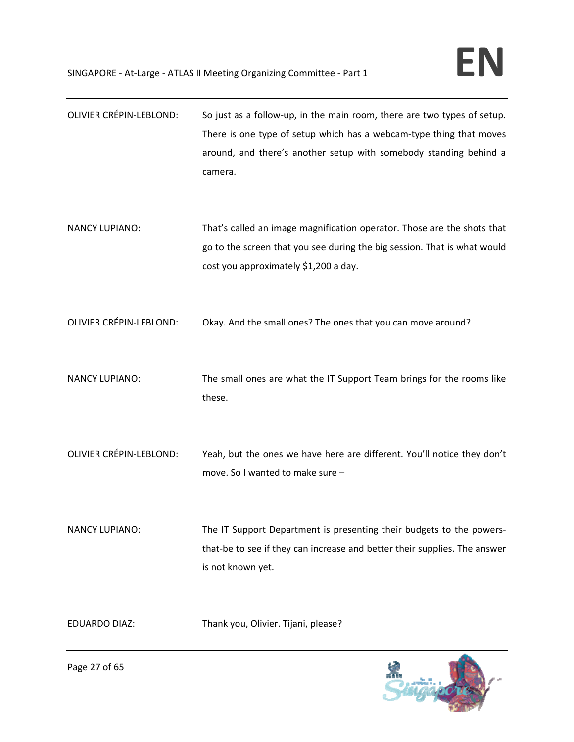OLIVIER CRÉPIN-LEBLOND: So just as a follow-up, in the main room, there are two types of setup. There is one type of setup which has a webcam-type thing that moves around, and there's another setup with somebody standing behind a camera.

NANCY LUPIANO: That's called an image magnification operator. Those are the shots that go to the screen that you see during the big session. That is what would cost you approximately $1,200 a day.

OLIVIER CRÉPIN-LEBLOND: Okay. And the small ones? The ones that you can move around?

NANCY LUPIANO: The small ones are what the IT Support Team brings for the rooms like these.

OLIVIER CRÉPIN-LEBLOND: Yeah, but the ones we have here are different. You'll notice they don't move. So I wanted to make sure –

NANCY LUPIANO: The IT Support Department is presenting their budgets to the powers-that-be to see if they can increase and better their supplies. The answer is not known yet.

EDUARDO DIAZ: Thank you, Olivier. Tijani, please?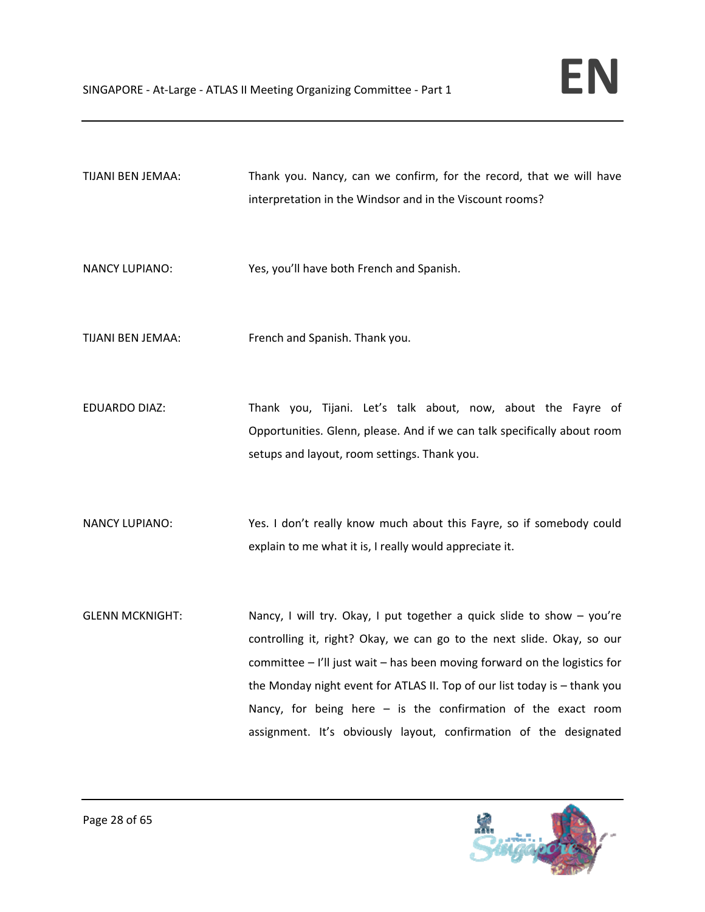TIJANI BEN JEMAA: Thank you. Nancy, can we confirm, for the record, that we will have interpretation in the Windsor and in the Viscount rooms?

NANCY LUPIANO: Yes, you'll have both French and Spanish.

TIJANI BEN JEMAA: French and Spanish. Thank you.

EDUARDO DIAZ: Thank you, Tijani. Let's talk about, now, about the Fayre of Opportunities. Glenn, please. And if we can talk specifically about room setups and layout, room settings. Thank you.

NANCY LUPIANO: Yes. I don't really know much about this Fayre, so if somebody could explain to me what it is, I really would appreciate it.

GLENN MCKNIGHT: Nancy, I will try. Okay, I put together a quick slide to show – you're controlling it, right? Okay, we can go to the next slide. Okay, so our committee – I'll just wait – has been moving forward on the logistics for the Monday night event for ATLAS II. Top of our list today is – thank you Nancy, for being here – is the confirmation of the exact room assignment. It's obviously layout, confirmation of the designated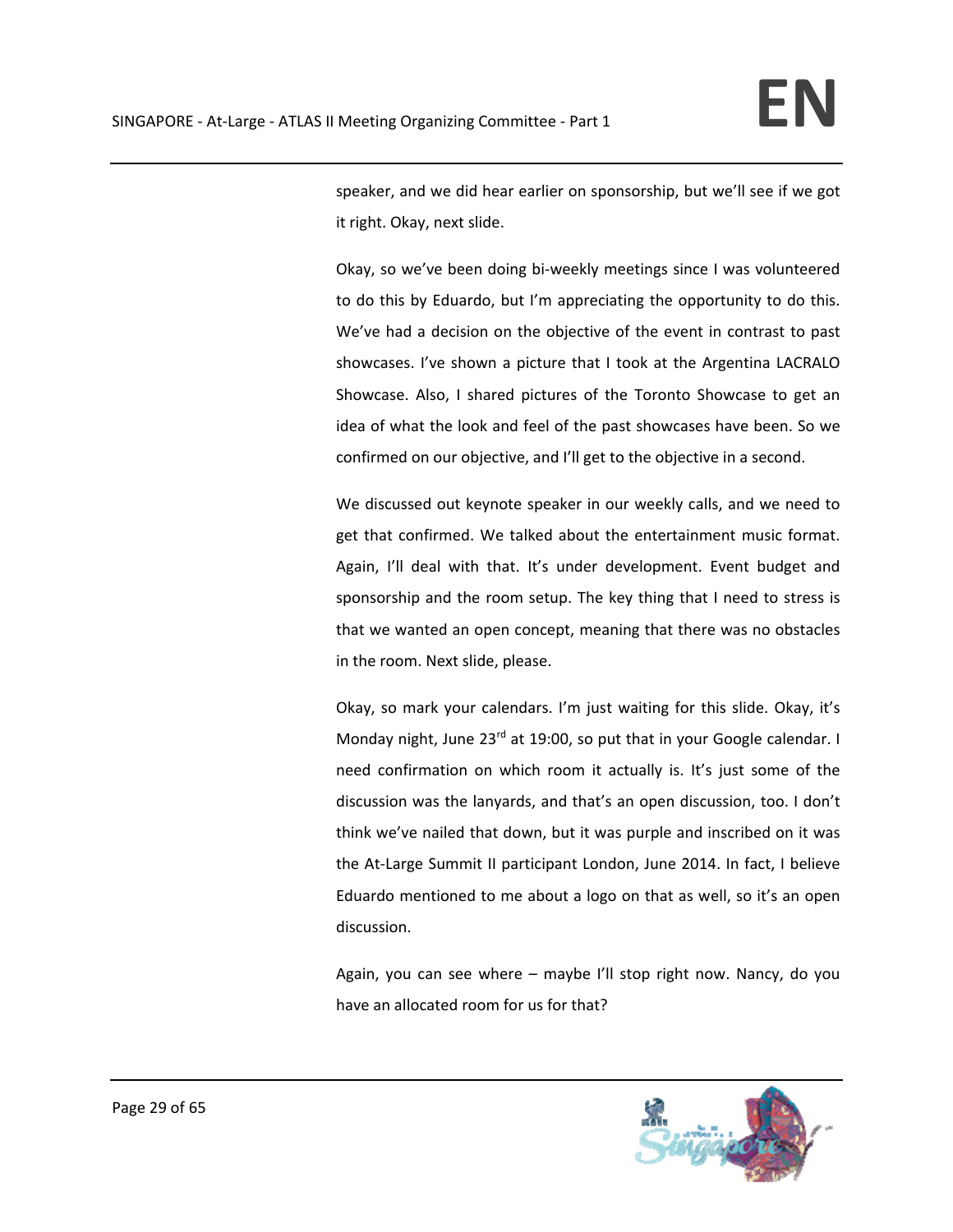speaker, and we did hear earlier on sponsorship, but we'll see if we got it right. Okay, next slide.

Okay, so we've been doing bi-weekly meetings since I was volunteered to do this by Eduardo, but I'm appreciating the opportunity to do this. We've had a decision on the objective of the event in contrast to past showcases. I've shown a picture that I took at the Argentina LACRALO Showcase. Also, I shared pictures of the Toronto Showcase to get an idea of what the look and feel of the past showcases have been. So we confirmed on our objective, and I'll get to the objective in a second.

We discussed out keynote speaker in our weekly calls, and we need to get that confirmed. We talked about the entertainment music format. Again, I'll deal with that. It's under development. Event budget and sponsorship and the room setup. The key thing that I need to stress is that we wanted an open concept, meaning that there was no obstacles in the room. Next slide, please.

Okay, so mark your calendars. I'm just waiting for this slide. Okay, it's Monday night, June 23rd at 19:00, so put that in your Google calendar. I need confirmation on which room it actually is. It's just some of the discussion was the lanyards, and that's an open discussion, too. I don't think we've nailed that down, but it was purple and inscribed on it was the At-Large Summit II participant London, June 2014. In fact, I believe Eduardo mentioned to me about a logo on that as well, so it's an open discussion.

Again, you can see where – maybe I'll stop right now. Nancy, do you have an allocated room for us for that?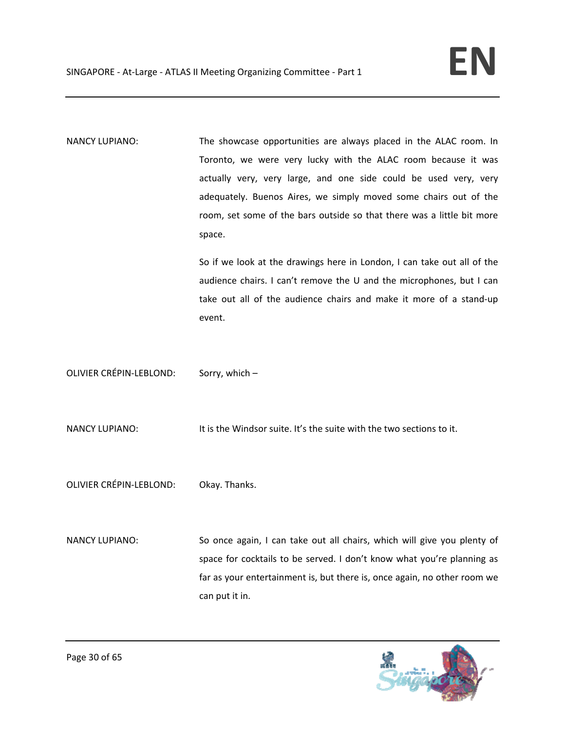NANCY LUPIANO: The showcase opportunities are always placed in the ALAC room. In Toronto, we were very lucky with the ALAC room because it was actually very, very large, and one side could be used very, very adequately. Buenos Aires, we simply moved some chairs out of the room, set some of the bars outside so that there was a little bit more space.

So if we look at the drawings here in London, I can take out all of the audience chairs. I can't remove the U and the microphones, but I can take out all of the audience chairs and make it more of a stand-up event.

OLIVIER CRÉPIN-LEBLOND: Sorry, which –

NANCY LUPIANO: It is the Windsor suite. It's the suite with the two sections to it.

OLIVIER CRÉPIN-LEBLOND: Okay. Thanks.

NANCY LUPIANO: So once again, I can take out all chairs, which will give you plenty of space for cocktails to be served. I don't know what you're planning as far as your entertainment is, but there is, once again, no other room we can put it in.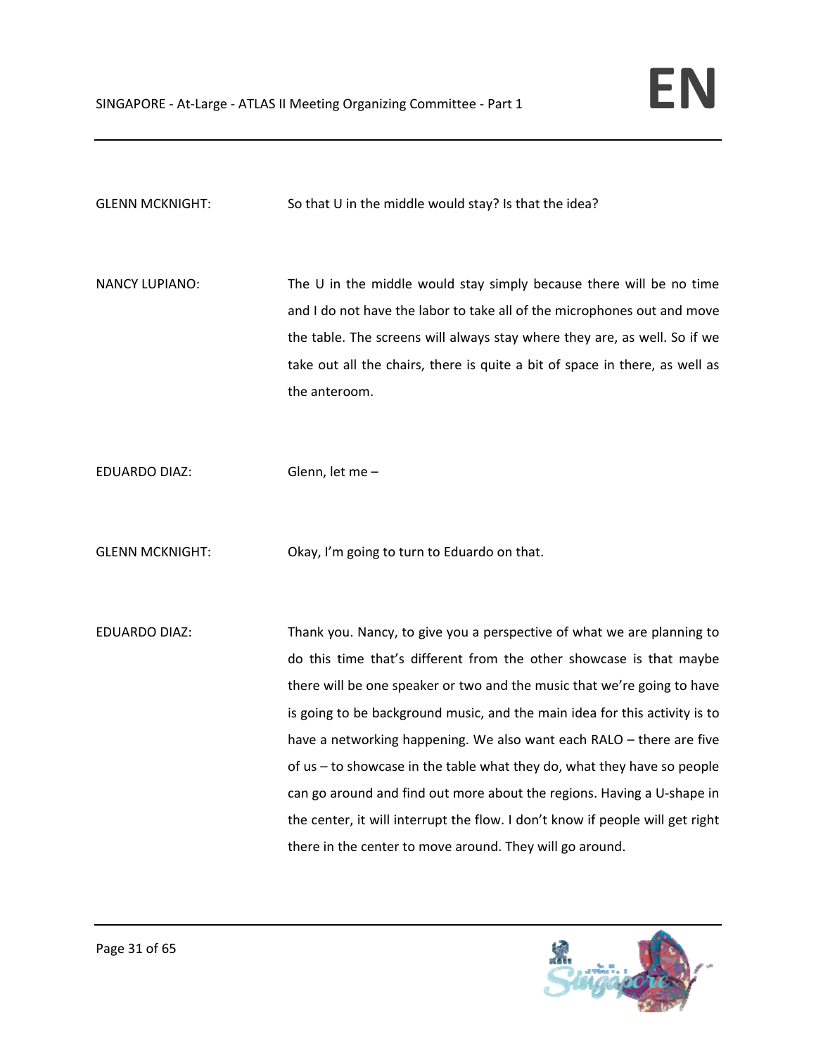GLENN MCKNIGHT: So that U in the middle would stay? Is that the idea?

NANCY LUPIANO: The U in the middle would stay simply because there will be no time and I do not have the labor to take all of the microphones out and move the table. The screens will always stay where they are, as well. So if we take out all the chairs, there is quite a bit of space in there, as well as the anteroom.

EDUARDO DIAZ: Glenn, let me –

GLENN MCKNIGHT: Okay, I'm going to turn to Eduardo on that.

EDUARDO DIAZ: Thank you. Nancy, to give you a perspective of what we are planning to do this time that's different from the other showcase is that maybe there will be one speaker or two and the music that we're going to have is going to be background music, and the main idea for this activity is to have a networking happening. We also want each RALO – there are five of us – to showcase in the table what they do, what they have so people can go around and find out more about the regions. Having a U-shape in the center, it will interrupt the flow. I don't know if people will get right there in the center to move around. They will go around.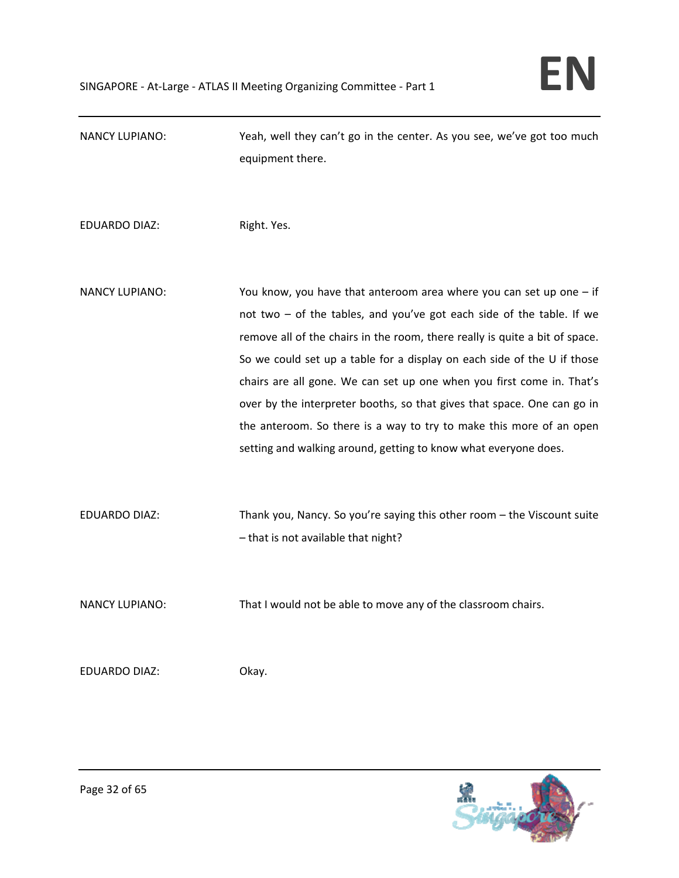NANCY LUPIANO: Yeah, well they can't go in the center. As you see, we've got too much equipment there.

EDUARDO DIAZ: Right. Yes.

NANCY LUPIANO: You know, you have that anteroom area where you can set up one – if not two – of the tables, and you've got each side of the table. If we remove all of the chairs in the room, there really is quite a bit of space. So we could set up a table for a display on each side of the U if those chairs are all gone. We can set up one when you first come in. That's over by the interpreter booths, so that gives that space. One can go in the anteroom. So there is a way to try to make this more of an open setting and walking around, getting to know what everyone does.

EDUARDO DIAZ: Thank you, Nancy. So you're saying this other room – the Viscount suite – that is not available that night?

NANCY LUPIANO: That I would not be able to move any of the classroom chairs.

EDUARDO DIAZ: Okay.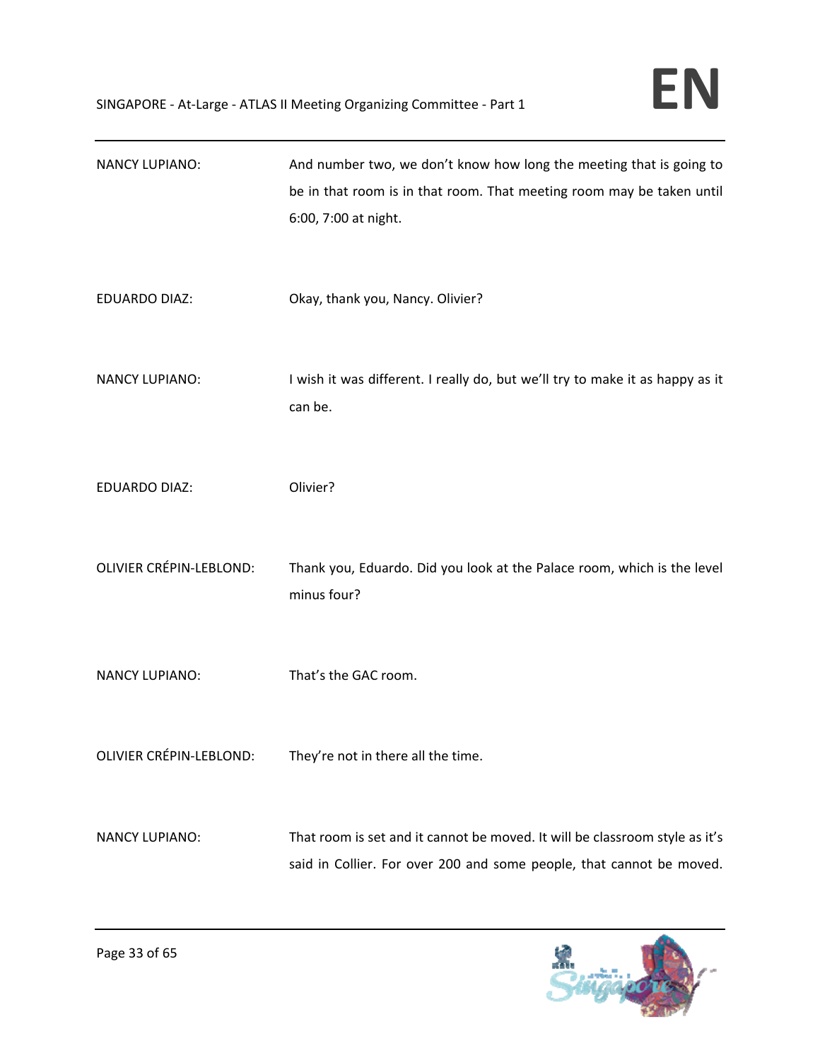NANCY LUPIANO: And number two, we don't know how long the meeting that is going to be in that room is in that room. That meeting room may be taken until 6:00, 7:00 at night.

EDUARDO DIAZ: Okay, thank you, Nancy. Olivier?

NANCY LUPIANO: I wish it was different. I really do, but we'll try to make it as happy as it can be.

EDUARDO DIAZ: Olivier?

OLIVIER CRÉPIN-LEBLOND: Thank you, Eduardo. Did you look at the Palace room, which is the level minus four?

NANCY LUPIANO: That's the GAC room.

OLIVIER CRÉPIN-LEBLOND: They're not in there all the time.

NANCY LUPIANO: That room is set and it cannot be moved. It will be classroom style as it's said in Collier. For over 200 and some people, that cannot be moved.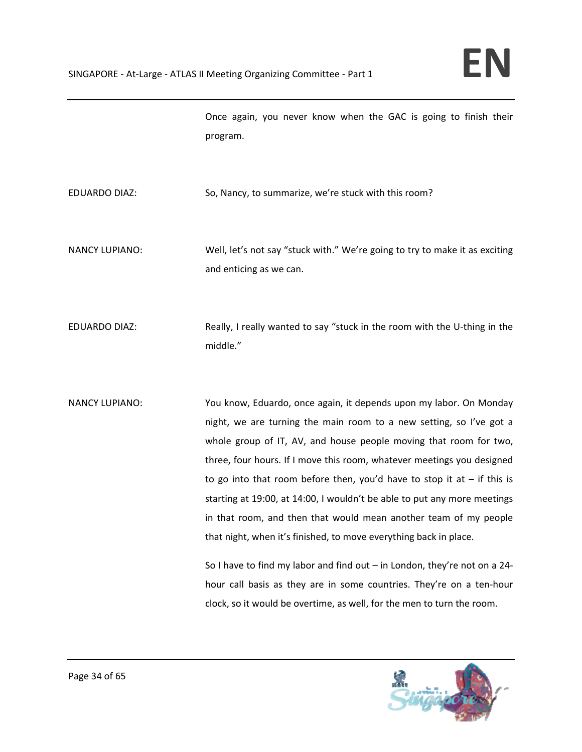Once again, you never know when the GAC is going to finish their program.

EDUARDO DIAZ: So, Nancy, to summarize, we're stuck with this room?

NANCY LUPIANO: Well, let's not say "stuck with." We're going to try to make it as exciting and enticing as we can.

EDUARDO DIAZ: Really, I really wanted to say "stuck in the room with the U-thing in the middle."

NANCY LUPIANO: You know, Eduardo, once again, it depends upon my labor. On Monday night, we are turning the main room to a new setting, so I've got a whole group of IT, AV, and house people moving that room for two, three, four hours. If I move this room, whatever meetings you designed to go into that room before then, you'd have to stop it at – if this is starting at 19:00, at 14:00, I wouldn't be able to put any more meetings in that room, and then that would mean another team of my people that night, when it's finished, to move everything back in place.

So I have to find my labor and find out – in London, they're not on a 24-hour call basis as they are in some countries. They're on a ten-hour clock, so it would be overtime, as well, for the men to turn the room.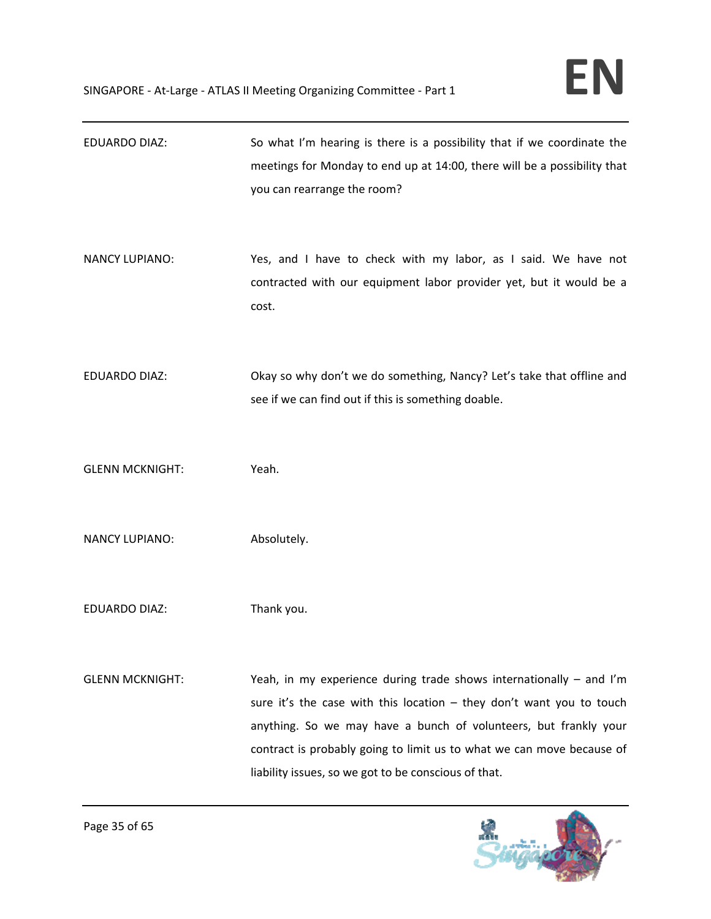EDUARDO DIAZ: So what I'm hearing is there is a possibility that if we coordinate the meetings for Monday to end up at 14:00, there will be a possibility that you can rearrange the room?

NANCY LUPIANO: Yes, and I have to check with my labor, as I said. We have not contracted with our equipment labor provider yet, but it would be a cost.

EDUARDO DIAZ: Okay so why don't we do something, Nancy? Let's take that offline and see if we can find out if this is something doable.

GLENN MCKNIGHT: Yeah.

NANCY LUPIANO: Absolutely.

EDUARDO DIAZ: Thank you.

GLENN MCKNIGHT: Yeah, in my experience during trade shows internationally – and I'm sure it's the case with this location – they don't want you to touch anything. So we may have a bunch of volunteers, but frankly your contract is probably going to limit us to what we can move because of liability issues, so we got to be conscious of that.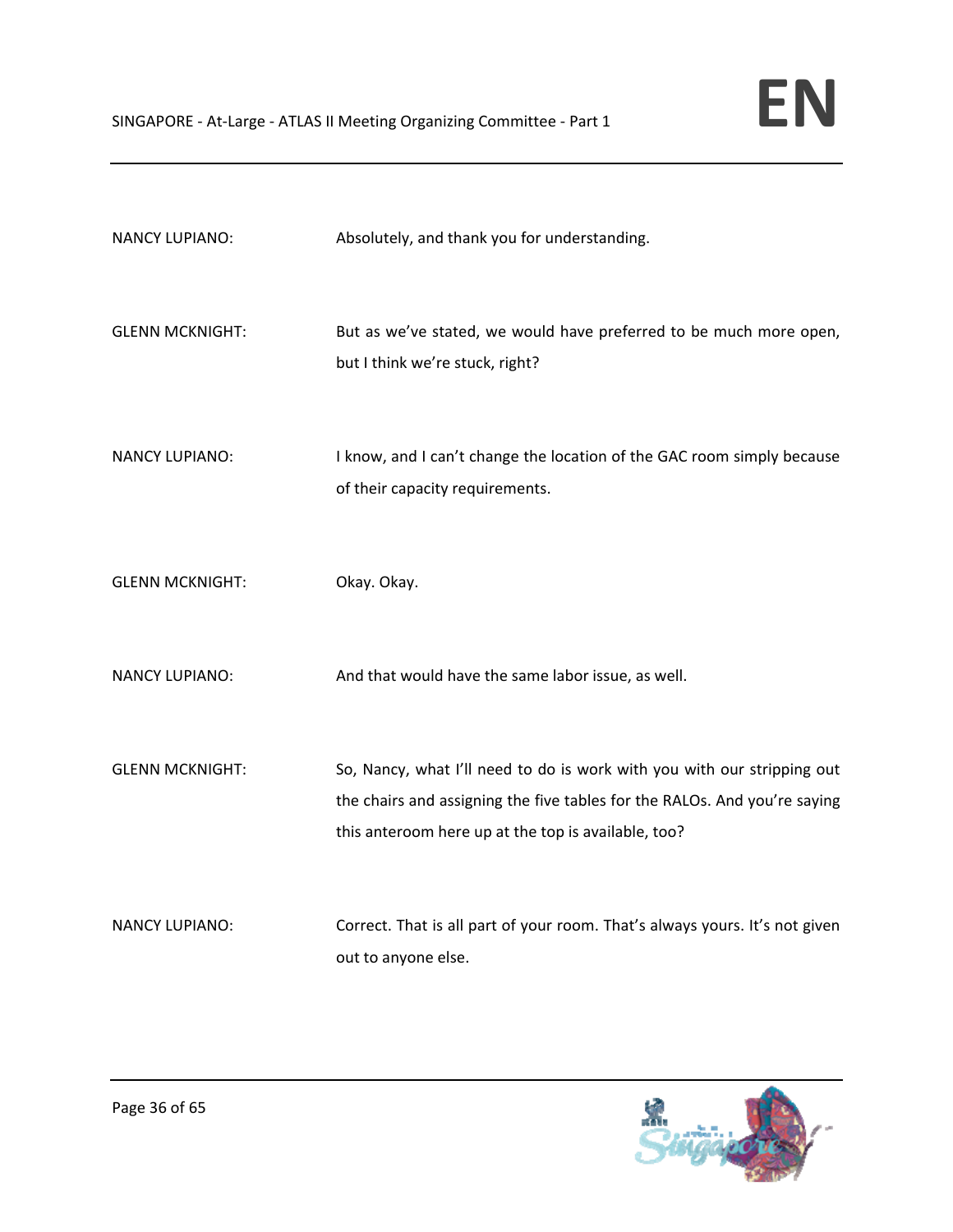NANCY LUPIANO: Absolutely, and thank you for understanding.

GLENN MCKNIGHT: But as we've stated, we would have preferred to be much more open, but I think we're stuck, right?

NANCY LUPIANO: I know, and I can't change the location of the GAC room simply because of their capacity requirements.

GLENN MCKNIGHT: Okay. Okay.

NANCY LUPIANO: And that would have the same labor issue, as well.

GLENN MCKNIGHT: So, Nancy, what I'll need to do is work with you with our stripping out the chairs and assigning the five tables for the RALOs. And you're saying this anteroom here up at the top is available, too?

NANCY LUPIANO: Correct. That is all part of your room. That's always yours. It's not given out to anyone else.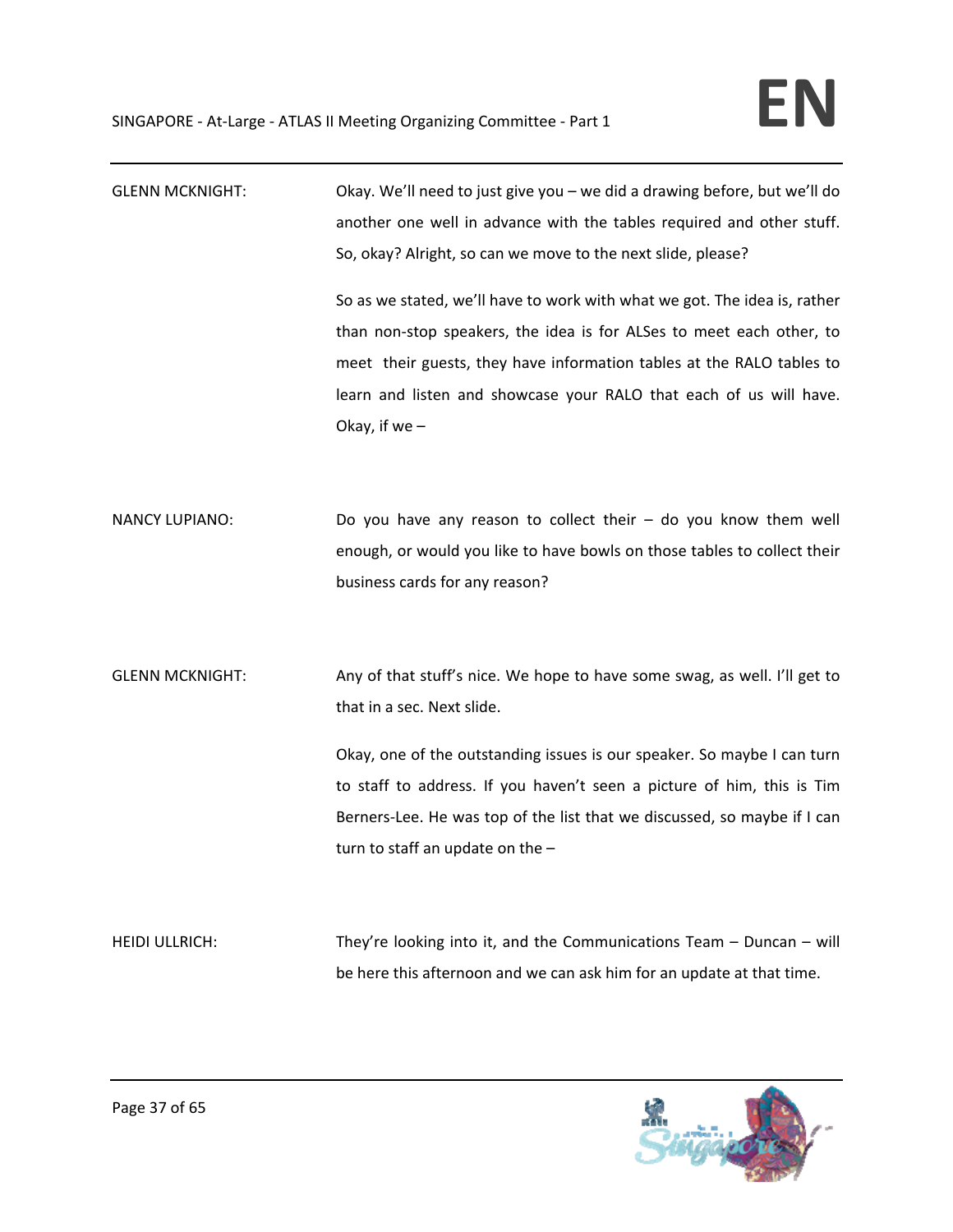GLENN MCKNIGHT: Okay. We'll need to just give you – we did a drawing before, but we'll do another one well in advance with the tables required and other stuff. So, okay? Alright, so can we move to the next slide, please?

So as we stated, we'll have to work with what we got. The idea is, rather than non-stop speakers, the idea is for ALSes to meet each other, to meet their guests, they have information tables at the RALO tables to learn and listen and showcase your RALO that each of us will have. Okay, if we –

NANCY LUPIANO: Do you have any reason to collect their – do you know them well enough, or would you like to have bowls on those tables to collect their business cards for any reason?

GLENN MCKNIGHT: Any of that stuff's nice. We hope to have some swag, as well. I'll get to that in a sec. Next slide.

Okay, one of the outstanding issues is our speaker. So maybe I can turn to staff to address. If you haven't seen a picture of him, this is Tim Berners-Lee. He was top of the list that we discussed, so maybe if I can turn to staff an update on the –

HEIDI ULLRICH: They're looking into it, and the Communications Team – Duncan – will be here this afternoon and we can ask him for an update at that time.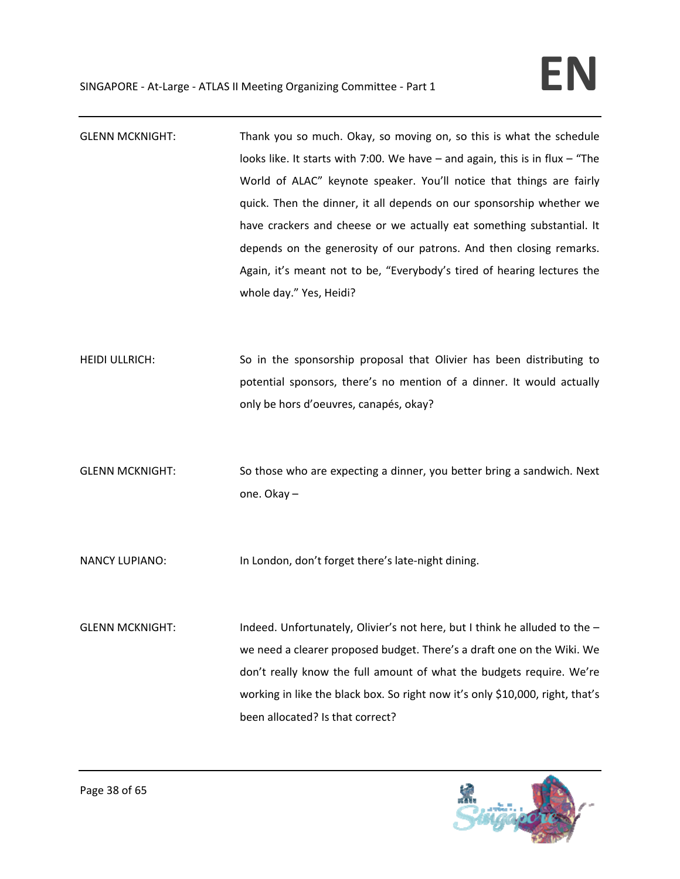GLENN MCKNIGHT: Thank you so much. Okay, so moving on, so this is what the schedule looks like. It starts with 7:00. We have – and again, this is in flux – "The World of ALAC" keynote speaker. You'll notice that things are fairly quick. Then the dinner, it all depends on our sponsorship whether we have crackers and cheese or we actually eat something substantial. It depends on the generosity of our patrons. And then closing remarks. Again, it's meant not to be, "Everybody's tired of hearing lectures the whole day." Yes, Heidi?

HEIDI ULLRICH: So in the sponsorship proposal that Olivier has been distributing to potential sponsors, there's no mention of a dinner. It would actually only be hors d'oeuvres, canapés, okay?

GLENN MCKNIGHT: So those who are expecting a dinner, you better bring a sandwich. Next one. Okay –

NANCY LUPIANO: In London, don't forget there's late-night dining.

GLENN MCKNIGHT: Indeed. Unfortunately, Olivier's not here, but I think he alluded to the – we need a clearer proposed budget. There's a draft one on the Wiki. We don't really know the full amount of what the budgets require. We're working in like the black box. So right now it's only $10,000, right, that's been allocated? Is that correct?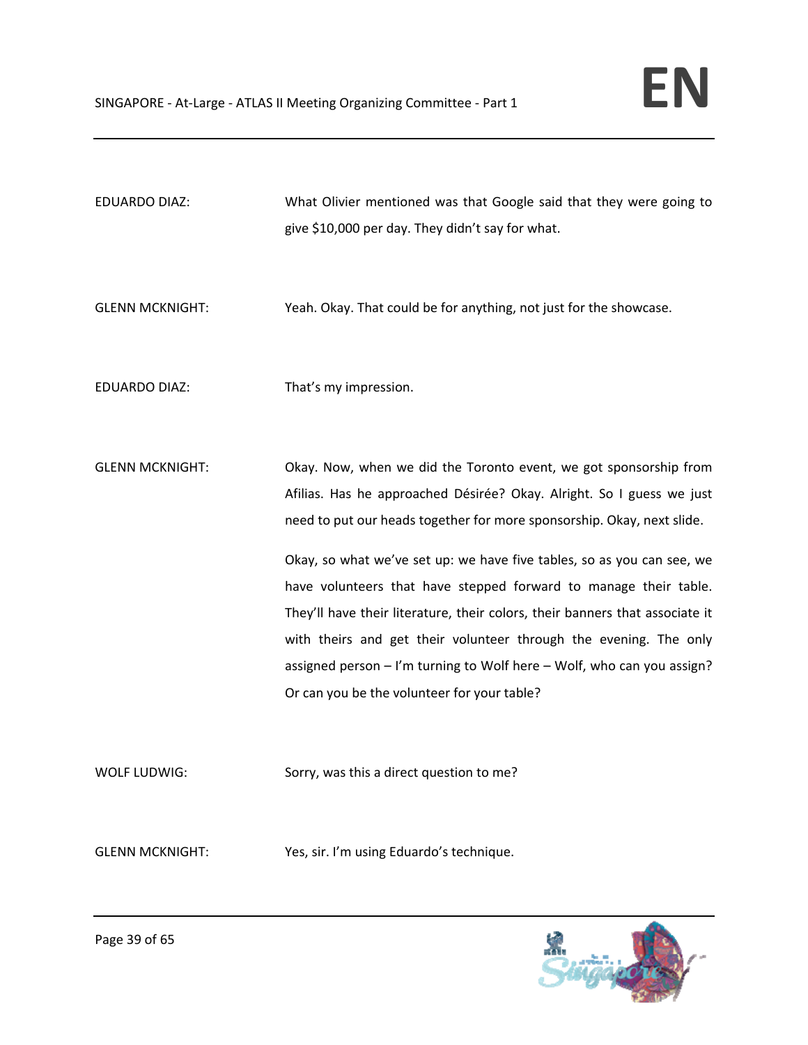EDUARDO DIAZ: What Olivier mentioned was that Google said that they were going to give $10,000 per day. They didn't say for what.

GLENN MCKNIGHT: Yeah. Okay. That could be for anything, not just for the showcase.

EDUARDO DIAZ: That's my impression.

GLENN MCKNIGHT: Okay. Now, when we did the Toronto event, we got sponsorship from Afilias. Has he approached Désirée? Okay. Alright. So I guess we just need to put our heads together for more sponsorship. Okay, next slide.

Okay, so what we've set up: we have five tables, so as you can see, we have volunteers that have stepped forward to manage their table. They'll have their literature, their colors, their banners that associate it with theirs and get their volunteer through the evening. The only assigned person – I'm turning to Wolf here – Wolf, who can you assign? Or can you be the volunteer for your table?

WOLF LUDWIG: Sorry, was this a direct question to me?

GLENN MCKNIGHT: Yes, sir. I'm using Eduardo's technique.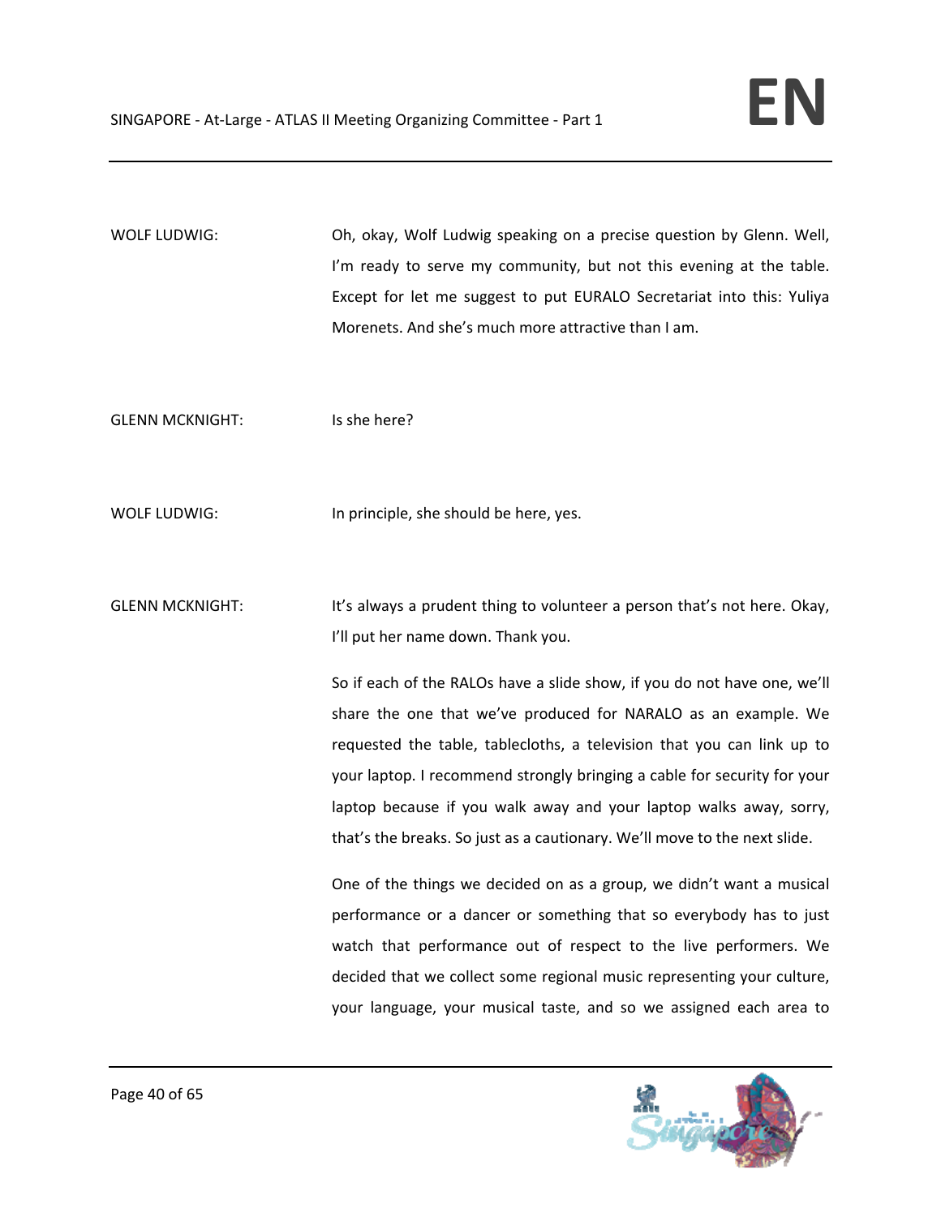WOLF LUDWIG: Oh, okay, Wolf Ludwig speaking on a precise question by Glenn. Well, I'm ready to serve my community, but not this evening at the table. Except for let me suggest to put EURALO Secretariat into this: Yuliya Morenets. And she's much more attractive than I am.

GLENN MCKNIGHT: Is she here?

WOLF LUDWIG: In principle, she should be here, yes.

GLENN MCKNIGHT: It's always a prudent thing to volunteer a person that's not here. Okay, I'll put her name down. Thank you.

So if each of the RALOs have a slide show, if you do not have one, we'll share the one that we've produced for NARALO as an example. We requested the table, tablecloths, a television that you can link up to your laptop. I recommend strongly bringing a cable for security for your laptop because if you walk away and your laptop walks away, sorry, that's the breaks. So just as a cautionary. We'll move to the next slide.

One of the things we decided on as a group, we didn't want a musical performance or a dancer or something that so everybody has to just watch that performance out of respect to the live performers. We decided that we collect some regional music representing your culture, your language, your musical taste, and so we assigned each area to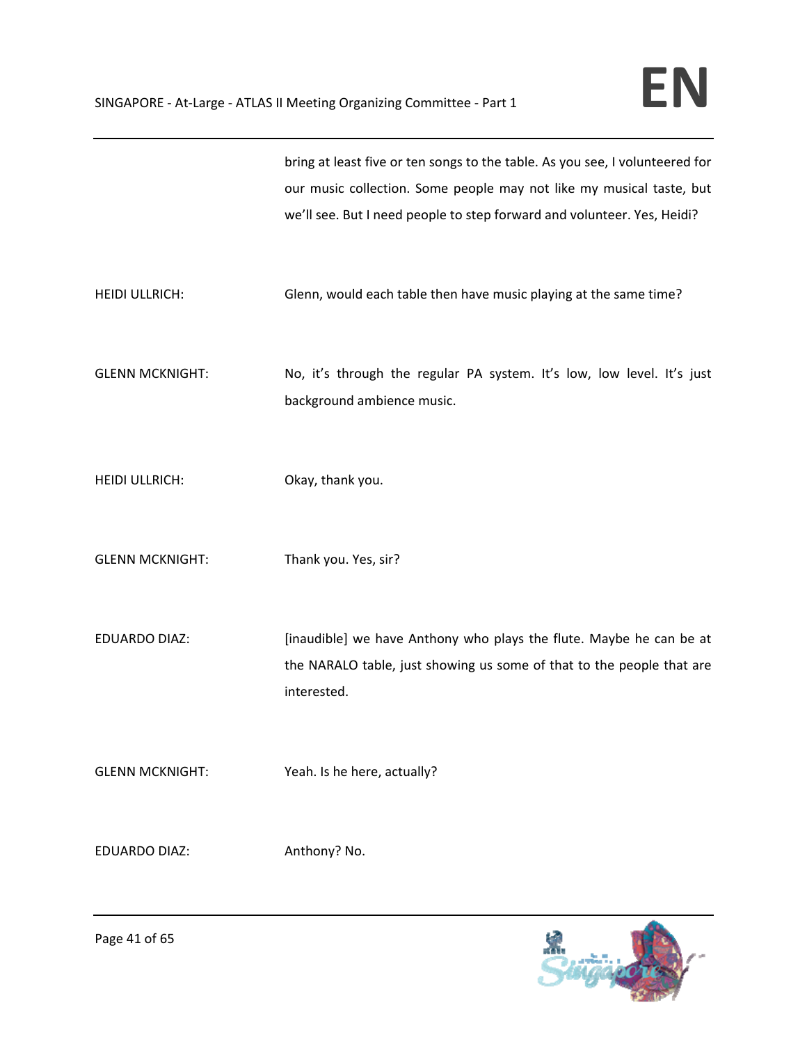bring at least five or ten songs to the table. As you see, I volunteered for our music collection. Some people may not like my musical taste, but we'll see. But I need people to step forward and volunteer. Yes, Heidi?

HEIDI ULLRICH: Glenn, would each table then have music playing at the same time?

GLENN MCKNIGHT: No, it's through the regular PA system. It's low, low level. It's just background ambience music.

HEIDI ULLRICH: Okay, thank you.

GLENN MCKNIGHT: Thank you. Yes, sir?

EDUARDO DIAZ: [inaudible] we have Anthony who plays the flute. Maybe he can be at the NARALO table, just showing us some of that to the people that are interested.

GLENN MCKNIGHT: Yeah. Is he here, actually?

EDUARDO DIAZ: Anthony? No.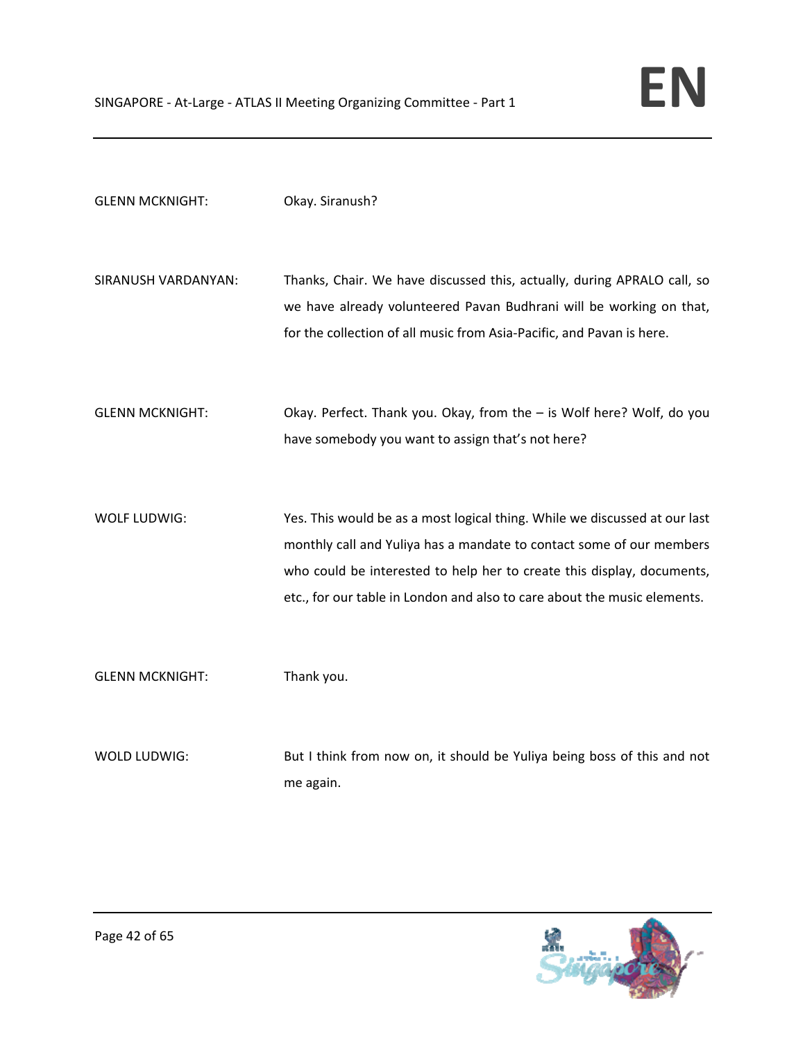GLENN MCKNIGHT: Okay. Siranush?

SIRANUSH VARDANYAN: Thanks, Chair. We have discussed this, actually, during APRALO call, so we have already volunteered Pavan Budhrani will be working on that, for the collection of all music from Asia-Pacific, and Pavan is here.

GLENN MCKNIGHT: Okay. Perfect. Thank you. Okay, from the – is Wolf here? Wolf, do you have somebody you want to assign that's not here?

WOLF LUDWIG: Yes. This would be as a most logical thing. While we discussed at our last monthly call and Yuliya has a mandate to contact some of our members who could be interested to help her to create this display, documents, etc., for our table in London and also to care about the music elements.

GLENN MCKNIGHT: Thank you.

WOLD LUDWIG: But I think from now on, it should be Yuliya being boss of this and not me again.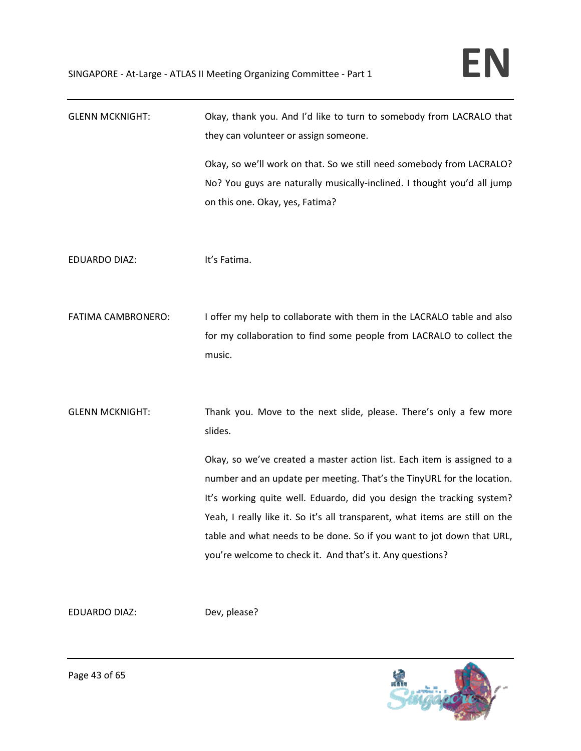GLENN MCKNIGHT: Okay, thank you. And I'd like to turn to somebody from LACRALO that they can volunteer or assign someone.

Okay, so we'll work on that. So we still need somebody from LACRALO? No? You guys are naturally musically-inclined. I thought you'd all jump on this one. Okay, yes, Fatima?

EDUARDO DIAZ: It's Fatima.

FATIMA CAMBRONERO: I offer my help to collaborate with them in the LACRALO table and also for my collaboration to find some people from LACRALO to collect the music.

GLENN MCKNIGHT: Thank you. Move to the next slide, please. There's only a few more slides.

Okay, so we've created a master action list. Each item is assigned to a number and an update per meeting. That's the TinyURL for the location. It's working quite well. Eduardo, did you design the tracking system? Yeah, I really like it. So it's all transparent, what items are still on the table and what needs to be done. So if you want to jot down that URL, you're welcome to check it. And that's it. Any questions?

EDUARDO DIAZ: Dev, please?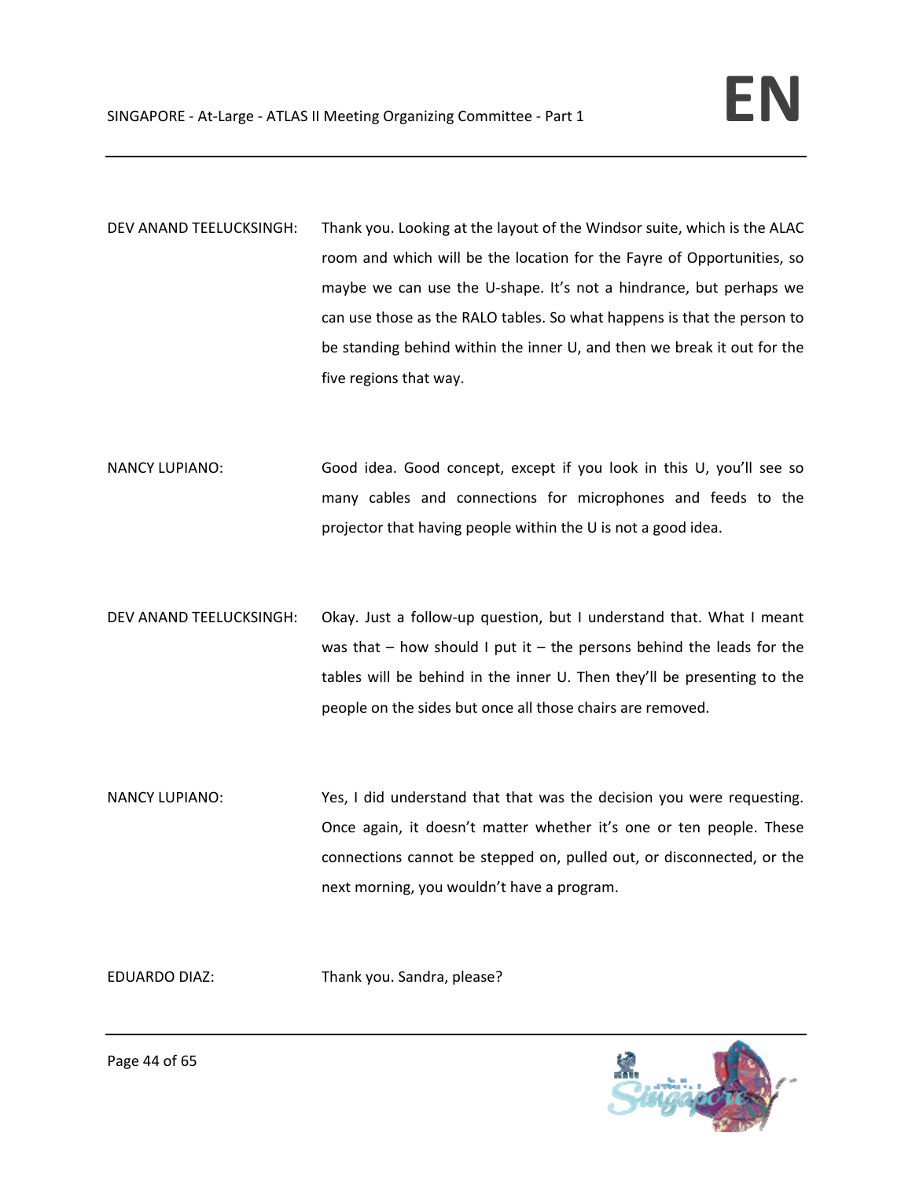DEV ANAND TEELUCKSINGH: Thank you. Looking at the layout of the Windsor suite, which is the ALAC room and which will be the location for the Fayre of Opportunities, so maybe we can use the U-shape. It's not a hindrance, but perhaps we can use those as the RALO tables. So what happens is that the person to be standing behind within the inner U, and then we break it out for the five regions that way.

NANCY LUPIANO: Good idea. Good concept, except if you look in this U, you'll see so many cables and connections for microphones and feeds to the projector that having people within the U is not a good idea.

DEV ANAND TEELUCKSINGH: Okay. Just a follow-up question, but I understand that. What I meant was that – how should I put it – the persons behind the leads for the tables will be behind in the inner U. Then they'll be presenting to the people on the sides but once all those chairs are removed.

NANCY LUPIANO: Yes, I did understand that that was the decision you were requesting. Once again, it doesn't matter whether it's one or ten people. These connections cannot be stepped on, pulled out, or disconnected, or the next morning, you wouldn't have a program.

EDUARDO DIAZ: Thank you. Sandra, please?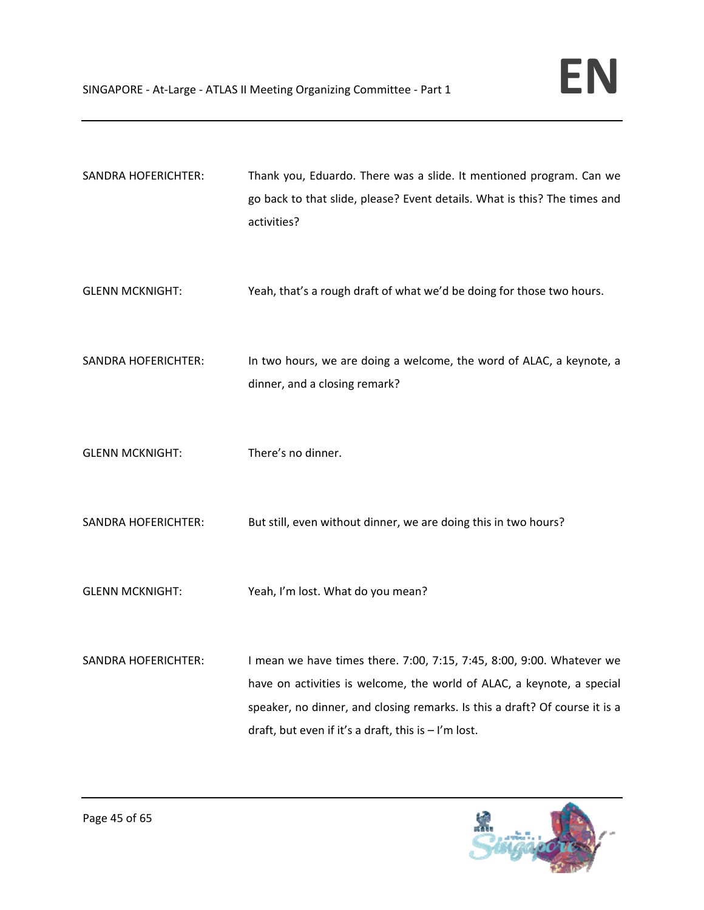SANDRA HOFERICHTER: Thank you, Eduardo. There was a slide. It mentioned program. Can we go back to that slide, please? Event details. What is this? The times and activities?

GLENN MCKNIGHT: Yeah, that's a rough draft of what we'd be doing for those two hours.

SANDRA HOFERICHTER: In two hours, we are doing a welcome, the word of ALAC, a keynote, a dinner, and a closing remark?

GLENN MCKNIGHT: There's no dinner.

SANDRA HOFERICHTER: But still, even without dinner, we are doing this in two hours?

GLENN MCKNIGHT: Yeah, I'm lost. What do you mean?

SANDRA HOFERICHTER: I mean we have times there. 7:00, 7:15, 7:45, 8:00, 9:00. Whatever we have on activities is welcome, the world of ALAC, a keynote, a special speaker, no dinner, and closing remarks. Is this a draft? Of course it is a draft, but even if it's a draft, this is – I'm lost.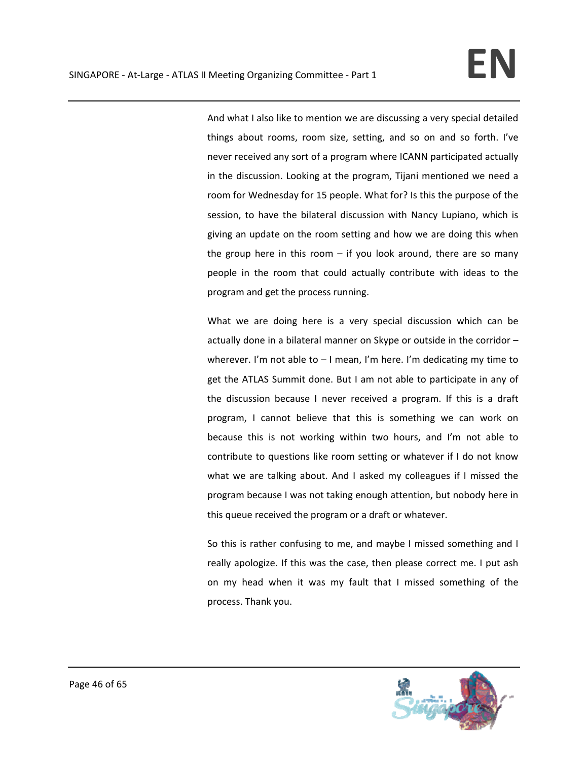And what I also like to mention we are discussing a very special detailed things about rooms, room size, setting, and so on and so forth. I've never received any sort of a program where ICANN participated actually in the discussion. Looking at the program, Tijani mentioned we need a room for Wednesday for 15 people. What for? Is this the purpose of the session, to have the bilateral discussion with Nancy Lupiano, which is giving an update on the room setting and how we are doing this when the group here in this room – if you look around, there are so many people in the room that could actually contribute with ideas to the program and get the process running.

What we are doing here is a very special discussion which can be actually done in a bilateral manner on Skype or outside in the corridor – wherever. I'm not able to – I mean, I'm here. I'm dedicating my time to get the ATLAS Summit done. But I am not able to participate in any of the discussion because I never received a program. If this is a draft program, I cannot believe that this is something we can work on because this is not working within two hours, and I'm not able to contribute to questions like room setting or whatever if I do not know what we are talking about. And I asked my colleagues if I missed the program because I was not taking enough attention, but nobody here in this queue received the program or a draft or whatever.

So this is rather confusing to me, and maybe I missed something and I really apologize. If this was the case, then please correct me. I put ash on my head when it was my fault that I missed something of the process. Thank you.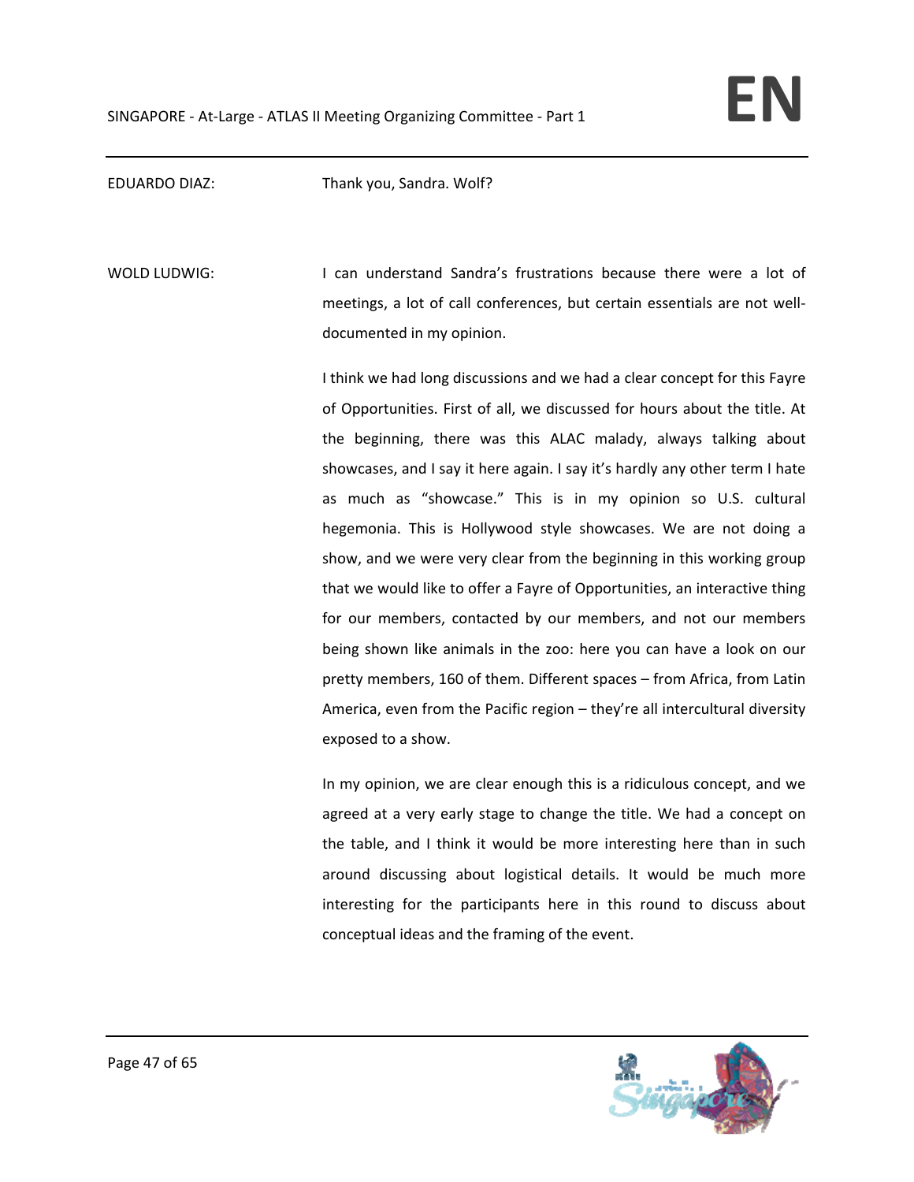EDUARDO DIAZ: Thank you, Sandra. Wolf?

WOLD LUDWIG: I can understand Sandra's frustrations because there were a lot of meetings, a lot of call conferences, but certain essentials are not well-documented in my opinion.

I think we had long discussions and we had a clear concept for this Fayre of Opportunities. First of all, we discussed for hours about the title. At the beginning, there was this ALAC malady, always talking about showcases, and I say it here again. I say it's hardly any other term I hate as much as "showcase." This is in my opinion so U.S. cultural hegemonia. This is Hollywood style showcases. We are not doing a show, and we were very clear from the beginning in this working group that we would like to offer a Fayre of Opportunities, an interactive thing for our members, contacted by our members, and not our members being shown like animals in the zoo: here you can have a look on our pretty members, 160 of them. Different spaces – from Africa, from Latin America, even from the Pacific region – they're all intercultural diversity exposed to a show.

In my opinion, we are clear enough this is a ridiculous concept, and we agreed at a very early stage to change the title. We had a concept on the table, and I think it would be more interesting here than in such around discussing about logistical details. It would be much more interesting for the participants here in this round to discuss about conceptual ideas and the framing of the event.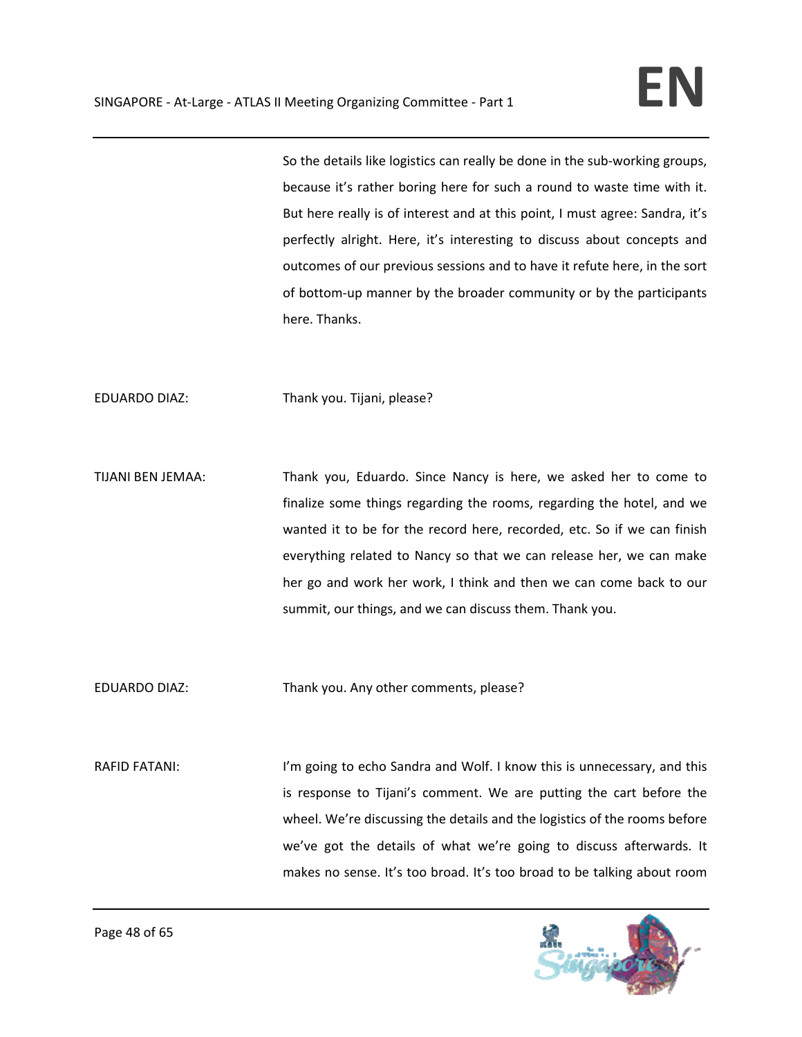So the details like logistics can really be done in the sub-working groups, because it's rather boring here for such a round to waste time with it. But here really is of interest and at this point, I must agree: Sandra, it's perfectly alright. Here, it's interesting to discuss about concepts and outcomes of our previous sessions and to have it refute here, in the sort of bottom-up manner by the broader community or by the participants here. Thanks.

EDUARDO DIAZ: Thank you. Tijani, please?

TIJANI BEN JEMAA: Thank you, Eduardo. Since Nancy is here, we asked her to come to finalize some things regarding the rooms, regarding the hotel, and we wanted it to be for the record here, recorded, etc. So if we can finish everything related to Nancy so that we can release her, we can make her go and work her work, I think and then we can come back to our summit, our things, and we can discuss them. Thank you.

EDUARDO DIAZ: Thank you. Any other comments, please?

RAFID FATANI: I'm going to echo Sandra and Wolf. I know this is unnecessary, and this is response to Tijani's comment. We are putting the cart before the wheel. We're discussing the details and the logistics of the rooms before we've got the details of what we're going to discuss afterwards. It makes no sense. It's too broad. It's too broad to be talking about room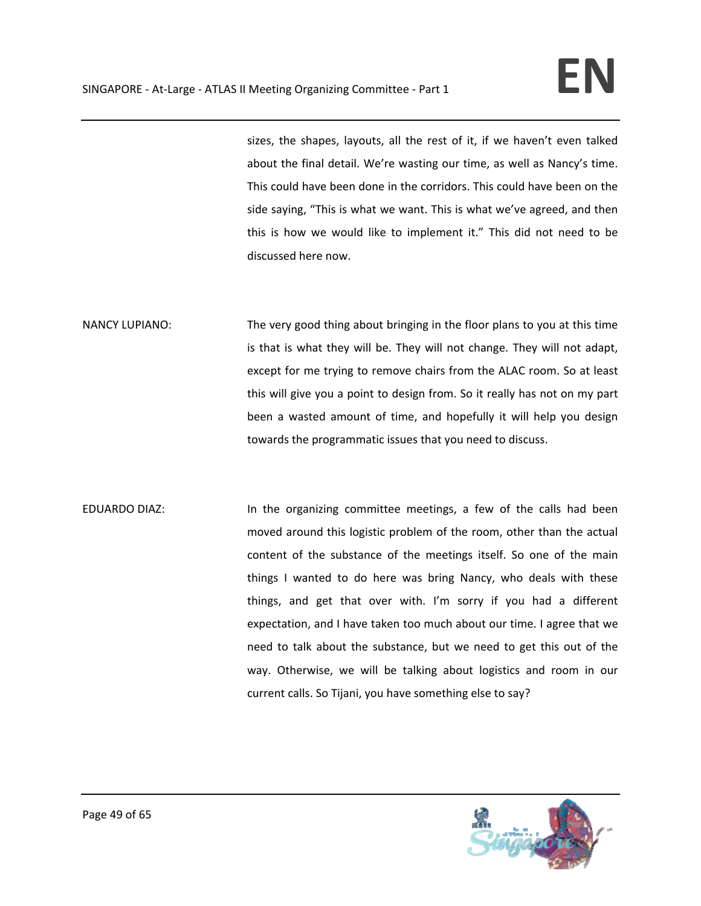sizes, the shapes, layouts, all the rest of it, if we haven't even talked about the final detail. We're wasting our time, as well as Nancy's time. This could have been done in the corridors. This could have been on the side saying, "This is what we want. This is what we've agreed, and then this is how we would like to implement it." This did not need to be discussed here now.

NANCY LUPIANO: The very good thing about bringing in the floor plans to you at this time is that is what they will be. They will not change. They will not adapt, except for me trying to remove chairs from the ALAC room. So at least this will give you a point to design from. So it really has not on my part been a wasted amount of time, and hopefully it will help you design towards the programmatic issues that you need to discuss.

EDUARDO DIAZ: In the organizing committee meetings, a few of the calls had been moved around this logistic problem of the room, other than the actual content of the substance of the meetings itself. So one of the main things I wanted to do here was bring Nancy, who deals with these things, and get that over with. I'm sorry if you had a different expectation, and I have taken too much about our time. I agree that we need to talk about the substance, but we need to get this out of the way. Otherwise, we will be talking about logistics and room in our current calls. So Tijani, you have something else to say?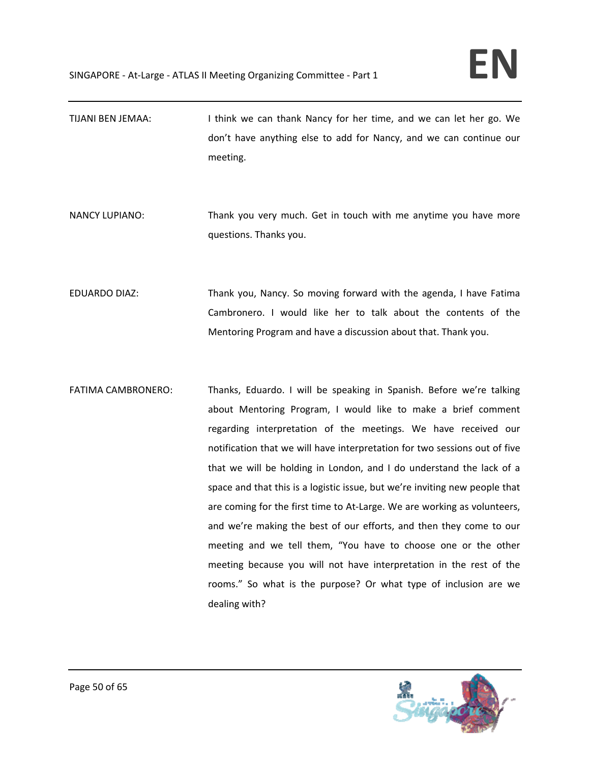TIJANI BEN JEMAA: I think we can thank Nancy for her time, and we can let her go. We don't have anything else to add for Nancy, and we can continue our meeting.

NANCY LUPIANO: Thank you very much. Get in touch with me anytime you have more questions. Thanks you.

EDUARDO DIAZ: Thank you, Nancy. So moving forward with the agenda, I have Fatima Cambronero. I would like her to talk about the contents of the Mentoring Program and have a discussion about that. Thank you.

FATIMA CAMBRONERO: Thanks, Eduardo. I will be speaking in Spanish. Before we're talking about Mentoring Program, I would like to make a brief comment regarding interpretation of the meetings. We have received our notification that we will have interpretation for two sessions out of five that we will be holding in London, and I do understand the lack of a space and that this is a logistic issue, but we're inviting new people that are coming for the first time to At-Large. We are working as volunteers, and we're making the best of our efforts, and then they come to our meeting and we tell them, "You have to choose one or the other meeting because you will not have interpretation in the rest of the rooms." So what is the purpose? Or what type of inclusion are we dealing with?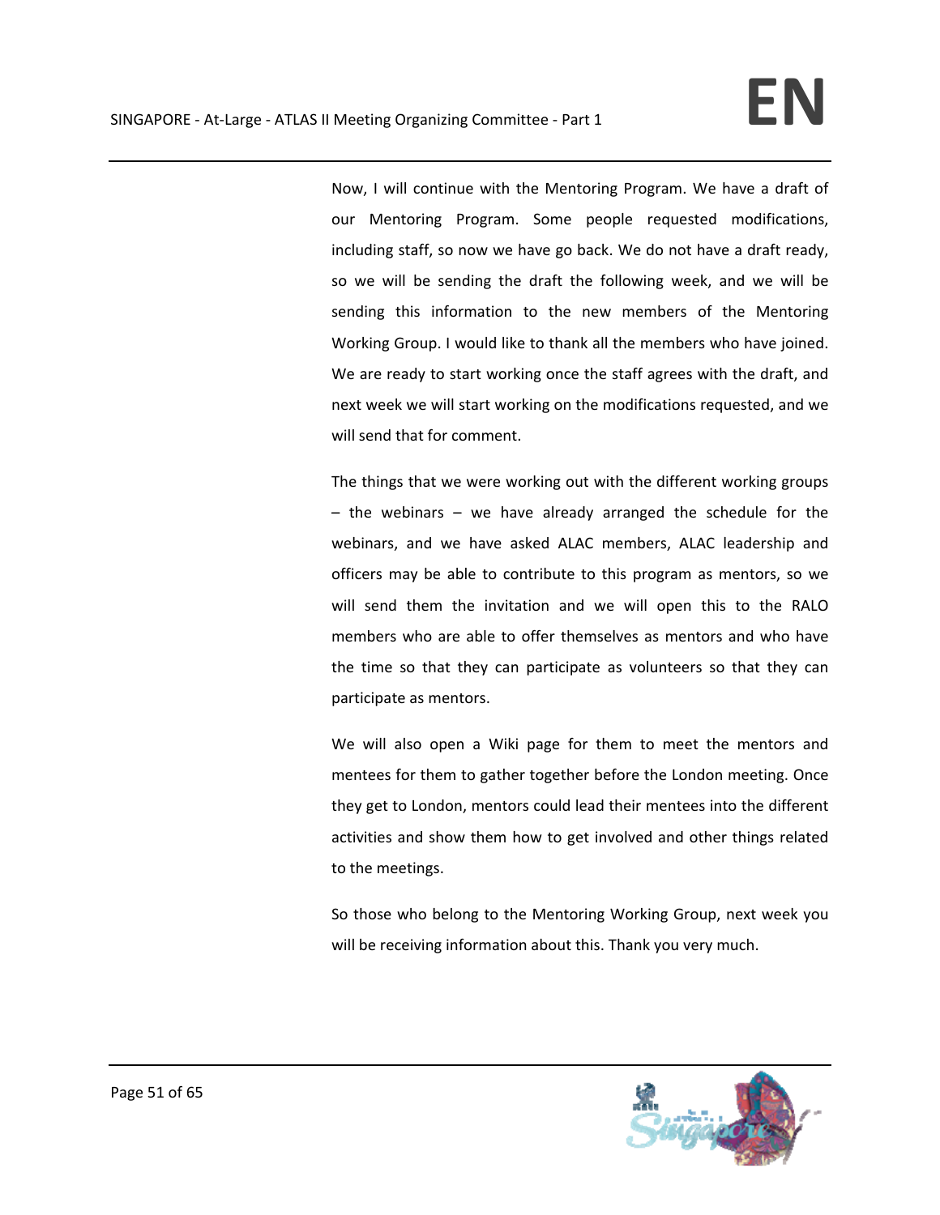Now, I will continue with the Mentoring Program. We have a draft of our Mentoring Program. Some people requested modifications, including staff, so now we have go back. We do not have a draft ready, so we will be sending the draft the following week, and we will be sending this information to the new members of the Mentoring Working Group. I would like to thank all the members who have joined. We are ready to start working once the staff agrees with the draft, and next week we will start working on the modifications requested, and we will send that for comment.

The things that we were working out with the different working groups – the webinars – we have already arranged the schedule for the webinars, and we have asked ALAC members, ALAC leadership and officers may be able to contribute to this program as mentors, so we will send them the invitation and we will open this to the RALO members who are able to offer themselves as mentors and who have the time so that they can participate as volunteers so that they can participate as mentors.

We will also open a Wiki page for them to meet the mentors and mentees for them to gather together before the London meeting. Once they get to London, mentors could lead their mentees into the different activities and show them how to get involved and other things related to the meetings.

So those who belong to the Mentoring Working Group, next week you will be receiving information about this. Thank you very much.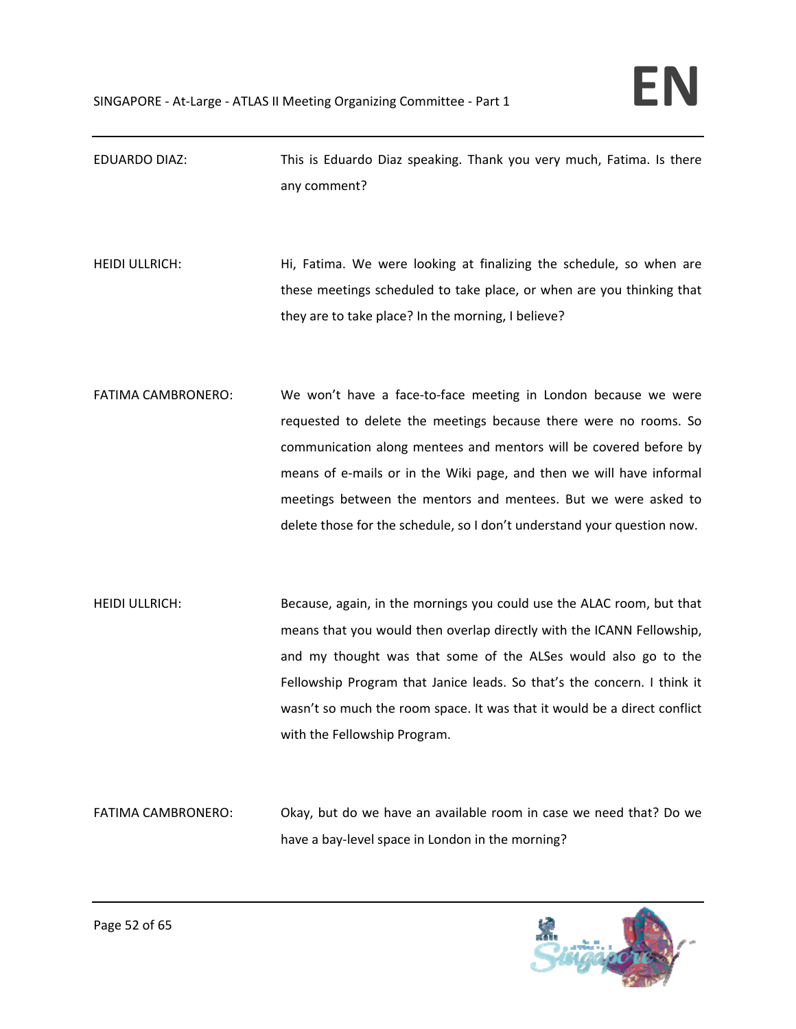EDUARDO DIAZ: This is Eduardo Diaz speaking. Thank you very much, Fatima. Is there any comment?

HEIDI ULLRICH: Hi, Fatima. We were looking at finalizing the schedule, so when are these meetings scheduled to take place, or when are you thinking that they are to take place? In the morning, I believe?

FATIMA CAMBRONERO: We won't have a face-to-face meeting in London because we were requested to delete the meetings because there were no rooms. So communication along mentees and mentors will be covered before by means of e-mails or in the Wiki page, and then we will have informal meetings between the mentors and mentees. But we were asked to delete those for the schedule, so I don't understand your question now.

HEIDI ULLRICH: Because, again, in the mornings you could use the ALAC room, but that means that you would then overlap directly with the ICANN Fellowship, and my thought was that some of the ALSes would also go to the Fellowship Program that Janice leads. So that's the concern. I think it wasn't so much the room space. It was that it would be a direct conflict with the Fellowship Program.

FATIMA CAMBRONERO: Okay, but do we have an available room in case we need that? Do we have a bay-level space in London in the morning?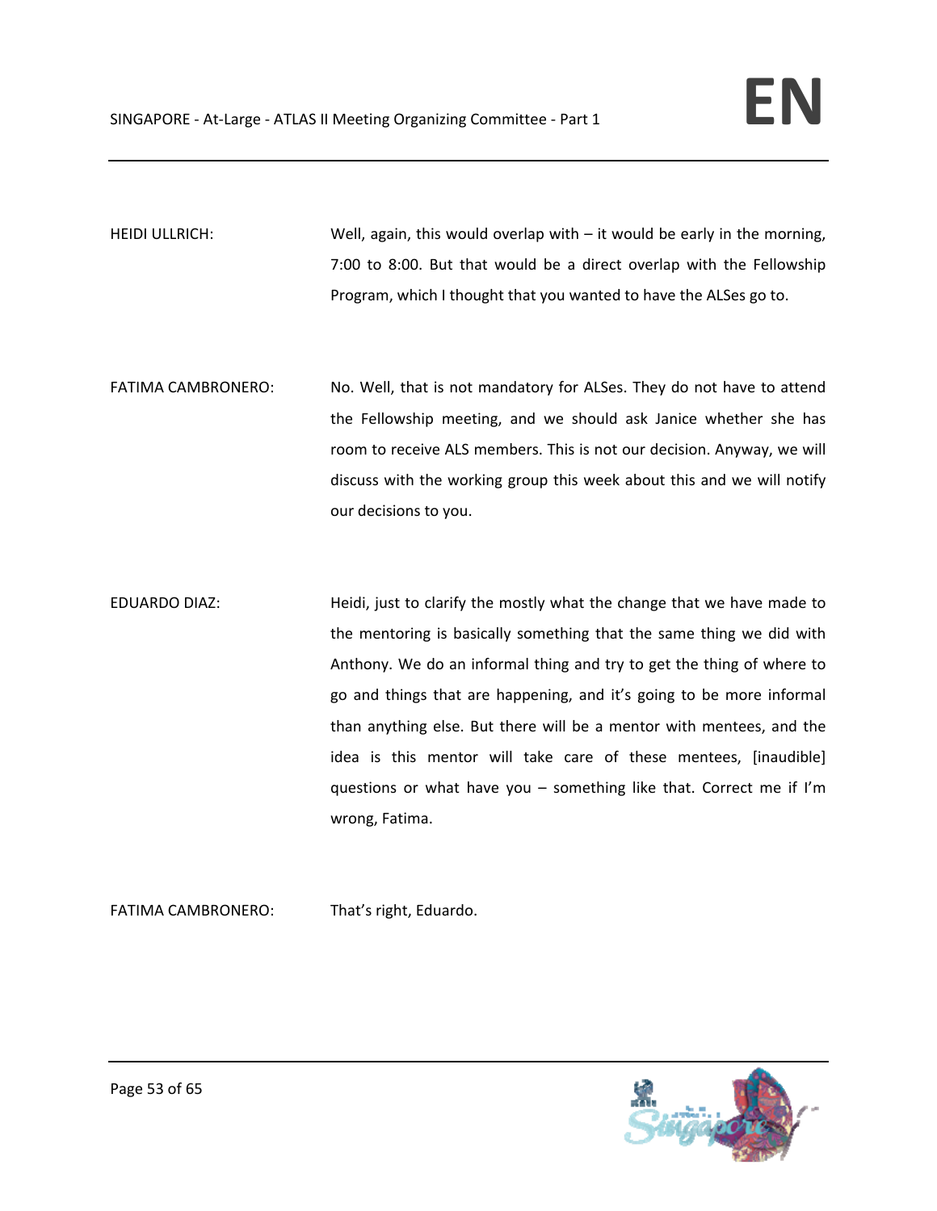HEIDI ULLRICH: Well, again, this would overlap with – it would be early in the morning, 7:00 to 8:00. But that would be a direct overlap with the Fellowship Program, which I thought that you wanted to have the ALSes go to.

FATIMA CAMBRONERO: No. Well, that is not mandatory for ALSes. They do not have to attend the Fellowship meeting, and we should ask Janice whether she has room to receive ALS members. This is not our decision. Anyway, we will discuss with the working group this week about this and we will notify our decisions to you.

EDUARDO DIAZ: Heidi, just to clarify the mostly what the change that we have made to the mentoring is basically something that the same thing we did with Anthony. We do an informal thing and try to get the thing of where to go and things that are happening, and it's going to be more informal than anything else. But there will be a mentor with mentees, and the idea is this mentor will take care of these mentees, [inaudible] questions or what have you – something like that. Correct me if I'm wrong, Fatima.

FATIMA CAMBRONERO: That's right, Eduardo.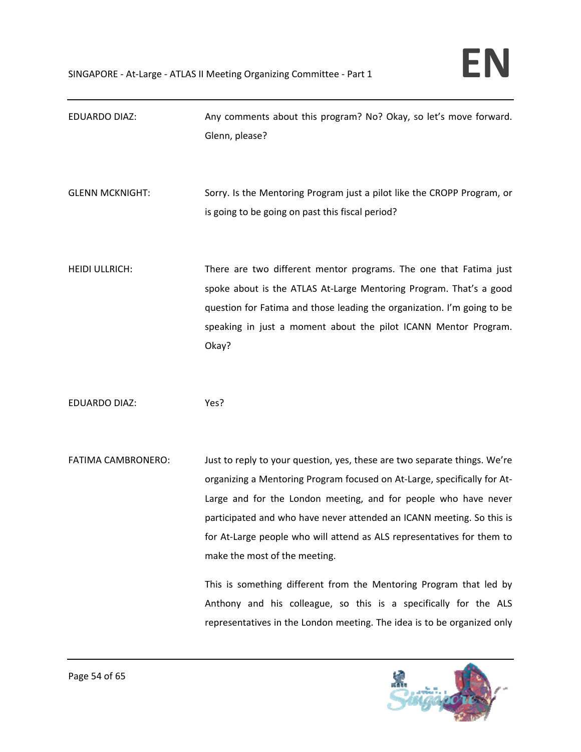EDUARDO DIAZ: Any comments about this program? No? Okay, so let's move forward. Glenn, please?

GLENN MCKNIGHT: Sorry. Is the Mentoring Program just a pilot like the CROPP Program, or is going to be going on past this fiscal period?

HEIDI ULLRICH: There are two different mentor programs. The one that Fatima just spoke about is the ATLAS At-Large Mentoring Program. That's a good question for Fatima and those leading the organization. I'm going to be speaking in just a moment about the pilot ICANN Mentor Program. Okay?

EDUARDO DIAZ: Yes?

FATIMA CAMBRONERO: Just to reply to your question, yes, these are two separate things. We're organizing a Mentoring Program focused on At-Large, specifically for At-Large and for the London meeting, and for people who have never participated and who have never attended an ICANN meeting. So this is for At-Large people who will attend as ALS representatives for them to make the most of the meeting.

This is something different from the Mentoring Program that led by Anthony and his colleague, so this is a specifically for the ALS representatives in the London meeting. The idea is to be organized only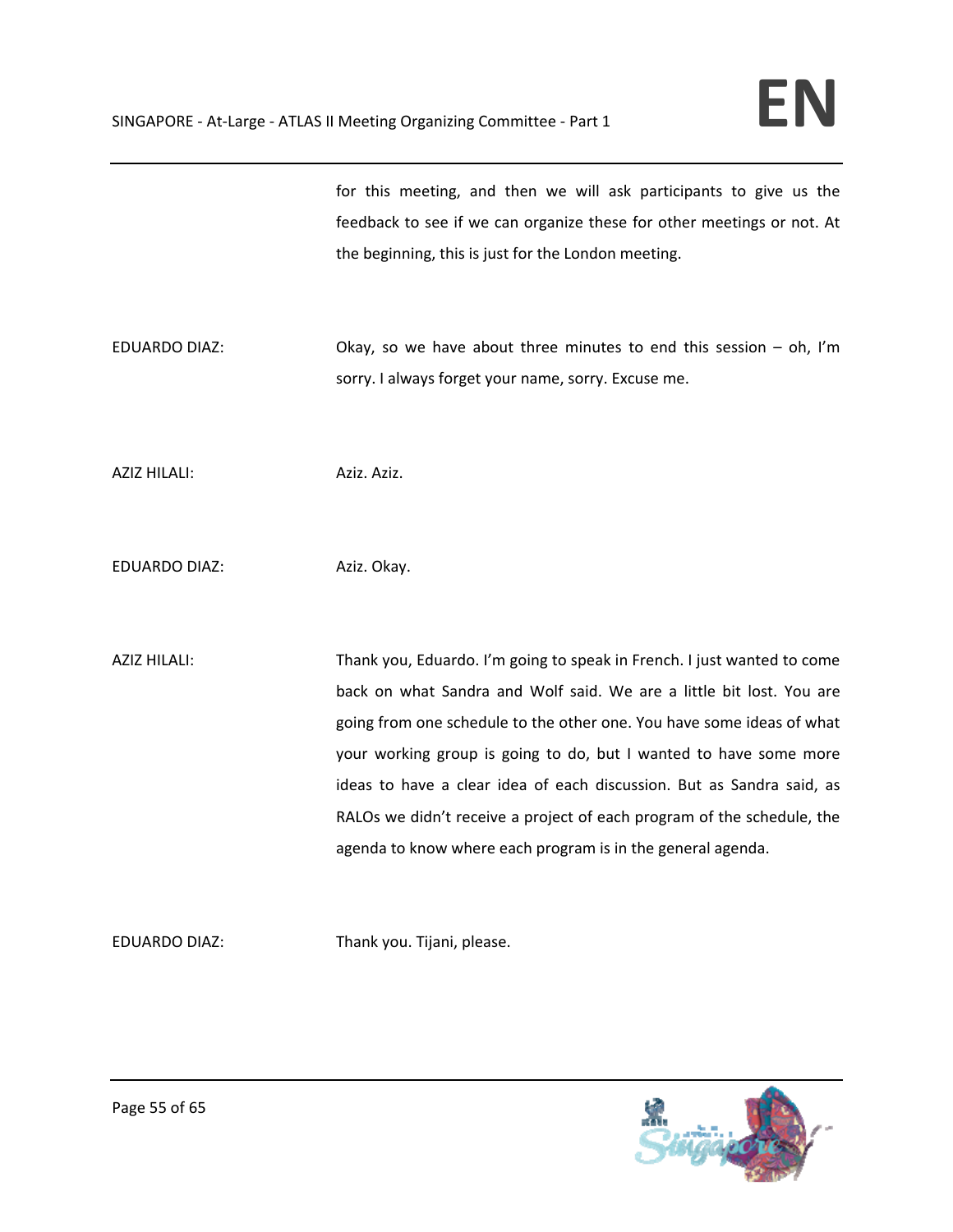for this meeting, and then we will ask participants to give us the feedback to see if we can organize these for other meetings or not. At the beginning, this is just for the London meeting.

EDUARDO DIAZ: Okay, so we have about three minutes to end this session – oh, I'm sorry. I always forget your name, sorry. Excuse me.

AZIZ HILALI: Aziz. Aziz.

EDUARDO DIAZ: Aziz. Okay.

AZIZ HILALI: Thank you, Eduardo. I'm going to speak in French. I just wanted to come back on what Sandra and Wolf said. We are a little bit lost. You are going from one schedule to the other one. You have some ideas of what your working group is going to do, but I wanted to have some more ideas to have a clear idea of each discussion. But as Sandra said, as RALOs we didn't receive a project of each program of the schedule, the agenda to know where each program is in the general agenda.

EDUARDO DIAZ: Thank you. Tijani, please.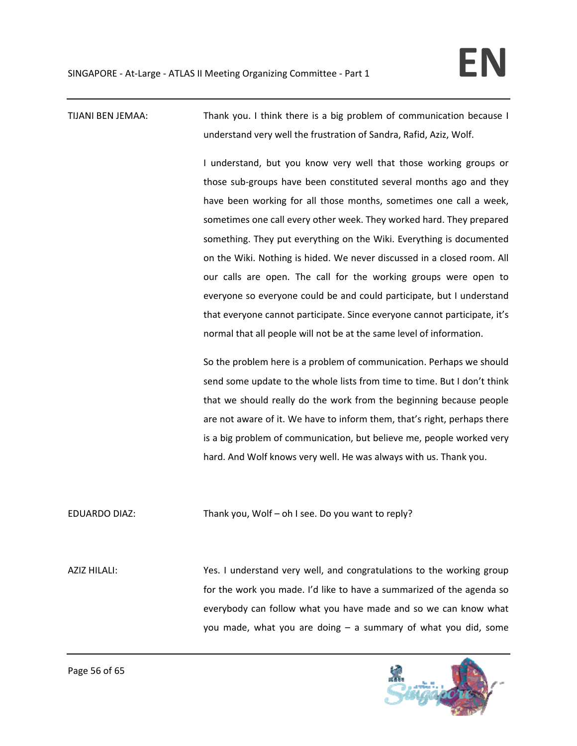TIJANI BEN JEMAA: Thank you. I think there is a big problem of communication because I understand very well the frustration of Sandra, Rafid, Aziz, Wolf.

I understand, but you know very well that those working groups or those sub-groups have been constituted several months ago and they have been working for all those months, sometimes one call a week, sometimes one call every other week. They worked hard. They prepared something. They put everything on the Wiki. Everything is documented on the Wiki. Nothing is hided. We never discussed in a closed room. All our calls are open. The call for the working groups were open to everyone so everyone could be and could participate, but I understand that everyone cannot participate. Since everyone cannot participate, it's normal that all people will not be at the same level of information.

So the problem here is a problem of communication. Perhaps we should send some update to the whole lists from time to time. But I don't think that we should really do the work from the beginning because people are not aware of it. We have to inform them, that's right, perhaps there is a big problem of communication, but believe me, people worked very hard. And Wolf knows very well. He was always with us. Thank you.

EDUARDO DIAZ: Thank you, Wolf – oh I see. Do you want to reply?

AZIZ HILALI: Yes. I understand very well, and congratulations to the working group for the work you made. I'd like to have a summarized of the agenda so everybody can follow what you have made and so we can know what you made, what you are doing – a summary of what you did, some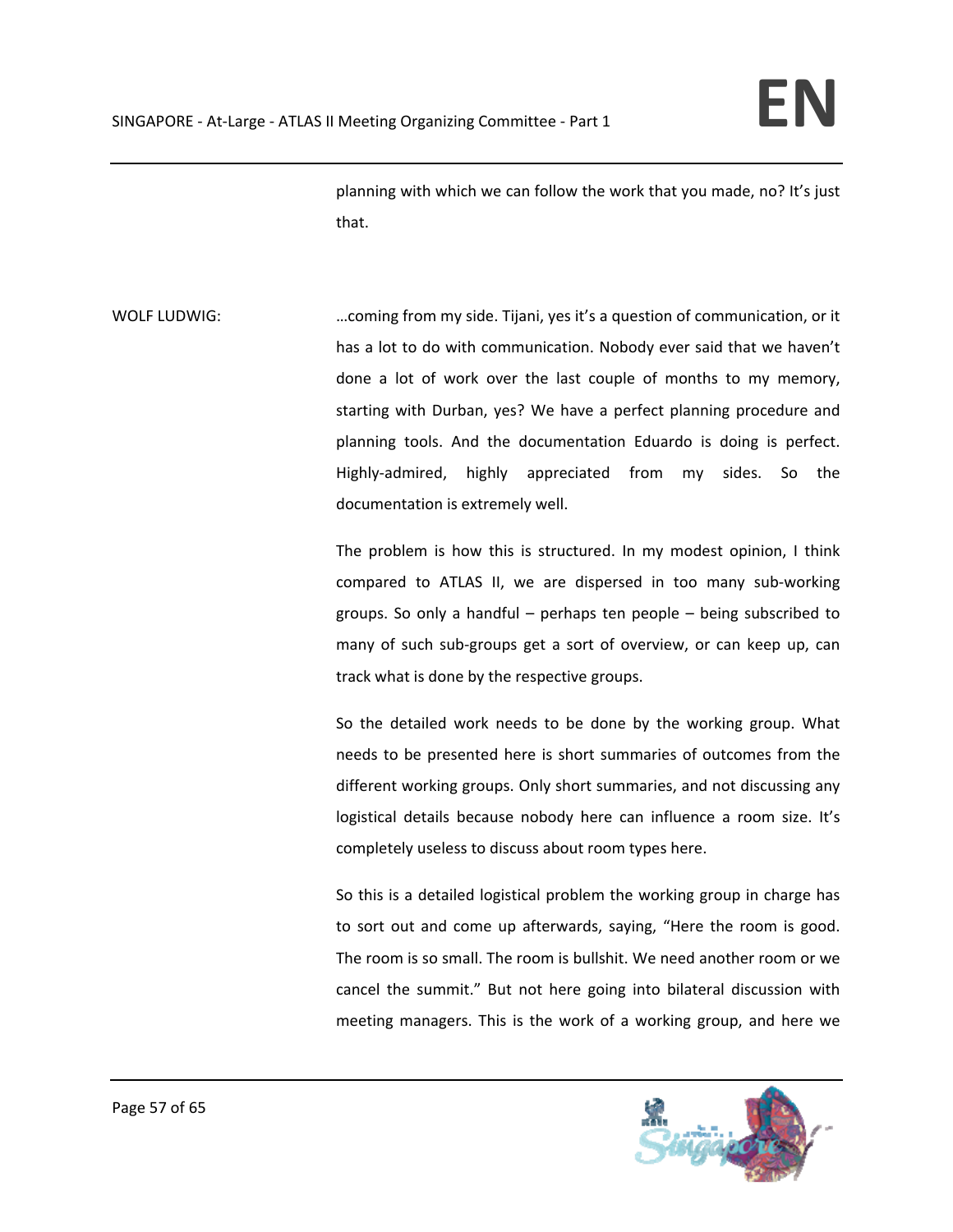planning with which we can follow the work that you made, no? It's just that.

WOLF LUDWIG: …coming from my side. Tijani, yes it's a question of communication, or it has a lot to do with communication. Nobody ever said that we haven't done a lot of work over the last couple of months to my memory, starting with Durban, yes? We have a perfect planning procedure and planning tools. And the documentation Eduardo is doing is perfect. Highly-admired, highly appreciated from my sides. So the documentation is extremely well.

The problem is how this is structured. In my modest opinion, I think compared to ATLAS II, we are dispersed in too many sub-working groups. So only a handful – perhaps ten people – being subscribed to many of such sub-groups get a sort of overview, or can keep up, can track what is done by the respective groups.

So the detailed work needs to be done by the working group. What needs to be presented here is short summaries of outcomes from the different working groups. Only short summaries, and not discussing any logistical details because nobody here can influence a room size. It's completely useless to discuss about room types here.

So this is a detailed logistical problem the working group in charge has to sort out and come up afterwards, saying, "Here the room is good. The room is so small. The room is bullshit. We need another room or we cancel the summit." But not here going into bilateral discussion with meeting managers. This is the work of a working group, and here we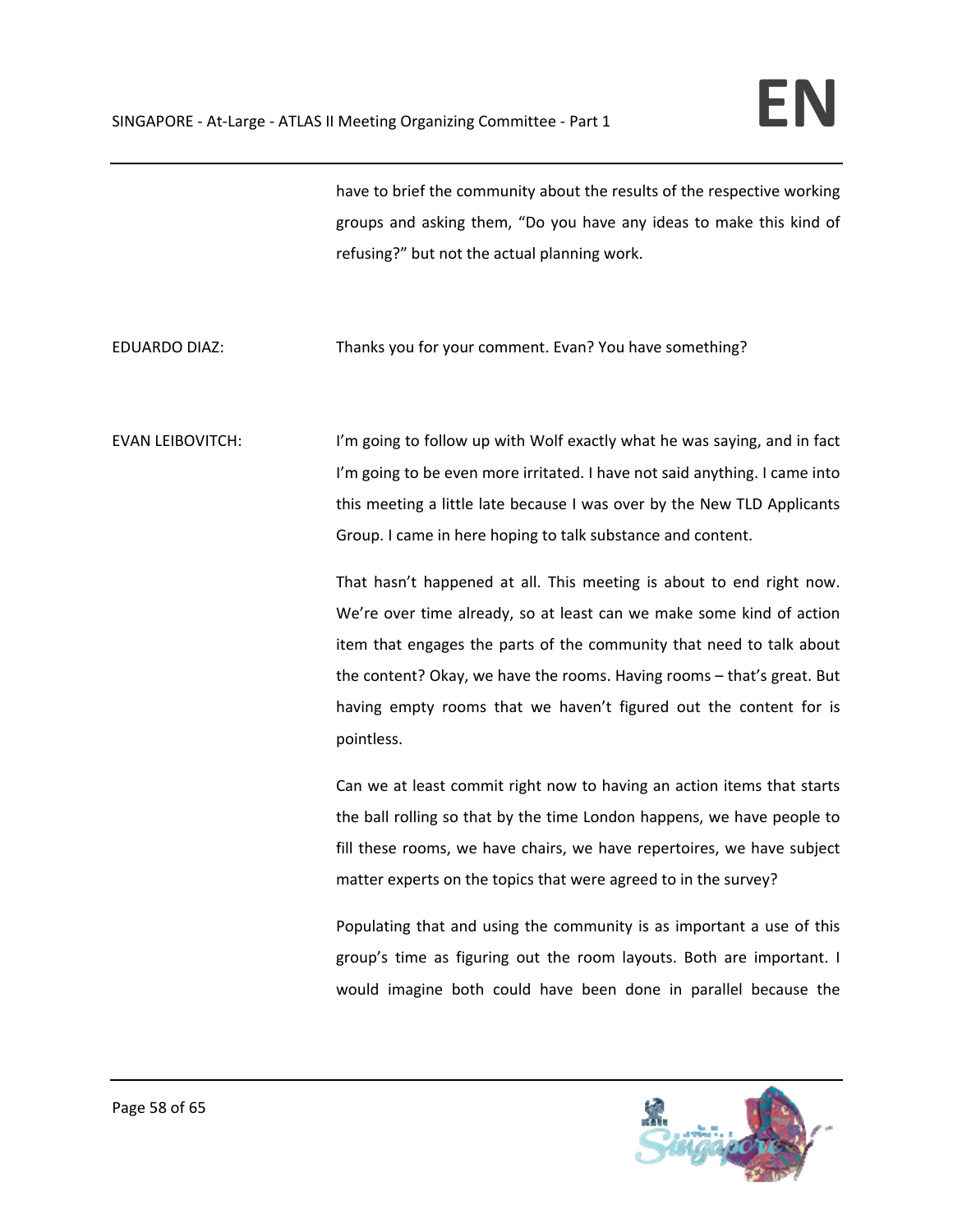have to brief the community about the results of the respective working groups and asking them, "Do you have any ideas to make this kind of refusing?" but not the actual planning work.

EDUARDO DIAZ: Thanks you for your comment. Evan? You have something?

EVAN LEIBOVITCH: I'm going to follow up with Wolf exactly what he was saying, and in fact I'm going to be even more irritated. I have not said anything. I came into this meeting a little late because I was over by the New TLD Applicants Group. I came in here hoping to talk substance and content.

That hasn't happened at all. This meeting is about to end right now. We're over time already, so at least can we make some kind of action item that engages the parts of the community that need to talk about the content? Okay, we have the rooms. Having rooms – that's great. But having empty rooms that we haven't figured out the content for is pointless.

Can we at least commit right now to having an action items that starts the ball rolling so that by the time London happens, we have people to fill these rooms, we have chairs, we have repertoires, we have subject matter experts on the topics that were agreed to in the survey?

Populating that and using the community is as important a use of this group's time as figuring out the room layouts. Both are important. I would imagine both could have been done in parallel because the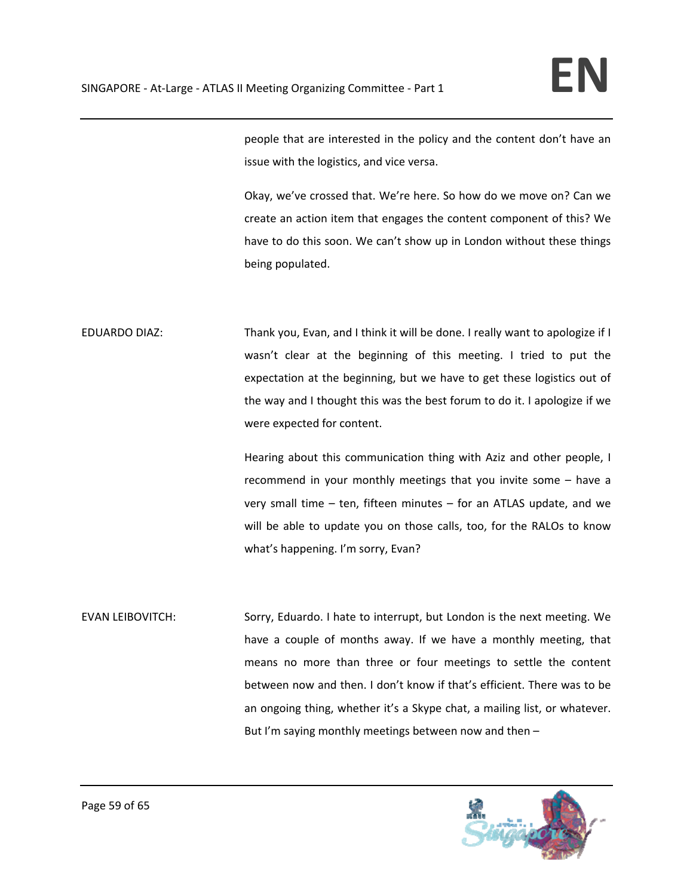people that are interested in the policy and the content don't have an issue with the logistics, and vice versa.

Okay, we've crossed that. We're here. So how do we move on? Can we create an action item that engages the content component of this? We have to do this soon. We can't show up in London without these things being populated.

EDUARDO DIAZ: Thank you, Evan, and I think it will be done. I really want to apologize if I wasn't clear at the beginning of this meeting. I tried to put the expectation at the beginning, but we have to get these logistics out of the way and I thought this was the best forum to do it. I apologize if we were expected for content.

Hearing about this communication thing with Aziz and other people, I recommend in your monthly meetings that you invite some – have a very small time – ten, fifteen minutes – for an ATLAS update, and we will be able to update you on those calls, too, for the RALOs to know what's happening. I'm sorry, Evan?

EVAN LEIBOVITCH: Sorry, Eduardo. I hate to interrupt, but London is the next meeting. We have a couple of months away. If we have a monthly meeting, that means no more than three or four meetings to settle the content between now and then. I don't know if that's efficient. There was to be an ongoing thing, whether it's a Skype chat, a mailing list, or whatever. But I'm saying monthly meetings between now and then –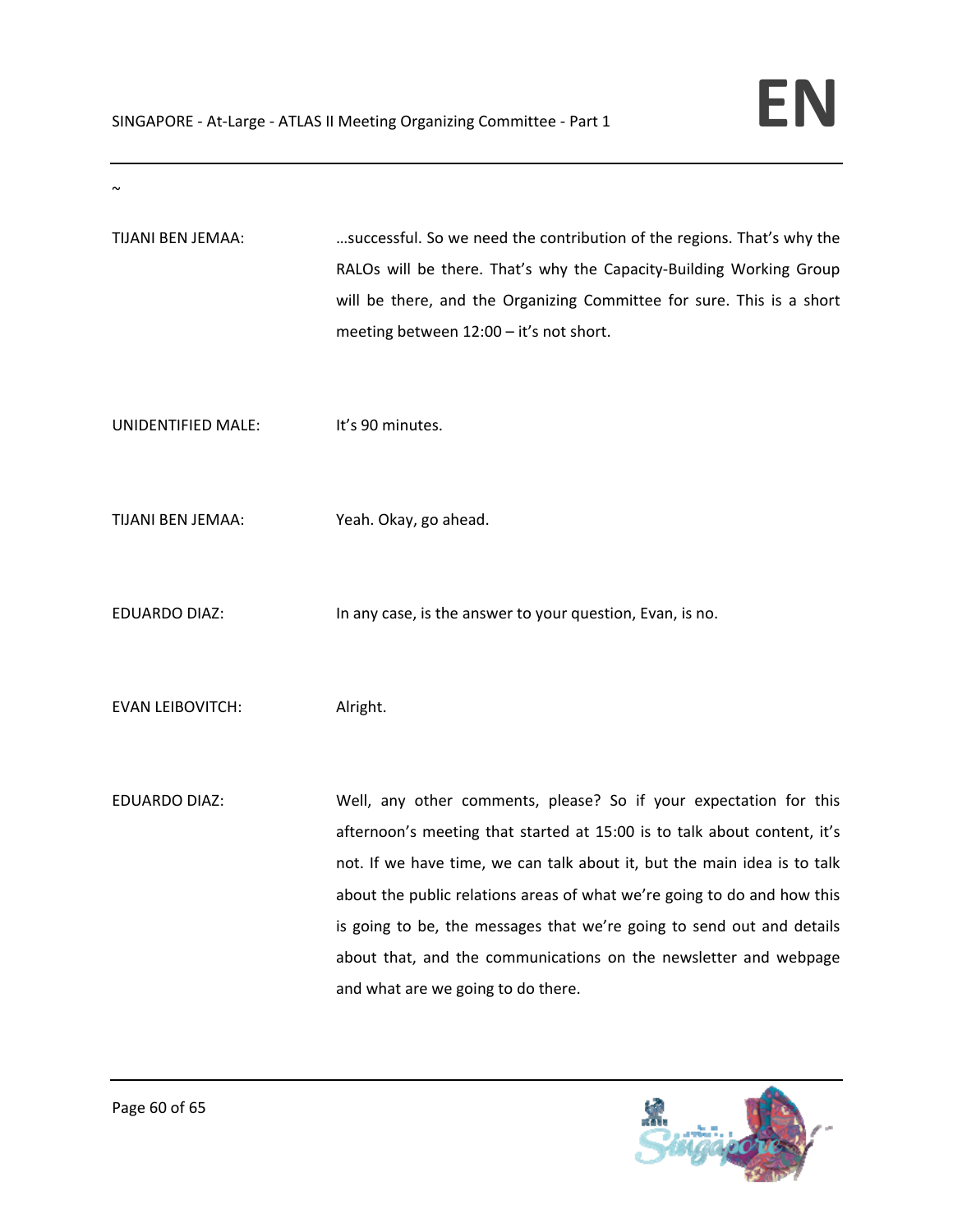~

TIJANI BEN JEMAA: …successful. So we need the contribution of the regions. That's why the RALOs will be there. That's why the Capacity-Building Working Group will be there, and the Organizing Committee for sure. This is a short meeting between 12:00 – it's not short.

UNIDENTIFIED MALE: It's 90 minutes.

TIJANI BEN JEMAA: Yeah. Okay, go ahead.

EDUARDO DIAZ: In any case, is the answer to your question, Evan, is no.

EVAN LEIBOVITCH: Alright.

EDUARDO DIAZ: Well, any other comments, please? So if your expectation for this afternoon's meeting that started at 15:00 is to talk about content, it's not. If we have time, we can talk about it, but the main idea is to talk about the public relations areas of what we're going to do and how this is going to be, the messages that we're going to send out and details about that, and the communications on the newsletter and webpage and what are we going to do there.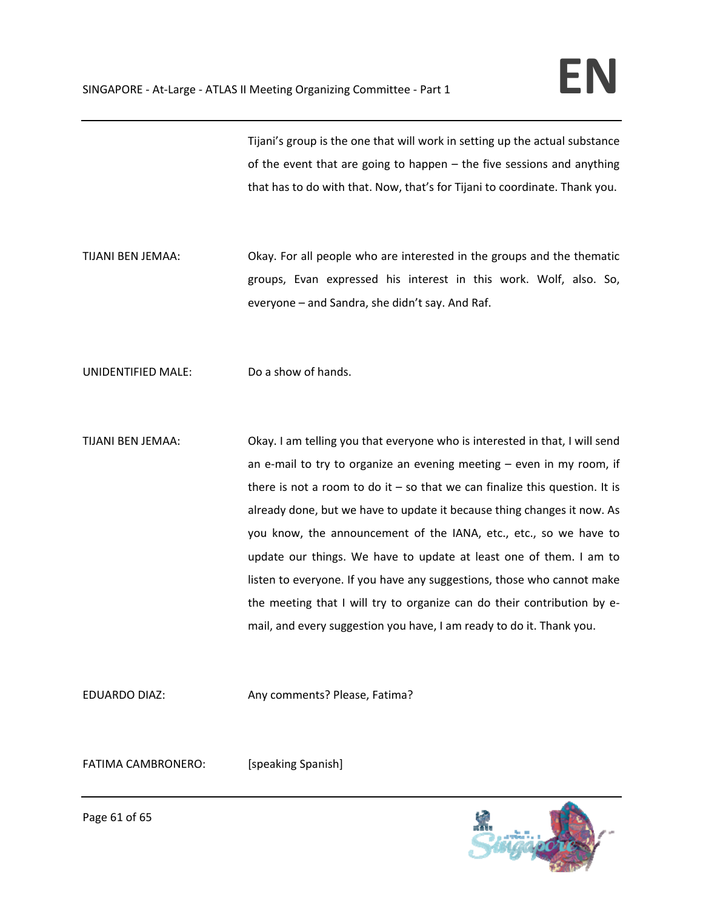Tijani's group is the one that will work in setting up the actual substance of the event that are going to happen – the five sessions and anything that has to do with that. Now, that's for Tijani to coordinate. Thank you.

TIJANI BEN JEMAA: Okay. For all people who are interested in the groups and the thematic groups, Evan expressed his interest in this work. Wolf, also. So, everyone – and Sandra, she didn't say. And Raf.

UNIDENTIFIED MALE: Do a show of hands.

TIJANI BEN JEMAA: Okay. I am telling you that everyone who is interested in that, I will send an e-mail to try to organize an evening meeting – even in my room, if there is not a room to do it – so that we can finalize this question. It is already done, but we have to update it because thing changes it now. As you know, the announcement of the IANA, etc., etc., so we have to update our things. We have to update at least one of them. I am to listen to everyone. If you have any suggestions, those who cannot make the meeting that I will try to organize can do their contribution by e-mail, and every suggestion you have, I am ready to do it. Thank you.

EDUARDO DIAZ: Any comments? Please, Fatima?

FATIMA CAMBRONERO: [speaking Spanish]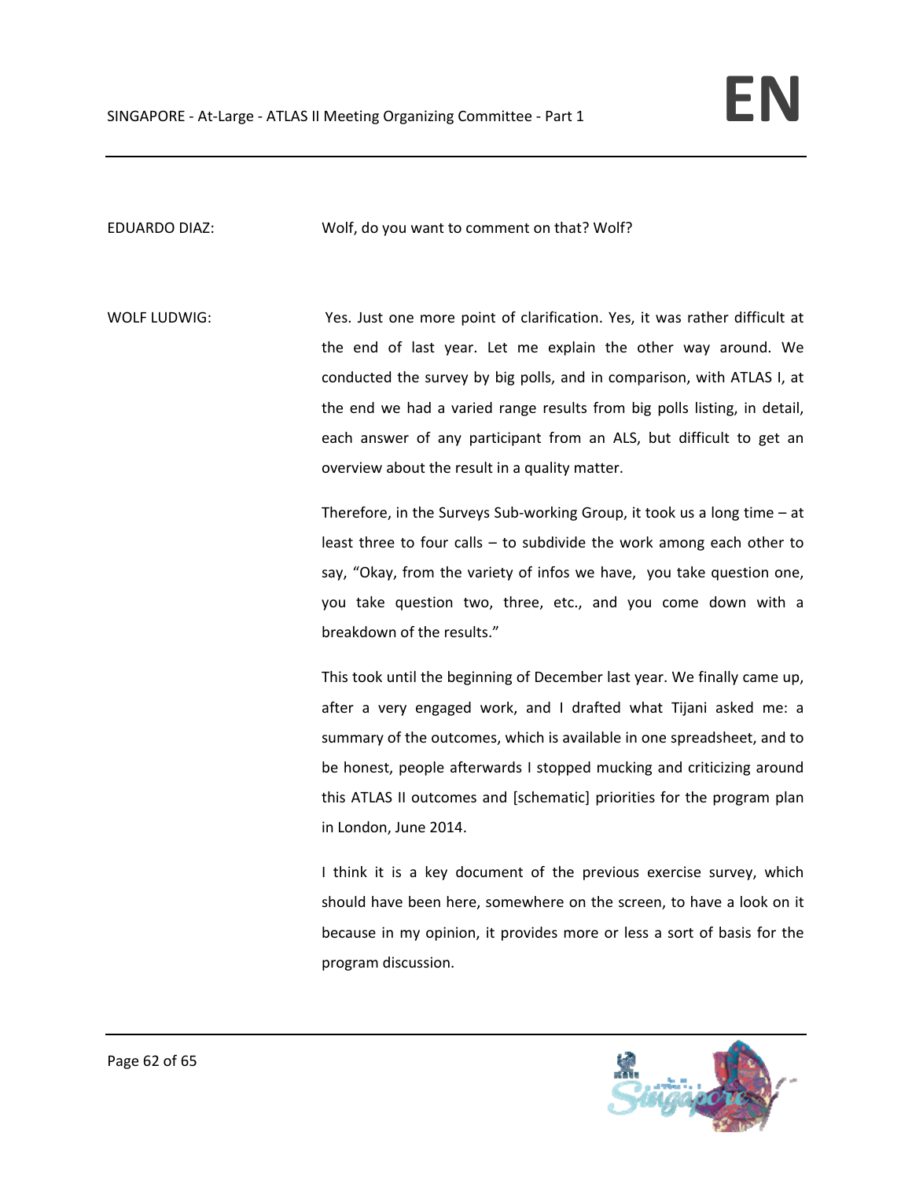EDUARDO DIAZ: Wolf, do you want to comment on that? Wolf?

WOLF LUDWIG: Yes. Just one more point of clarification. Yes, it was rather difficult at the end of last year. Let me explain the other way around. We conducted the survey by big polls, and in comparison, with ATLAS I, at the end we had a varied range results from big polls listing, in detail, each answer of any participant from an ALS, but difficult to get an overview about the result in a quality matter.

Therefore, in the Surveys Sub-working Group, it took us a long time – at least three to four calls – to subdivide the work among each other to say, "Okay, from the variety of infos we have, you take question one, you take question two, three, etc., and you come down with a breakdown of the results."

This took until the beginning of December last year. We finally came up, after a very engaged work, and I drafted what Tijani asked me: a summary of the outcomes, which is available in one spreadsheet, and to be honest, people afterwards I stopped mucking and criticizing around this ATLAS II outcomes and [schematic] priorities for the program plan in London, June 2014.

I think it is a key document of the previous exercise survey, which should have been here, somewhere on the screen, to have a look on it because in my opinion, it provides more or less a sort of basis for the program discussion.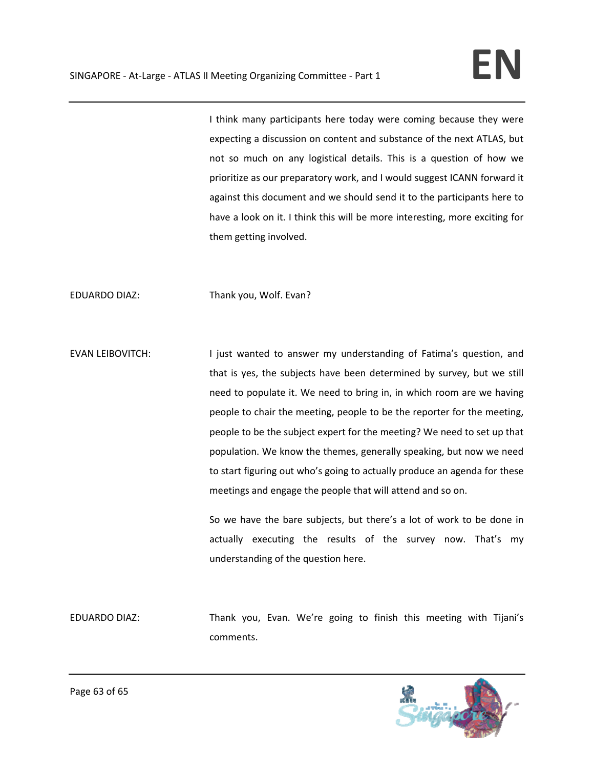I think many participants here today were coming because they were expecting a discussion on content and substance of the next ATLAS, but not so much on any logistical details. This is a question of how we prioritize as our preparatory work, and I would suggest ICANN forward it against this document and we should send it to the participants here to have a look on it. I think this will be more interesting, more exciting for them getting involved.

EDUARDO DIAZ: Thank you, Wolf. Evan?

EVAN LEIBOVITCH: I just wanted to answer my understanding of Fatima's question, and that is yes, the subjects have been determined by survey, but we still need to populate it. We need to bring in, in which room are we having people to chair the meeting, people to be the reporter for the meeting, people to be the subject expert for the meeting? We need to set up that population. We know the themes, generally speaking, but now we need to start figuring out who's going to actually produce an agenda for these meetings and engage the people that will attend and so on.

So we have the bare subjects, but there's a lot of work to be done in actually executing the results of the survey now. That's my understanding of the question here.

EDUARDO DIAZ: Thank you, Evan. We're going to finish this meeting with Tijani's comments.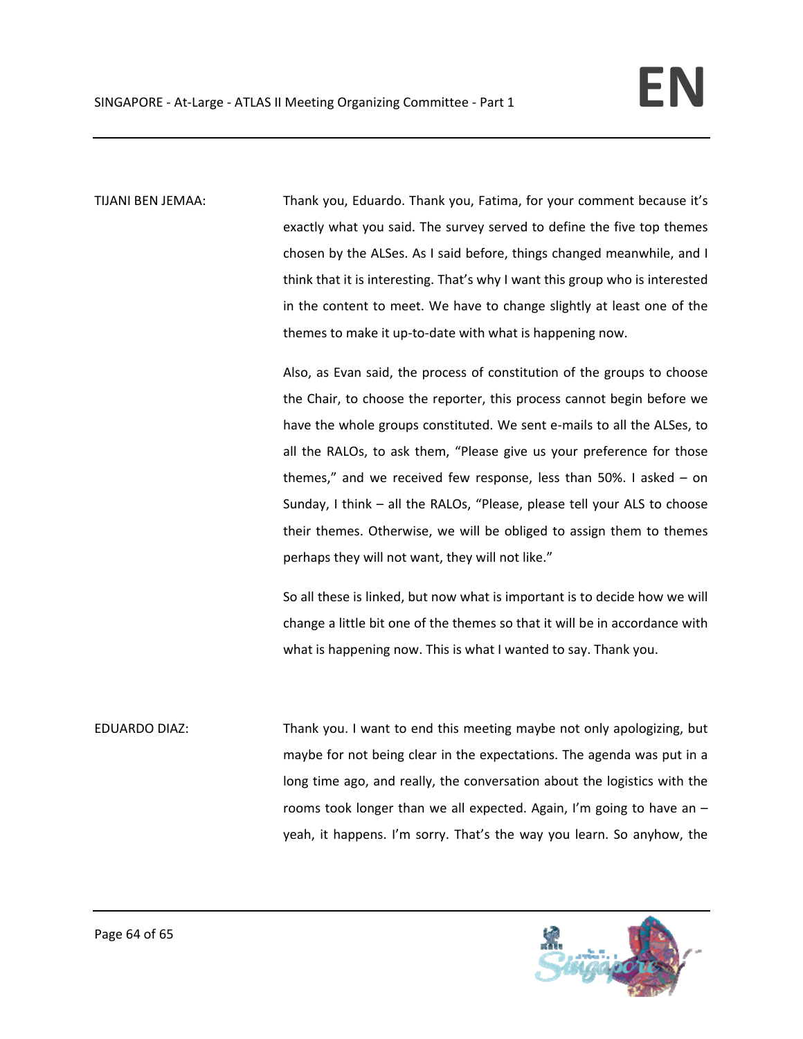TIJANI BEN JEMAA: Thank you, Eduardo. Thank you, Fatima, for your comment because it's exactly what you said. The survey served to define the five top themes chosen by the ALSes. As I said before, things changed meanwhile, and I think that it is interesting. That's why I want this group who is interested in the content to meet. We have to change slightly at least one of the themes to make it up-to-date with what is happening now.

Also, as Evan said, the process of constitution of the groups to choose the Chair, to choose the reporter, this process cannot begin before we have the whole groups constituted. We sent e-mails to all the ALSes, to all the RALOs, to ask them, "Please give us your preference for those themes," and we received few response, less than 50%. I asked – on Sunday, I think – all the RALOs, "Please, please tell your ALS to choose their themes. Otherwise, we will be obliged to assign them to themes perhaps they will not want, they will not like."

So all these is linked, but now what is important is to decide how we will change a little bit one of the themes so that it will be in accordance with what is happening now. This is what I wanted to say. Thank you.

EDUARDO DIAZ: Thank you. I want to end this meeting maybe not only apologizing, but maybe for not being clear in the expectations. The agenda was put in a long time ago, and really, the conversation about the logistics with the rooms took longer than we all expected. Again, I'm going to have an – yeah, it happens. I'm sorry. That's the way you learn. So anyhow, the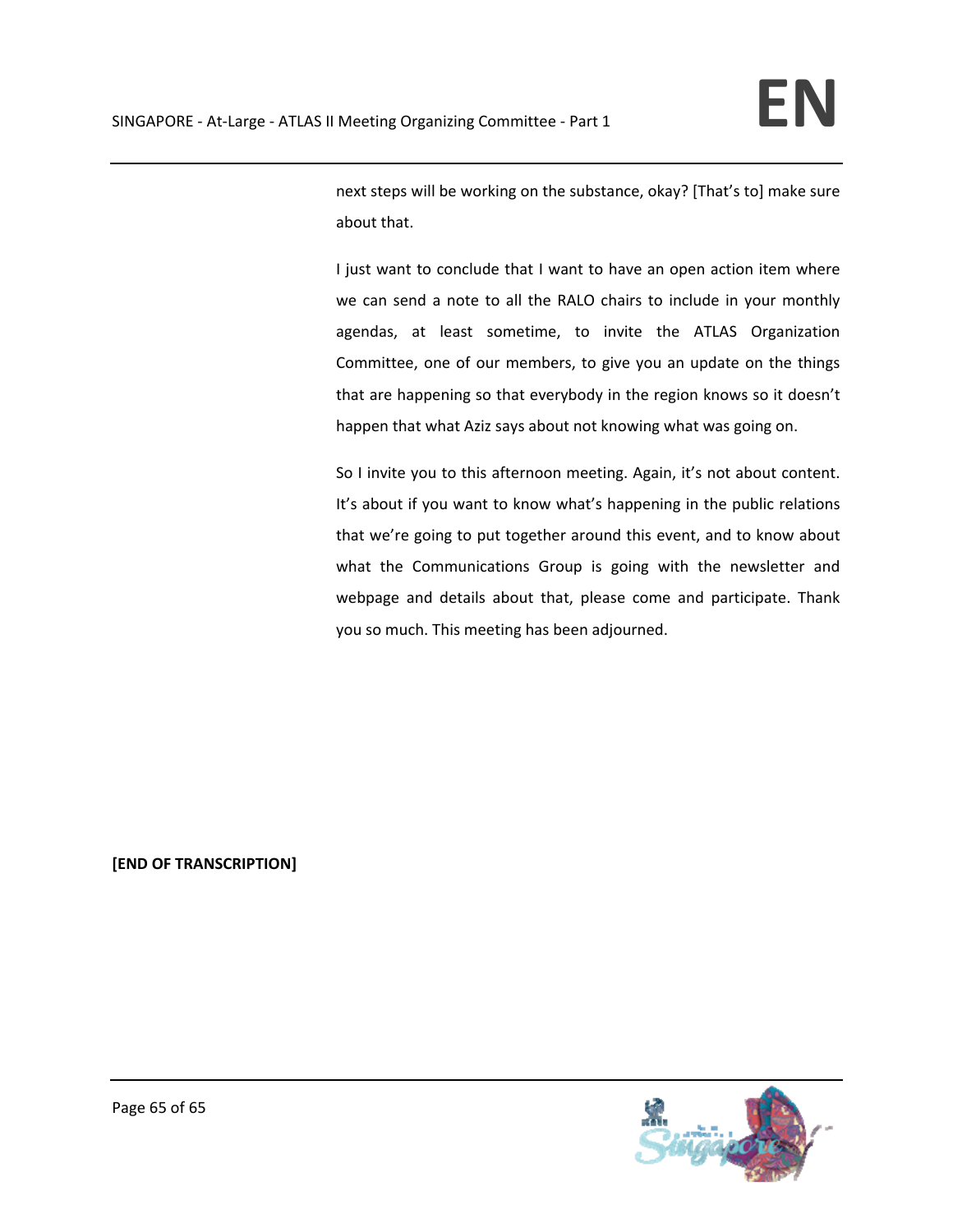next steps will be working on the substance, okay? [That's to] make sure about that.

I just want to conclude that I want to have an open action item where we can send a note to all the RALO chairs to include in your monthly agendas, at least sometime, to invite the ATLAS Organization Committee, one of our members, to give you an update on the things that are happening so that everybody in the region knows so it doesn't happen that what Aziz says about not knowing what was going on.

So I invite you to this afternoon meeting. Again, it's not about content. It's about if you want to know what's happening in the public relations that we're going to put together around this event, and to know about what the Communications Group is going with the newsletter and webpage and details about that, please come and participate. Thank you so much. This meeting has been adjourned.

**[END OF TRANSCRIPTION]**